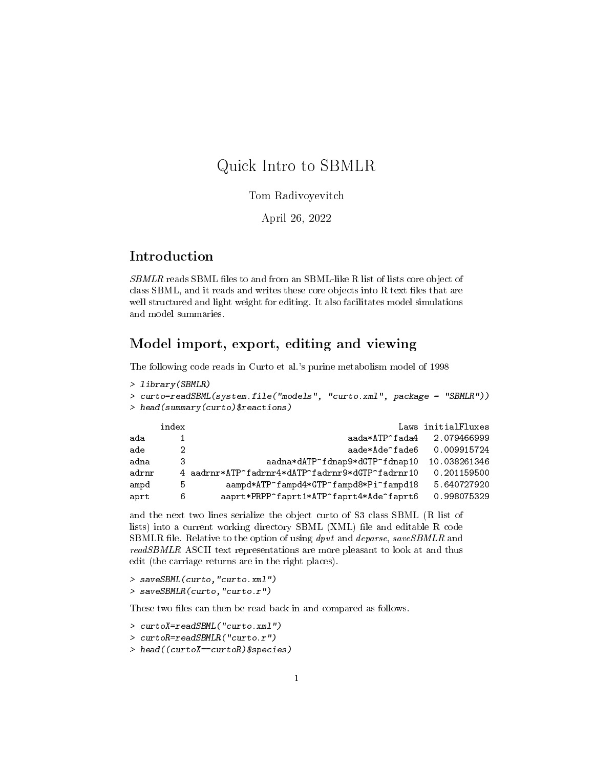# Quick Intro to SBMLR

Tom Radivoyevitch

April 26, 2022

## Introduction

*SBMLR* reads SBML files to and from an SBML-like R list of lists core object of class SBML, and it reads and writes these core objects into R text files that are well structured and light weight for editing. It also facilitates model simulations and model summaries.

## Model import, export, editing and viewing

The following code reads in Curto et al.'s purine metabolism model of 1998

```
> library(SBMLR)
> curto=readSBML(system.file("models", "curto.xml", package = "SBMLR"))
> head(summary(curto)$reactions)
```

```
      index                                        Laws initialFluxes
ada       1                                aada*ATP^fada4   2.079466999
ade       2                                aade*Ade^fade6   0.009915724
adna      3                 aadna*dATP^fdnap9*dGTP^fdnap10  10.038261346
adrnr     4 aadrnr*ATP^fadrnr4*dATP^fadrnr9*dGTP^fadrnr10   0.201159500
ampd      5         aampd*ATP^fampd4*GTP^fampd8*Pi^fampd18   5.640727920
aprt      6        aaprt*PRPP^faprt1*ATP^faprt4*Ade^faprt6   0.998075329
```

and the next two lines serialize the object curto of S3 class SBML (R list of lists) into a current working directory SBML (XML) file and editable R code SBMLR file. Relative to the option of using *dput* and *deparse*, *saveSBMLR* and *readSBMLR* ASCII text representations are more pleasant to look at and thus edit (the carriage returns are in the right places).

```
> saveSBML(curto,"curto.xml")
> saveSBMLR(curto,"curto.r")
```

These two files can then be read back in and compared as follows.

```
> curtoX=readSBML("curto.xml")
> curtoR=readSBMLR("curto.r")
> head((curtoX==curtoR)$species)
```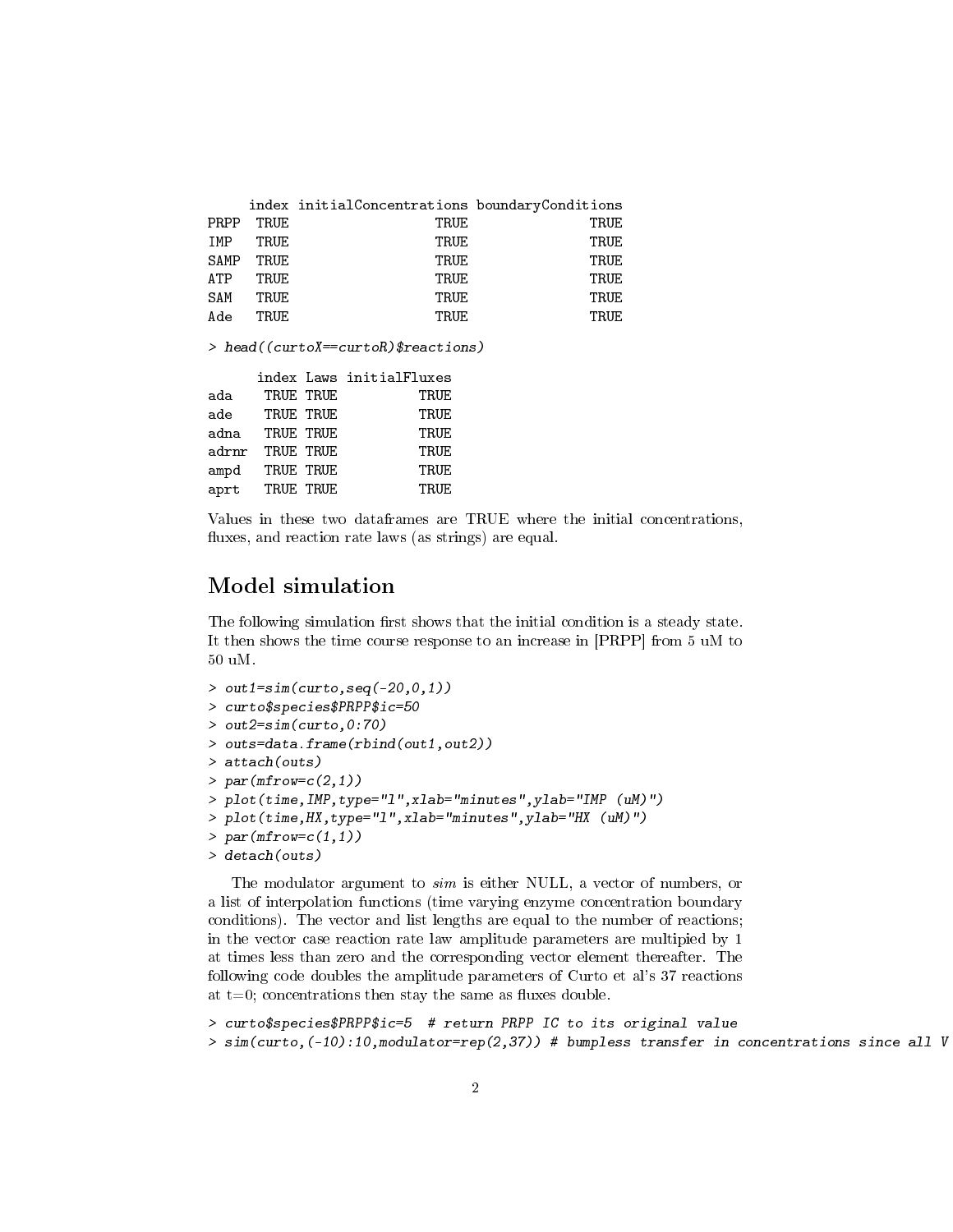```
     index initialConcentrations boundaryConditions
PRPP  TRUE                  TRUE               TRUE
IMP   TRUE                  TRUE               TRUE
SAMP  TRUE                  TRUE               TRUE
ATP   TRUE                  TRUE               TRUE
SAM   TRUE                  TRUE               TRUE
Ade   TRUE                  TRUE               TRUE
```

```
> head((curtoX==curtoR)$reactions)
```

```
      index Laws initialFluxes
ada    TRUE TRUE          TRUE
ade    TRUE TRUE          TRUE
adna   TRUE TRUE          TRUE
adrnr  TRUE TRUE          TRUE
ampd   TRUE TRUE          TRUE
aprt   TRUE TRUE          TRUE
```

Values in these two dataframes are TRUE where the initial concentrations, fluxes, and reaction rate laws (as strings) are equal.

## Model simulation

The following simulation first shows that the initial condition is a steady state. It then shows the time course response to an increase in [PRPP] from 5 uM to 50 uM.

```
> out1=sim(curto,seq(-20,0,1))
> curto$species$PRPP$ic=50
> out2=sim(curto,0:70)
> outs=data.frame(rbind(out1,out2))
> attach(outs)
> par(mfrow=c(2,1))
> plot(time,IMP,type="l",xlab="minutes",ylab="IMP (uM)")
> plot(time,HX,type="l",xlab="minutes",ylab="HX (uM)")
> par(mfrow=c(1,1))
> detach(outs)
```

The modulator argument to *sim* is either NULL, a vector of numbers, or a list of interpolation functions (time varying enzyme concentration boundary conditions). The vector and list lengths are equal to the number of reactions; in the vector case reaction rate law amplitude parameters are multipied by 1 at times less than zero and the corresponding vector element thereafter. The following code doubles the amplitude parameters of Curto et al's 37 reactions at t=0; concentrations then stay the same as fluxes double.

```
> curto$species$PRPP$ic=5  # return PRPP IC to its original value
> sim(curto,(-10):10,modulator=rep(2,37)) # bumpless transfer in concentrations since all V
```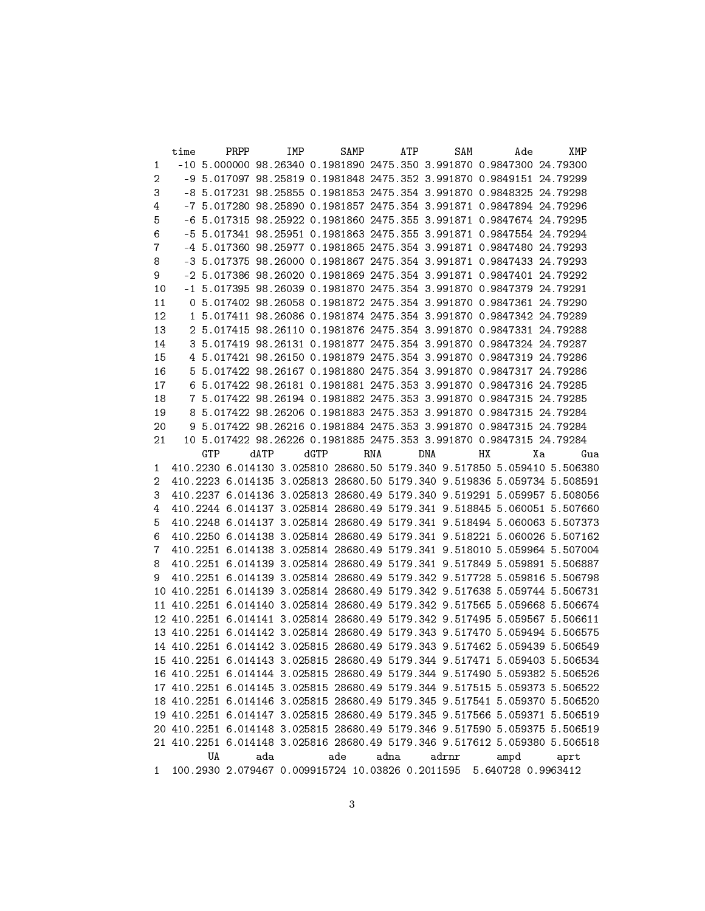| | time | PRPP | IMP | SAMP | ATP | SAM | Ade | XMP |
|---|---|---|---|---|---|---|---|---|
| 1 | -10 | 5.000000 | 98.26340 | 0.1981890 | 2475.350 | 3.991870 | 0.9847300 | 24.79300 |
| 2 | -9 | 5.017097 | 98.25819 | 0.1981848 | 2475.352 | 3.991870 | 0.9849151 | 24.79299 |
| 3 | -8 | 5.017231 | 98.25855 | 0.1981853 | 2475.354 | 3.991870 | 0.9848325 | 24.79298 |
| 4 | -7 | 5.017280 | 98.25890 | 0.1981857 | 2475.354 | 3.991871 | 0.9847894 | 24.79296 |
| 5 | -6 | 5.017315 | 98.25922 | 0.1981860 | 2475.355 | 3.991871 | 0.9847674 | 24.79295 |
| 6 | -5 | 5.017341 | 98.25951 | 0.1981863 | 2475.355 | 3.991871 | 0.9847554 | 24.79294 |
| 7 | -4 | 5.017360 | 98.25977 | 0.1981865 | 2475.354 | 3.991871 | 0.9847480 | 24.79293 |
| 8 | -3 | 5.017375 | 98.26000 | 0.1981867 | 2475.354 | 3.991871 | 0.9847433 | 24.79293 |
| 9 | -2 | 5.017386 | 98.26020 | 0.1981869 | 2475.354 | 3.991871 | 0.9847401 | 24.79292 |
| 10 | -1 | 5.017395 | 98.26039 | 0.1981870 | 2475.354 | 3.991870 | 0.9847379 | 24.79291 |
| 11 | 0 | 5.017402 | 98.26058 | 0.1981872 | 2475.354 | 3.991870 | 0.9847361 | 24.79290 |
| 12 | 1 | 5.017411 | 98.26086 | 0.1981874 | 2475.354 | 3.991870 | 0.9847342 | 24.79289 |
| 13 | 2 | 5.017415 | 98.26110 | 0.1981876 | 2475.354 | 3.991870 | 0.9847331 | 24.79288 |
| 14 | 3 | 5.017419 | 98.26131 | 0.1981877 | 2475.354 | 3.991870 | 0.9847324 | 24.79287 |
| 15 | 4 | 5.017421 | 98.26150 | 0.1981879 | 2475.354 | 3.991870 | 0.9847319 | 24.79286 |
| 16 | 5 | 5.017422 | 98.26167 | 0.1981880 | 2475.354 | 3.991870 | 0.9847317 | 24.79286 |
| 17 | 6 | 5.017422 | 98.26181 | 0.1981881 | 2475.353 | 3.991870 | 0.9847316 | 24.79285 |
| 18 | 7 | 5.017422 | 98.26194 | 0.1981882 | 2475.353 | 3.991870 | 0.9847315 | 24.79285 |
| 19 | 8 | 5.017422 | 98.26206 | 0.1981883 | 2475.353 | 3.991870 | 0.9847315 | 24.79284 |
| 20 | 9 | 5.017422 | 98.26216 | 0.1981884 | 2475.353 | 3.991870 | 0.9847315 | 24.79284 |
| 21 | 10 | 5.017422 | 98.26226 | 0.1981885 | 2475.353 | 3.991870 | 0.9847315 | 24.79284 |

| | GTP | dATP | dGTP | RNA | DNA | HX | Xa | Gua |
|---|---|---|---|---|---|---|---|---|
| 1 | 410.2230 | 6.014130 | 3.025810 | 28680.50 | 5179.340 | 9.517850 | 5.059410 | 5.506380 |
| 2 | 410.2223 | 6.014135 | 3.025813 | 28680.50 | 5179.340 | 9.519836 | 5.059734 | 5.508591 |
| 3 | 410.2237 | 6.014136 | 3.025813 | 28680.49 | 5179.340 | 9.519291 | 5.059957 | 5.508056 |
| 4 | 410.2244 | 6.014137 | 3.025814 | 28680.49 | 5179.341 | 9.518845 | 5.060051 | 5.507660 |
| 5 | 410.2248 | 6.014137 | 3.025814 | 28680.49 | 5179.341 | 9.518494 | 5.060063 | 5.507373 |
| 6 | 410.2250 | 6.014138 | 3.025814 | 28680.49 | 5179.341 | 9.518221 | 5.060026 | 5.507162 |
| 7 | 410.2251 | 6.014138 | 3.025814 | 28680.49 | 5179.341 | 9.518010 | 5.059964 | 5.507004 |
| 8 | 410.2251 | 6.014139 | 3.025814 | 28680.49 | 5179.341 | 9.517849 | 5.059891 | 5.506887 |
| 9 | 410.2251 | 6.014139 | 3.025814 | 28680.49 | 5179.342 | 9.517728 | 5.059816 | 5.506798 |
| 10 | 410.2251 | 6.014139 | 3.025814 | 28680.49 | 5179.342 | 9.517638 | 5.059744 | 5.506731 |
| 11 | 410.2251 | 6.014140 | 3.025814 | 28680.49 | 5179.342 | 9.517565 | 5.059668 | 5.506674 |
| 12 | 410.2251 | 6.014141 | 3.025814 | 28680.49 | 5179.342 | 9.517495 | 5.059567 | 5.506611 |
| 13 | 410.2251 | 6.014142 | 3.025814 | 28680.49 | 5179.343 | 9.517470 | 5.059494 | 5.506575 |
| 14 | 410.2251 | 6.014142 | 3.025815 | 28680.49 | 5179.343 | 9.517462 | 5.059439 | 5.506549 |
| 15 | 410.2251 | 6.014143 | 3.025815 | 28680.49 | 5179.344 | 9.517471 | 5.059403 | 5.506534 |
| 16 | 410.2251 | 6.014144 | 3.025815 | 28680.49 | 5179.344 | 9.517490 | 5.059382 | 5.506526 |
| 17 | 410.2251 | 6.014145 | 3.025815 | 28680.49 | 5179.344 | 9.517515 | 5.059373 | 5.506522 |
| 18 | 410.2251 | 6.014146 | 3.025815 | 28680.49 | 5179.345 | 9.517541 | 5.059370 | 5.506520 |
| 19 | 410.2251 | 6.014147 | 3.025815 | 28680.49 | 5179.345 | 9.517566 | 5.059371 | 5.506519 |
| 20 | 410.2251 | 6.014148 | 3.025815 | 28680.49 | 5179.346 | 9.517590 | 5.059375 | 5.506519 |
| 21 | 410.2251 | 6.014148 | 3.025816 | 28680.49 | 5179.346 | 9.517612 | 5.059380 | 5.506518 |

| | UA | ada | ade | adna | adrnr | ampd | aprt |
|---|---|---|---|---|---|---|---|
| 1 | 100.2930 | 2.079467 | 0.009915724 | 10.03826 | 0.2011595 | 5.640728 | 0.9963412 |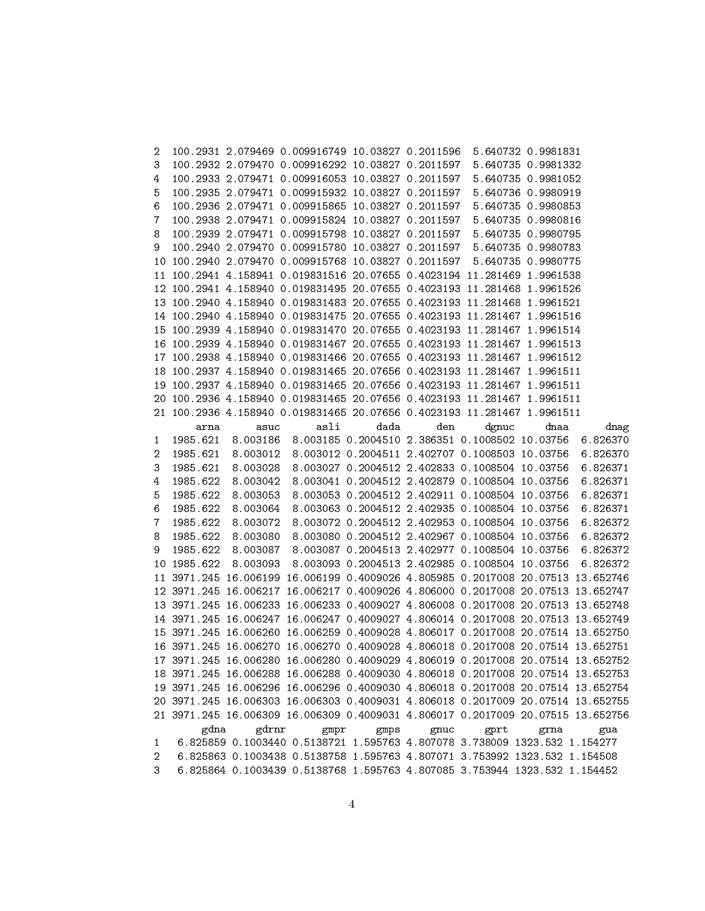```
2  100.2931 2.079469 0.009916749 10.03827 0.2011596  5.640732 0.9981831
3  100.2932 2.079470 0.009916292 10.03827 0.2011597  5.640735 0.9981332
4  100.2933 2.079471 0.009916053 10.03827 0.2011597  5.640735 0.9981052
5  100.2935 2.079471 0.009915932 10.03827 0.2011597  5.640736 0.9980919
6  100.2936 2.079471 0.009915865 10.03827 0.2011597  5.640735 0.9980853
7  100.2938 2.079471 0.009915824 10.03827 0.2011597  5.640735 0.9980816
8  100.2939 2.079471 0.009915798 10.03827 0.2011597  5.640735 0.9980795
9  100.2940 2.079470 0.009915780 10.03827 0.2011597  5.640735 0.9980783
10 100.2940 2.079470 0.009915768 10.03827 0.2011597  5.640735 0.9980775
11 100.2941 4.158941 0.019831516 20.07655 0.4023194 11.281469 1.9961538
12 100.2941 4.158940 0.019831495 20.07655 0.4023193 11.281468 1.9961526
13 100.2940 4.158940 0.019831483 20.07655 0.4023193 11.281468 1.9961521
14 100.2940 4.158940 0.019831475 20.07655 0.4023193 11.281467 1.9961516
15 100.2939 4.158940 0.019831470 20.07655 0.4023193 11.281467 1.9961514
16 100.2939 4.158940 0.019831467 20.07655 0.4023193 11.281467 1.9961513
17 100.2938 4.158940 0.019831466 20.07655 0.4023193 11.281467 1.9961512
18 100.2937 4.158940 0.019831465 20.07656 0.4023193 11.281467 1.9961511
19 100.2937 4.158940 0.019831465 20.07656 0.4023193 11.281467 1.9961511
20 100.2936 4.158940 0.019831465 20.07656 0.4023193 11.281467 1.9961511
21 100.2936 4.158940 0.019831465 20.07656 0.4023193 11.281467 1.9961511
       arna      asuc      asli      dada      den     dgnuc     dnaa      dnag
1  1985.621  8.003186  8.003185 0.2004510 2.386351 0.1008502 10.03756  6.826370
2  1985.621  8.003012  8.003012 0.2004511 2.402707 0.1008503 10.03756  6.826370
3  1985.621  8.003028  8.003027 0.2004512 2.402833 0.1008504 10.03756  6.826371
4  1985.622  8.003042  8.003041 0.2004512 2.402879 0.1008504 10.03756  6.826371
5  1985.622  8.003053  8.003053 0.2004512 2.402911 0.1008504 10.03756  6.826371
6  1985.622  8.003064  8.003063 0.2004512 2.402935 0.1008504 10.03756  6.826371
7  1985.622  8.003072  8.003072 0.2004512 2.402953 0.1008504 10.03756  6.826372
8  1985.622  8.003080  8.003080 0.2004512 2.402967 0.1008504 10.03756  6.826372
9  1985.622  8.003087  8.003087 0.2004513 2.402977 0.1008504 10.03756  6.826372
10 1985.622  8.003093  8.003093 0.2004513 2.402985 0.1008504 10.03756  6.826372
11 3971.245 16.006199 16.006199 0.4009026 4.805985 0.2017008 20.07513 13.652746
12 3971.245 16.006217 16.006217 0.4009026 4.806000 0.2017008 20.07513 13.652747
13 3971.245 16.006233 16.006233 0.4009027 4.806008 0.2017008 20.07513 13.652748
14 3971.245 16.006247 16.006247 0.4009027 4.806014 0.2017008 20.07513 13.652749
15 3971.245 16.006260 16.006259 0.4009028 4.806017 0.2017008 20.07514 13.652750
16 3971.245 16.006270 16.006270 0.4009028 4.806018 0.2017008 20.07514 13.652751
17 3971.245 16.006280 16.006280 0.4009029 4.806019 0.2017008 20.07514 13.652752
18 3971.245 16.006288 16.006288 0.4009030 4.806018 0.2017008 20.07514 13.652753
19 3971.245 16.006296 16.006296 0.4009030 4.806018 0.2017008 20.07514 13.652754
20 3971.245 16.006303 16.006303 0.4009031 4.806018 0.2017009 20.07514 13.652755
21 3971.245 16.006309 16.006309 0.4009031 4.806017 0.2017009 20.07515 13.652756
       gdna     gdrnr      gmpr     gmps     gnuc     gprt     grna      gua
1  6.825859 0.1003440 0.5138721 1.595763 4.807078 3.738009 1323.532 1.154277
2  6.825863 0.1003438 0.5138758 1.595763 4.807071 3.753992 1323.532 1.154508
3  6.825864 0.1003439 0.5138768 1.595763 4.807085 3.753944 1323.532 1.154452
```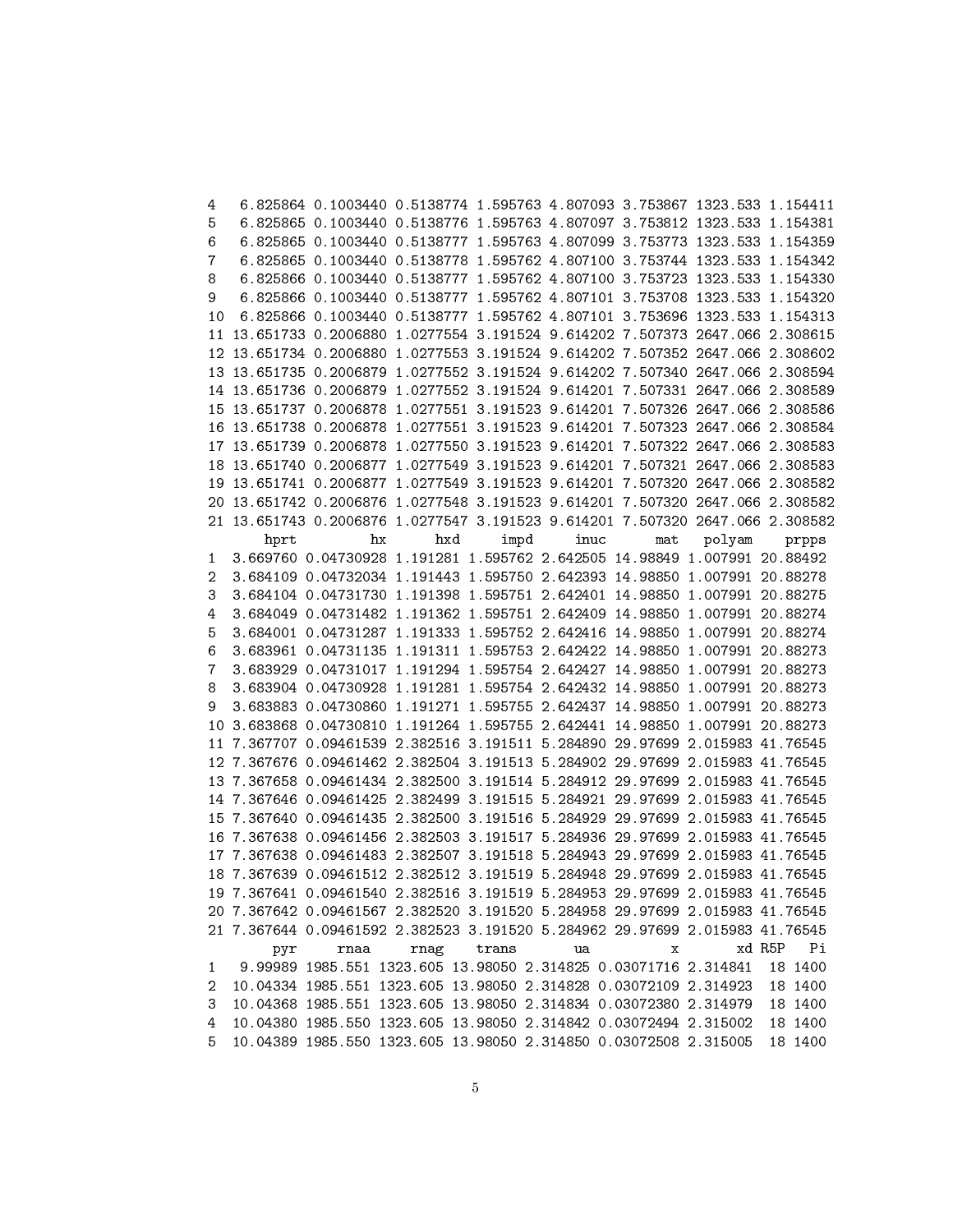```
4   6.825864 0.1003440 0.5138774 1.595763 4.807093 3.753867 1323.533 1.154411
5   6.825865 0.1003440 0.5138776 1.595763 4.807097 3.753812 1323.533 1.154381
6   6.825865 0.1003440 0.5138777 1.595763 4.807099 3.753773 1323.533 1.154359
7   6.825865 0.1003440 0.5138778 1.595762 4.807100 3.753744 1323.533 1.154342
8   6.825866 0.1003440 0.5138777 1.595762 4.807100 3.753723 1323.533 1.154330
9   6.825866 0.1003440 0.5138777 1.595762 4.807101 3.753708 1323.533 1.154320
10  6.825866 0.1003440 0.5138777 1.595762 4.807101 3.753696 1323.533 1.154313
11 13.651733 0.2006880 1.0277554 3.191524 9.614202 7.507373 2647.066 2.308615
12 13.651734 0.2006880 1.0277553 3.191524 9.614202 7.507352 2647.066 2.308602
13 13.651735 0.2006879 1.0277552 3.191524 9.614202 7.507340 2647.066 2.308594
14 13.651736 0.2006879 1.0277552 3.191524 9.614201 7.507331 2647.066 2.308589
15 13.651737 0.2006878 1.0277551 3.191523 9.614201 7.507326 2647.066 2.308586
16 13.651738 0.2006878 1.0277551 3.191523 9.614201 7.507323 2647.066 2.308584
17 13.651739 0.2006878 1.0277550 3.191523 9.614201 7.507322 2647.066 2.308583
18 13.651740 0.2006877 1.0277549 3.191523 9.614201 7.507321 2647.066 2.308583
19 13.651741 0.2006877 1.0277549 3.191523 9.614201 7.507320 2647.066 2.308582
20 13.651742 0.2006876 1.0277548 3.191523 9.614201 7.507320 2647.066 2.308582
21 13.651743 0.2006876 1.0277547 3.191523 9.614201 7.507320 2647.066 2.308582
       hprt         hx      hxd     impd     inuc      mat   polyam    prpps
1  3.669760 0.04730928 1.191281 1.595762 2.642505 14.98849 1.007991 20.88492
2  3.684109 0.04732034 1.191443 1.595750 2.642393 14.98850 1.007991 20.88278
3  3.684104 0.04731730 1.191398 1.595751 2.642401 14.98850 1.007991 20.88275
4  3.684049 0.04731482 1.191362 1.595751 2.642409 14.98850 1.007991 20.88274
5  3.684001 0.04731287 1.191333 1.595752 2.642416 14.98850 1.007991 20.88274
6  3.683961 0.04731135 1.191311 1.595753 2.642422 14.98850 1.007991 20.88273
7  3.683929 0.04731017 1.191294 1.595754 2.642427 14.98850 1.007991 20.88273
8  3.683904 0.04730928 1.191281 1.595754 2.642432 14.98850 1.007991 20.88273
9  3.683883 0.04730860 1.191271 1.595755 2.642437 14.98850 1.007991 20.88273
10 3.683868 0.04730810 1.191264 1.595755 2.642441 14.98850 1.007991 20.88273
11 7.367707 0.09461539 2.382516 3.191511 5.284890 29.97699 2.015983 41.76545
12 7.367676 0.09461462 2.382504 3.191513 5.284902 29.97699 2.015983 41.76545
13 7.367658 0.09461434 2.382500 3.191514 5.284912 29.97699 2.015983 41.76545
14 7.367646 0.09461425 2.382499 3.191515 5.284921 29.97699 2.015983 41.76545
15 7.367640 0.09461435 2.382500 3.191516 5.284929 29.97699 2.015983 41.76545
16 7.367638 0.09461456 2.382503 3.191517 5.284936 29.97699 2.015983 41.76545
17 7.367638 0.09461483 2.382507 3.191518 5.284943 29.97699 2.015983 41.76545
18 7.367639 0.09461512 2.382512 3.191519 5.284948 29.97699 2.015983 41.76545
19 7.367641 0.09461540 2.382516 3.191519 5.284953 29.97699 2.015983 41.76545
20 7.367642 0.09461567 2.382520 3.191520 5.284958 29.97699 2.015983 41.76545
21 7.367644 0.09461592 2.382523 3.191520 5.284962 29.97699 2.015983 41.76545
        pyr     rnaa     rnag    trans       ua          x       xd R5P   Pi
1   9.99989 1985.551 1323.605 13.98050 2.314825 0.03071716 2.314841  18 1400
2  10.04334 1985.551 1323.605 13.98050 2.314828 0.03072109 2.314923  18 1400
3  10.04368 1985.551 1323.605 13.98050 2.314834 0.03072380 2.314979  18 1400
4  10.04380 1985.550 1323.605 13.98050 2.314842 0.03072494 2.315002  18 1400
5  10.04389 1985.550 1323.605 13.98050 2.314850 0.03072508 2.315005  18 1400
```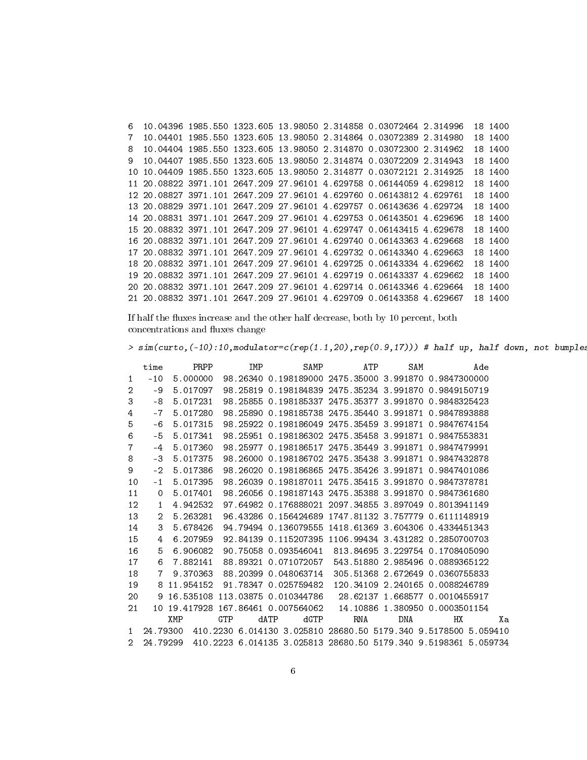```
6  10.04396 1985.550 1323.605 13.98050 2.314858 0.03072464 2.314996  18 1400
7  10.04401 1985.550 1323.605 13.98050 2.314864 0.03072389 2.314980  18 1400
8  10.04404 1985.550 1323.605 13.98050 2.314870 0.03072300 2.314962  18 1400
9  10.04407 1985.550 1323.605 13.98050 2.314874 0.03072209 2.314943  18 1400
10 10.04409 1985.550 1323.605 13.98050 2.314877 0.03072121 2.314925  18 1400
11 20.08822 3971.101 2647.209 27.96101 4.629758 0.06144059 4.629812  18 1400
12 20.08827 3971.101 2647.209 27.96101 4.629760 0.06143812 4.629761  18 1400
13 20.08829 3971.101 2647.209 27.96101 4.629757 0.06143636 4.629724  18 1400
14 20.08831 3971.101 2647.209 27.96101 4.629753 0.06143501 4.629696  18 1400
15 20.08832 3971.101 2647.209 27.96101 4.629747 0.06143415 4.629678  18 1400
16 20.08832 3971.101 2647.209 27.96101 4.629740 0.06143363 4.629668  18 1400
17 20.08832 3971.101 2647.209 27.96101 4.629732 0.06143340 4.629663  18 1400
18 20.08832 3971.101 2647.209 27.96101 4.629725 0.06143334 4.629662  18 1400
19 20.08832 3971.101 2647.209 27.96101 4.629719 0.06143337 4.629662  18 1400
20 20.08832 3971.101 2647.209 27.96101 4.629714 0.06143346 4.629664  18 1400
21 20.08832 3971.101 2647.209 27.96101 4.629709 0.06143358 4.629667  18 1400
```

If half the fluxes increase and the other half decrease, both by 10 percent, both concentrations and fluxes change

```
> sim(curto,(-10):10,modulator=c(rep(1.1,20),rep(0.9,17))) # half up, half down, not bumples

   time      PRPP       IMP        SAMP        ATP      SAM          Ade
1   -10  5.000000  98.26340 0.198189000 2475.35000 3.991870 0.9847300000
2    -9  5.017097  98.25819 0.198184839 2475.35234 3.991870 0.9849150719
3    -8  5.017231  98.25855 0.198185337 2475.35377 3.991870 0.9848325423
4    -7  5.017280  98.25890 0.198185738 2475.35440 3.991871 0.9847893888
5    -6  5.017315  98.25922 0.198186049 2475.35459 3.991871 0.9847674154
6    -5  5.017341  98.25951 0.198186302 2475.35458 3.991871 0.9847553831
7    -4  5.017360  98.25977 0.198186517 2475.35449 3.991871 0.9847479991
8    -3  5.017375  98.26000 0.198186702 2475.35438 3.991870 0.9847432878
9    -2  5.017386  98.26020 0.198186865 2475.35426 3.991870 0.9847401086
10   -1  5.017395  98.26039 0.198187011 2475.35415 3.991870 0.9847378781
11    0  5.017401  98.26056 0.198187143 2475.35388 3.991870 0.9847361680
12    1  4.942532  97.64982 0.176888021 2097.34855 3.897049 0.8013941149
13    2  5.263281  96.43286 0.156424689 1747.81132 3.757779 0.6111148919
14    3  5.678426  94.79494 0.136079555 1418.61369 3.604306 0.4334451343
15    4  6.207959  92.84139 0.115207395 1106.99434 3.431282 0.2850700703
16    5  6.906082  90.75058 0.093546041  813.84695 3.229754 0.1708405090
17    6  7.882141  88.89321 0.071072057  543.51880 2.985496 0.0889365122
18    7  9.370363  88.20399 0.048063714  305.51368 2.672649 0.0360755833
19    8 11.954152  91.78347 0.025759482  120.34109 2.240165 0.0088246789
20    9 16.535108 113.03875 0.010344786   28.62137 1.668577 0.0010455917
21   10 19.417928 167.86461 0.007564062   14.10886 1.380950 0.0003501154
        XMP       GTP     dATP     dGTP      RNA      DNA        HX       Xa
1  24.79300  410.2230 6.014130 3.025810 28680.50 5179.340 9.5178500 5.059410
2  24.79299  410.2223 6.014135 3.025813 28680.50 5179.340 9.5198361 5.059734
```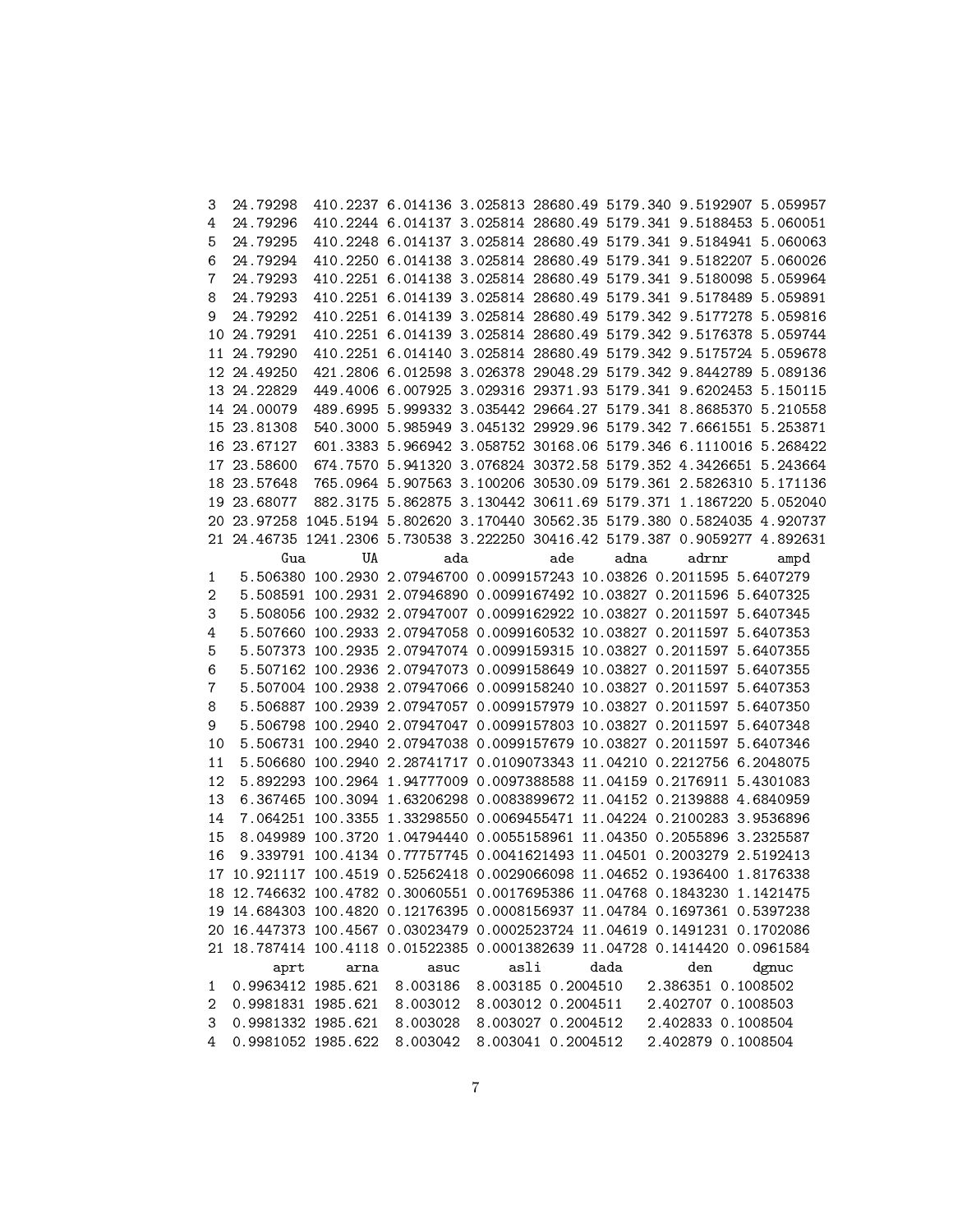```
3  24.79298  410.2237 6.014136 3.025813 28680.49 5179.340 9.5192907 5.059957
4  24.79296  410.2244 6.014137 3.025814 28680.49 5179.341 9.5188453 5.060051
5  24.79295  410.2248 6.014137 3.025814 28680.49 5179.341 9.5184941 5.060063
6  24.79294  410.2250 6.014138 3.025814 28680.49 5179.341 9.5182207 5.060026
7  24.79293  410.2251 6.014138 3.025814 28680.49 5179.341 9.5180098 5.059964
8  24.79293  410.2251 6.014139 3.025814 28680.49 5179.341 9.5178489 5.059891
9  24.79292  410.2251 6.014139 3.025814 28680.49 5179.342 9.5177278 5.059816
10 24.79291  410.2251 6.014139 3.025814 28680.49 5179.342 9.5176378 5.059744
11 24.79290  410.2251 6.014140 3.025814 28680.49 5179.342 9.5175724 5.059678
12 24.49250  421.2806 6.012598 3.026378 29048.29 5179.342 9.8442789 5.089136
13 24.22829  449.4006 6.007925 3.029316 29371.93 5179.341 9.6202453 5.150115
14 24.00079  489.6995 5.999332 3.035442 29664.27 5179.341 8.8685370 5.210558
15 23.81308  540.3000 5.985949 3.045132 29929.96 5179.342 7.6661551 5.253871
16 23.67127  601.3383 5.966942 3.058752 30168.06 5179.346 6.1110016 5.268422
17 23.58600  674.7570 5.941320 3.076824 30372.58 5179.352 4.3426651 5.243664
18 23.57648  765.0964 5.907563 3.100206 30530.09 5179.361 2.5826310 5.171136
19 23.68077  882.3175 5.862875 3.130442 30611.69 5179.371 1.1867220 5.052040
20 23.97258 1045.5194 5.802620 3.170440 30562.35 5179.380 0.5824035 4.920737
21 24.46735 1241.2306 5.730538 3.222250 30416.42 5179.387 0.9059277 4.892631
         Gua       UA        ada          ade     adna      adrnr      ampd
1   5.506380 100.2930 2.07946700 0.0099157243 10.03826 0.2011595 5.6407279
2   5.508591 100.2931 2.07946890 0.0099167492 10.03827 0.2011596 5.6407325
3   5.508056 100.2932 2.07947007 0.0099162922 10.03827 0.2011597 5.6407345
4   5.507660 100.2933 2.07947058 0.0099160532 10.03827 0.2011597 5.6407353
5   5.507373 100.2935 2.07947074 0.0099159315 10.03827 0.2011597 5.6407355
6   5.507162 100.2936 2.07947073 0.0099158649 10.03827 0.2011597 5.6407355
7   5.507004 100.2938 2.07947066 0.0099158240 10.03827 0.2011597 5.6407353
8   5.506887 100.2939 2.07947057 0.0099157979 10.03827 0.2011597 5.6407350
9   5.506798 100.2940 2.07947047 0.0099157803 10.03827 0.2011597 5.6407348
10  5.506731 100.2940 2.07947038 0.0099157679 10.03827 0.2011597 5.6407346
11  5.506680 100.2940 2.28741717 0.0109073343 11.04210 0.2212756 6.2048075
12  5.892293 100.2964 1.94777009 0.0097388588 11.04159 0.2176911 5.4301083
13  6.367465 100.3094 1.63206298 0.0083899672 11.04152 0.2139888 4.6840959
14  7.064251 100.3355 1.33298550 0.0069455471 11.04224 0.2100283 3.9536896
15  8.049989 100.3720 1.04794440 0.0055158961 11.04350 0.2055896 3.2325587
16  9.339791 100.4134 0.77757745 0.0041621493 11.04501 0.2003279 2.5192413
17 10.921117 100.4519 0.52562418 0.0029066098 11.04652 0.1936400 1.8176338
18 12.746632 100.4782 0.30060551 0.0017695386 11.04768 0.1843230 1.1421475
19 14.684303 100.4820 0.12176395 0.0008156937 11.04784 0.1697361 0.5397238
20 16.447373 100.4567 0.03023479 0.0002523724 11.04619 0.1491231 0.1702086
21 18.787414 100.4118 0.01522385 0.0001382639 11.04728 0.1414420 0.0961584
        aprt     arna      asuc      asli      dada        den     dgnuc
1  0.9963412 1985.621  8.003186  8.003185 0.2004510   2.386351 0.1008502
2  0.9981831 1985.621  8.003012  8.003012 0.2004511   2.402707 0.1008503
3  0.9981332 1985.621  8.003028  8.003027 0.2004512   2.402833 0.1008504
4  0.9981052 1985.622  8.003042  8.003041 0.2004512   2.402879 0.1008504
```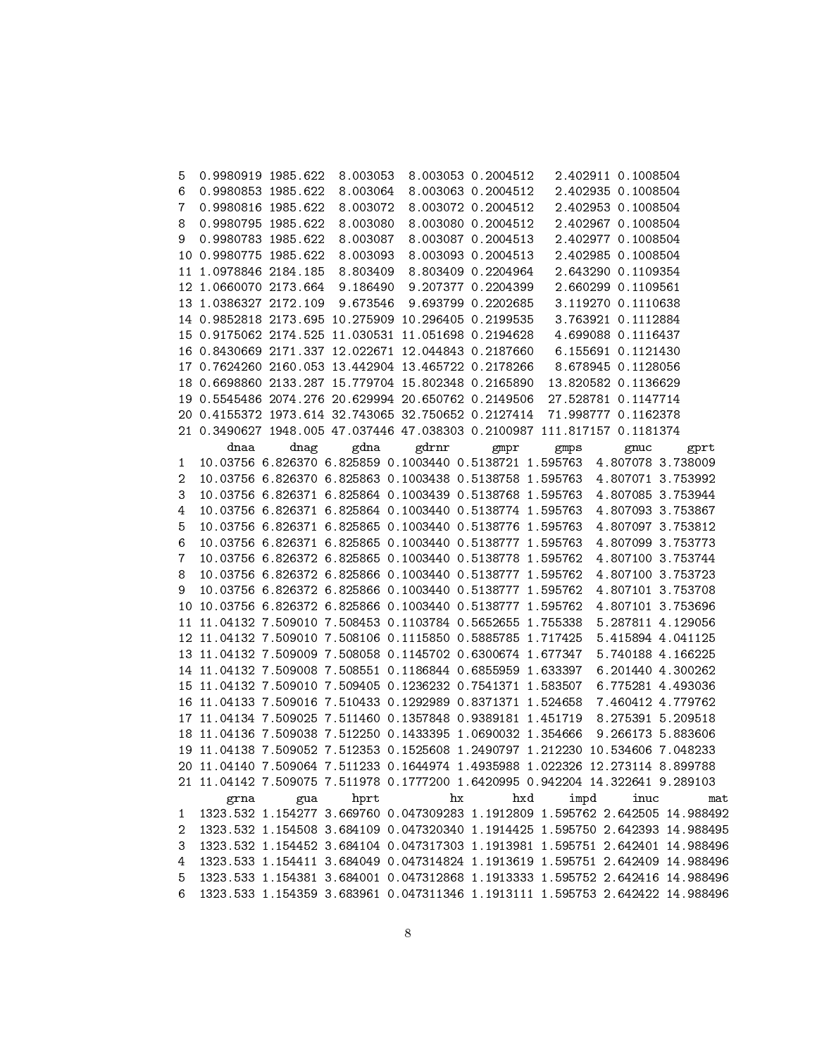```
5  0.9980919 1985.622  8.003053  8.003053 0.2004512   2.402911 0.1008504
6  0.9980853 1985.622  8.003064  8.003063 0.2004512   2.402935 0.1008504
7  0.9980816 1985.622  8.003072  8.003072 0.2004512   2.402953 0.1008504
8  0.9980795 1985.622  8.003080  8.003080 0.2004512   2.402967 0.1008504
9  0.9980783 1985.622  8.003087  8.003087 0.2004513   2.402977 0.1008504
10 0.9980775 1985.622  8.003093  8.003093 0.2004513   2.402985 0.1008504
11 1.0978846 2184.185  8.803409  8.803409 0.2204964   2.643290 0.1109354
12 1.0660070 2173.664  9.186490  9.207377 0.2204399   2.660299 0.1109561
13 1.0386327 2172.109  9.673546  9.693799 0.2202685   3.119270 0.1110638
14 0.9852818 2173.695 10.275909 10.296405 0.2199535   3.763921 0.1112884
15 0.9175062 2174.525 11.030531 11.051698 0.2194628   4.699088 0.1116437
16 0.8430669 2171.337 12.022671 12.044843 0.2187660   6.155691 0.1121430
17 0.7624260 2160.053 13.442904 13.465722 0.2178266   8.678945 0.1128056
18 0.6698860 2133.287 15.779704 15.802348 0.2165890  13.820582 0.1136629
19 0.5545486 2074.276 20.629994 20.650762 0.2149506  27.528781 0.1147714
20 0.4155372 1973.614 32.743065 32.750652 0.2127414  71.998777 0.1162378
21 0.3490627 1948.005 47.037446 47.038303 0.2100987 111.817157 0.1181374
       dnaa     dnag     gdna     gdrnr      gmpr     gmps      gnuc     gprt
1  10.03756 6.826370 6.825859 0.1003440 0.5138721 1.595763  4.807078 3.738009
2  10.03756 6.826370 6.825863 0.1003438 0.5138758 1.595763  4.807071 3.753992
3  10.03756 6.826371 6.825864 0.1003439 0.5138768 1.595763  4.807085 3.753944
4  10.03756 6.826371 6.825864 0.1003440 0.5138774 1.595763  4.807093 3.753867
5  10.03756 6.826371 6.825865 0.1003440 0.5138776 1.595763  4.807097 3.753812
6  10.03756 6.826371 6.825865 0.1003440 0.5138777 1.595763  4.807099 3.753773
7  10.03756 6.826372 6.825865 0.1003440 0.5138778 1.595762  4.807100 3.753744
8  10.03756 6.826372 6.825866 0.1003440 0.5138777 1.595762  4.807100 3.753723
9  10.03756 6.826372 6.825866 0.1003440 0.5138777 1.595762  4.807101 3.753708
10 10.03756 6.826372 6.825866 0.1003440 0.5138777 1.595762  4.807101 3.753696
11 11.04132 7.509010 7.508453 0.1103784 0.5652655 1.755338  5.287811 4.129056
12 11.04132 7.509010 7.508106 0.1115850 0.5885785 1.717425  5.415894 4.041125
13 11.04132 7.509009 7.508058 0.1145702 0.6300674 1.677347  5.740188 4.166225
14 11.04132 7.509008 7.508551 0.1186844 0.6855959 1.633397  6.201440 4.300262
15 11.04132 7.509010 7.509405 0.1236232 0.7541371 1.583507  6.775281 4.493036
16 11.04133 7.509016 7.510433 0.1292989 0.8371371 1.524658  7.460412 4.779762
17 11.04134 7.509025 7.511460 0.1357848 0.9389181 1.451719  8.275391 5.209518
18 11.04136 7.509038 7.512250 0.1433395 1.0690032 1.354666  9.266173 5.883606
19 11.04138 7.509052 7.512353 0.1525608 1.2490797 1.212230 10.534606 7.048233
20 11.04140 7.509064 7.511233 0.1644974 1.4935988 1.022326 12.273114 8.899788
21 11.04142 7.509075 7.511978 0.1777200 1.6420995 0.942204 14.322641 9.289103
       grna      gua     hprt          hx      hxd     impd     inuc       mat
1  1323.532 1.154277 3.669760 0.047309283 1.1912809 1.595762 2.642505 14.988492
2  1323.532 1.154508 3.684109 0.047320340 1.1914425 1.595750 2.642393 14.988495
3  1323.532 1.154452 3.684104 0.047317303 1.1913981 1.595751 2.642401 14.988496
4  1323.533 1.154411 3.684049 0.047314824 1.1913619 1.595751 2.642409 14.988496
5  1323.533 1.154381 3.684001 0.047312868 1.1913333 1.595752 2.642416 14.988496
6  1323.533 1.154359 3.683961 0.047311346 1.1913111 1.595753 2.642422 14.988496
```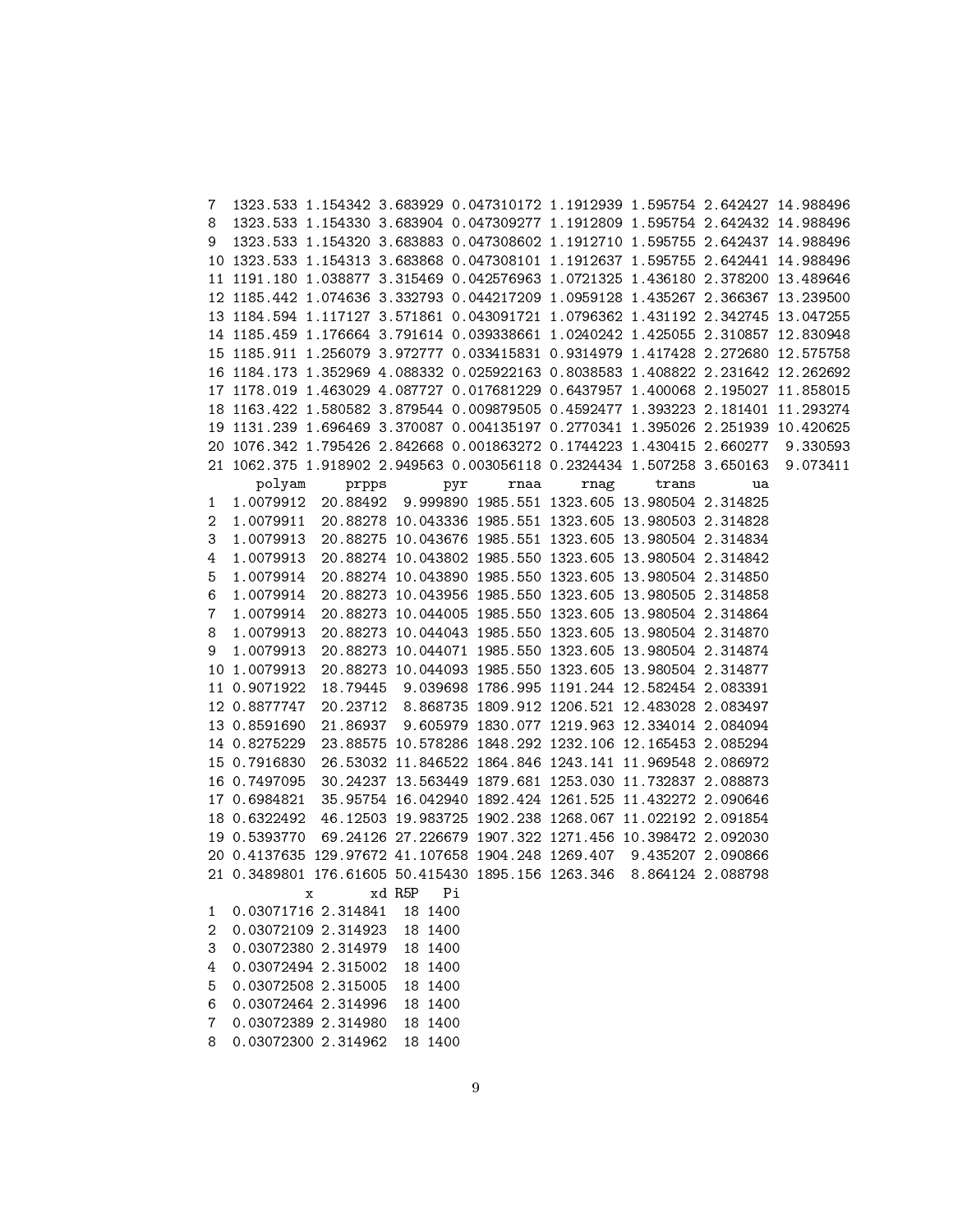```
7  1323.533 1.154342 3.683929 0.047310172 1.1912939 1.595754 2.642427 14.988496
8  1323.533 1.154330 3.683904 0.047309277 1.1912809 1.595754 2.642432 14.988496
9  1323.533 1.154320 3.683883 0.047308602 1.1912710 1.595755 2.642437 14.988496
10 1323.533 1.154313 3.683868 0.047308101 1.1912637 1.595755 2.642441 14.988496
11 1191.180 1.038877 3.315469 0.042576963 1.0721325 1.436180 2.378200 13.489646
12 1185.442 1.074636 3.332793 0.044217209 1.0959128 1.435267 2.366367 13.239500
13 1184.594 1.117127 3.571861 0.043091721 1.0796362 1.431192 2.342745 13.047255
14 1185.459 1.176664 3.791614 0.039338661 1.0240242 1.425055 2.310857 12.830948
15 1185.911 1.256079 3.972777 0.033415831 0.9314979 1.417428 2.272680 12.575758
16 1184.173 1.352969 4.088332 0.025922163 0.8038583 1.408822 2.231642 12.262692
17 1178.019 1.463029 4.087727 0.017681229 0.6437957 1.400068 2.195027 11.858015
18 1163.422 1.580582 3.879544 0.009879505 0.4592477 1.393223 2.181401 11.293274
19 1131.239 1.696469 3.370087 0.004135197 0.2770341 1.395026 2.251939 10.420625
20 1076.342 1.795426 2.842668 0.001863272 0.1744223 1.430415 2.660277  9.330593
21 1062.375 1.918902 2.949563 0.003056118 0.2324434 1.507258 3.650163  9.073411
      polyam     prpps       pyr     rnaa     rnag     trans       ua
1  1.0079912  20.88492  9.999890 1985.551 1323.605 13.980504 2.314825
2  1.0079911  20.88278 10.043336 1985.551 1323.605 13.980503 2.314828
3  1.0079913  20.88275 10.043676 1985.551 1323.605 13.980504 2.314834
4  1.0079913  20.88274 10.043802 1985.550 1323.605 13.980504 2.314842
5  1.0079914  20.88274 10.043890 1985.550 1323.605 13.980504 2.314850
6  1.0079914  20.88273 10.043956 1985.550 1323.605 13.980505 2.314858
7  1.0079914  20.88273 10.044005 1985.550 1323.605 13.980504 2.314864
8  1.0079913  20.88273 10.044043 1985.550 1323.605 13.980504 2.314870
9  1.0079913  20.88273 10.044071 1985.550 1323.605 13.980504 2.314874
10 1.0079913  20.88273 10.044093 1985.550 1323.605 13.980504 2.314877
11 0.9071922  18.79445  9.039698 1786.995 1191.244 12.582454 2.083391
12 0.8877747  20.23712  8.868735 1809.912 1206.521 12.483028 2.083497
13 0.8591690  21.86937  9.605979 1830.077 1219.963 12.334014 2.084094
14 0.8275229  23.88575 10.578286 1848.292 1232.106 12.165453 2.085294
15 0.7916830  26.53032 11.846522 1864.846 1243.141 11.969548 2.086972
16 0.7497095  30.24237 13.563449 1879.681 1253.030 11.732837 2.088873
17 0.6984821  35.95754 16.042940 1892.424 1261.525 11.432272 2.090646
18 0.6322492  46.12503 19.983725 1902.238 1268.067 11.022192 2.091854
19 0.5393770  69.24126 27.226679 1907.322 1271.456 10.398472 2.092030
20 0.4137635 129.97672 41.107658 1904.248 1269.407  9.435207 2.090866
21 0.3489801 176.61605 50.415430 1895.156 1263.346  8.864124 2.088798
           x       xd R5P   Pi
1  0.03071716 2.314841  18 1400
2  0.03072109 2.314923  18 1400
3  0.03072380 2.314979  18 1400
4  0.03072494 2.315002  18 1400
5  0.03072508 2.315005  18 1400
6  0.03072464 2.314996  18 1400
7  0.03072389 2.314980  18 1400
8  0.03072300 2.314962  18 1400
```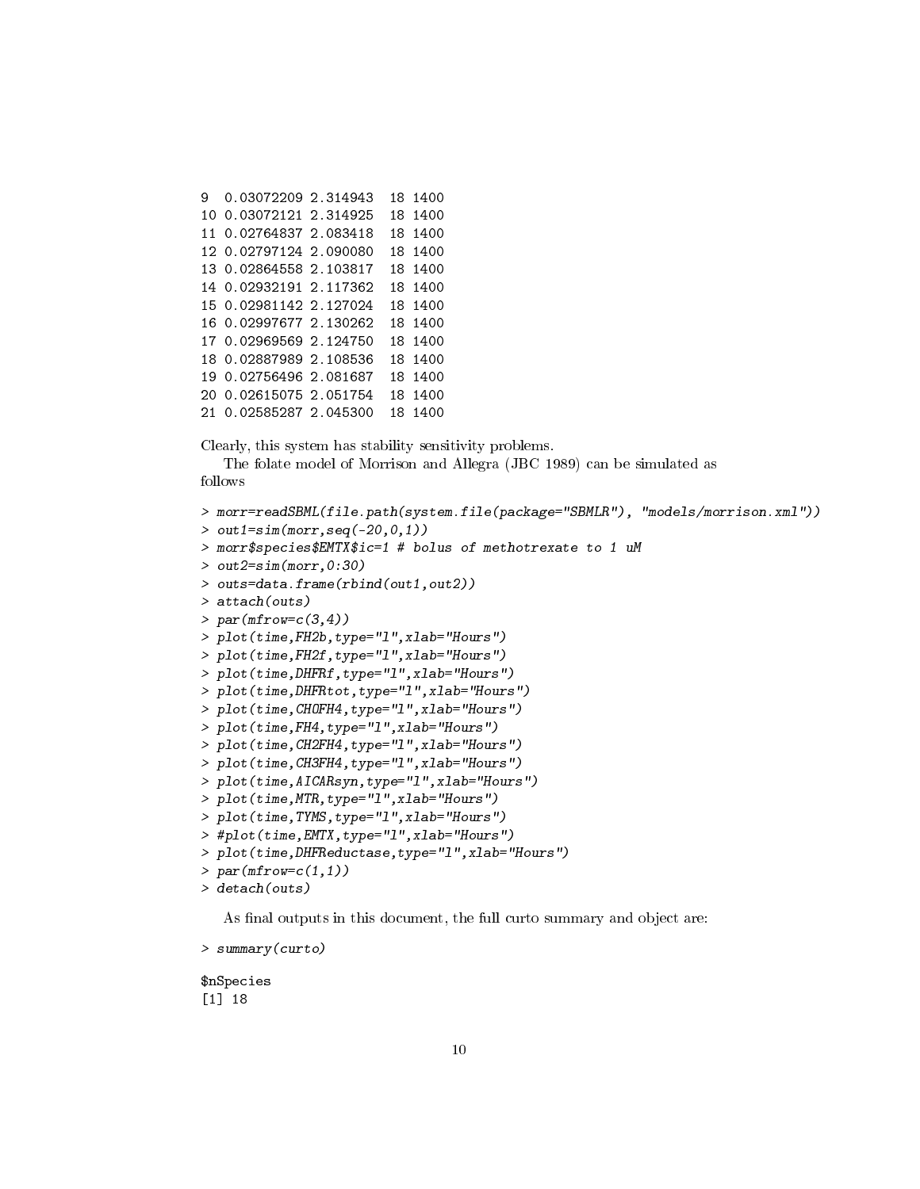```
9  0.03072209 2.314943  18 1400
10 0.03072121 2.314925  18 1400
11 0.02764837 2.083418  18 1400
12 0.02797124 2.090080  18 1400
13 0.02864558 2.103817  18 1400
14 0.02932191 2.117362  18 1400
15 0.02981142 2.127024  18 1400
16 0.02997677 2.130262  18 1400
17 0.02969569 2.124750  18 1400
18 0.02887989 2.108536  18 1400
19 0.02756496 2.081687  18 1400
20 0.02615075 2.051754  18 1400
21 0.02585287 2.045300  18 1400
```

Clearly, this system has stability sensitivity problems.

The folate model of Morrison and Allegra (JBC 1989) can be simulated as follows

```
> morr=readSBML(file.path(system.file(package="SBMLR"), "models/morrison.xml"))
> out1=sim(morr,seq(-20,0,1))
> morr$species$EMTX$ic=1 # bolus of methotrexate to 1 uM
> out2=sim(morr,0:30)
> outs=data.frame(rbind(out1,out2))
> attach(outs)
> par(mfrow=c(3,4))
> plot(time,FH2b,type="l",xlab="Hours")
> plot(time,FH2f,type="l",xlab="Hours")
> plot(time,DHFRf,type="l",xlab="Hours")
> plot(time,DHFRtot,type="l",xlab="Hours")
> plot(time,CHOFH4,type="l",xlab="Hours")
> plot(time,FH4,type="l",xlab="Hours")
> plot(time,CH2FH4,type="l",xlab="Hours")
> plot(time,CH3FH4,type="l",xlab="Hours")
> plot(time,AICARsyn,type="l",xlab="Hours")
> plot(time,MTR,type="l",xlab="Hours")
> plot(time,TYMS,type="l",xlab="Hours")
> #plot(time,EMTX,type="l",xlab="Hours")
> plot(time,DHFReductase,type="l",xlab="Hours")
> par(mfrow=c(1,1))
> detach(outs)
```

As final outputs in this document, the full curto summary and object are:

```
> summary(curto)

$nSpecies
[1] 18
```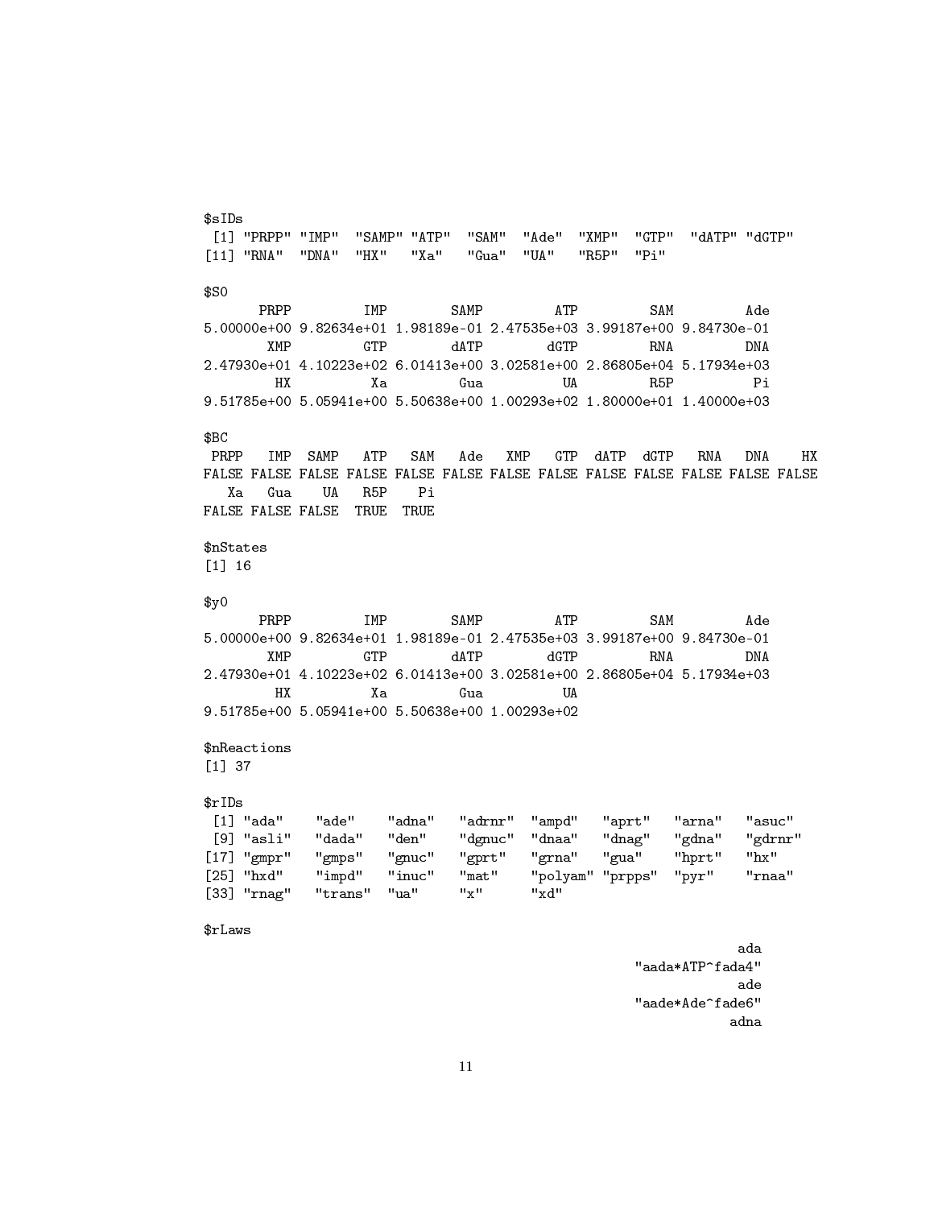```
$sIDs
 [1] "PRPP" "IMP"  "SAMP" "ATP"  "SAM"  "Ade"  "XMP"  "GTP"  "dATP" "dGTP"
[11] "RNA"  "DNA"  "HX"   "Xa"   "Gua"  "UA"   "R5P"  "Pi"  

$S0
       PRPP         IMP        SAMP         ATP         SAM         Ade 
5.00000e+00 9.82634e+01 1.98189e-01 2.47535e+03 3.99187e+00 9.84730e-01 
        XMP         GTP        dATP        dGTP         RNA         DNA 
2.47930e+01 4.10223e+02 6.01413e+00 3.02581e+00 2.86805e+04 5.17934e+03 
         HX          Xa         Gua          UA         R5P          Pi 
9.51785e+00 5.05941e+00 5.50638e+00 1.00293e+02 1.80000e+01 1.40000e+03 

$BC
 PRPP   IMP  SAMP   ATP   SAM   Ade   XMP   GTP  dATP  dGTP   RNA   DNA    HX 
FALSE FALSE FALSE FALSE FALSE FALSE FALSE FALSE FALSE FALSE FALSE FALSE FALSE 
   Xa   Gua    UA   R5P    Pi 
FALSE FALSE FALSE  TRUE  TRUE 

$nStates
[1] 16

$y0
       PRPP         IMP        SAMP         ATP         SAM         Ade 
5.00000e+00 9.82634e+01 1.98189e-01 2.47535e+03 3.99187e+00 9.84730e-01 
        XMP         GTP        dATP        dGTP         RNA         DNA 
2.47930e+01 4.10223e+02 6.01413e+00 3.02581e+00 2.86805e+04 5.17934e+03 
         HX          Xa         Gua          UA 
9.51785e+00 5.05941e+00 5.50638e+00 1.00293e+02 

$nReactions
[1] 37

$rIDs
 [1] "ada"    "ade"    "adna"   "adrnr"  "ampd"   "aprt"   "arna"   "asuc"  
 [9] "asli"   "dada"   "den"    "dgnuc"  "dnaa"   "dnag"   "gdna"   "gdrnr" 
[17] "gmpr"   "gmps"   "gnuc"   "gprt"   "grna"   "gua"    "hprt"   "hx"    
[25] "hxd"    "impd"   "inuc"   "mat"    "polyam" "prpps"  "pyr"    "rnaa"  
[33] "rnag"   "trans"  "ua"     "x"      "xd"    

$rLaws
                                                              ada 
                                                "aada*ATP^fada4" 
                                                              ade 
                                                "aade*Ade^fade6" 
                                                             adna 
```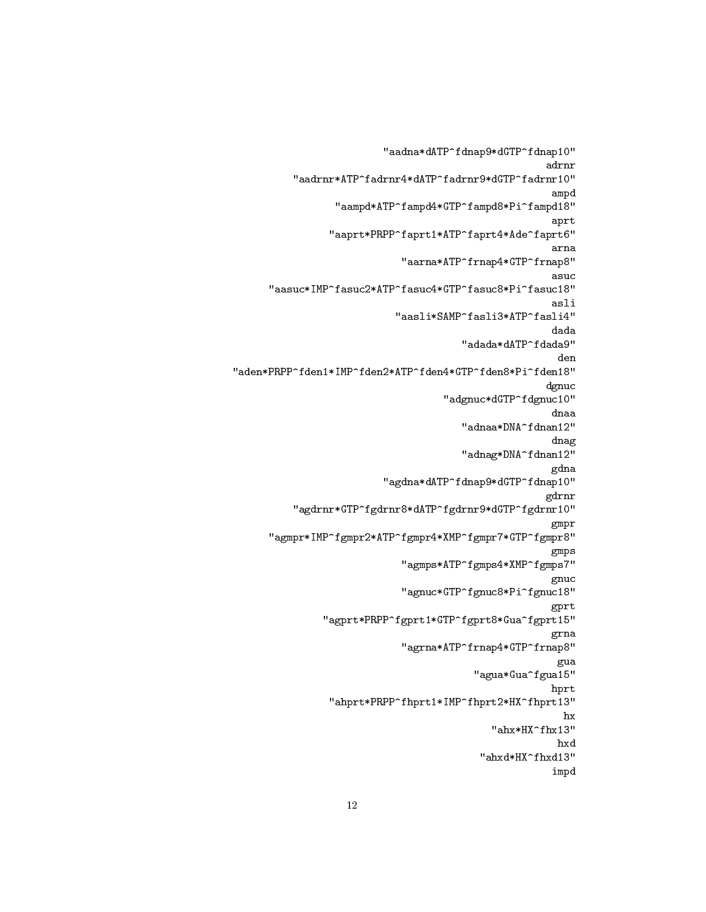```
"aadna*dATP^fdnap9*dGTP^fdnap10"
adrnr
"aadrnr*ATP^fadrnr4*dATP^fadrnr9*dGTP^fadrnr10"
ampd
"aampd*ATP^fampd4*GTP^fampd8*Pi^fampd18"
aprt
"aaprt*PRPP^faprt1*ATP^faprt4*Ade^faprt6"
arna
"aarna*ATP^frnap4*GTP^frnap8"
asuc
"aasuc*IMP^fasuc2*ATP^fasuc4*GTP^fasuc8*Pi^fasuc18"
asli
"aasli*SAMP^fasli3*ATP^fasli4"
dada
"adada*dATP^fdada9"
den
"aden*PRPP^fden1*IMP^fden2*ATP^fden4*GTP^fden8*Pi^fden18"
dgnuc
"adgnuc*dGTP^fdgnuc10"
dnaa
"adnaa*DNA^fdnan12"
dnag
"adnag*DNA^fdnan12"
gdna
"agdna*dATP^fdnap9*dGTP^fdnap10"
gdrnr
"agdrnr*GTP^fgdrnr8*dATP^fgdrnr9*dGTP^fgdrnr10"
gmpr
"agmpr*IMP^fgmpr2*ATP^fgmpr4*XMP^fgmpr7*GTP^fgmpr8"
gmps
"agmps*ATP^fgmps4*XMP^fgmps7"
gnuc
"agnuc*GTP^fgnuc8*Pi^fgnuc18"
gprt
"agprt*PRPP^fgprt1*GTP^fgprt8*Gua^fgprt15"
grna
"agrna*ATP^frnap4*GTP^frnap8"
gua
"agua*Gua^fgua15"
hprt
"ahprt*PRPP^fhprt1*IMP^fhprt2*HX^fhprt13"
hx
"ahx*HX^fhx13"
hxd
"ahxd*HX^fhxd13"
impd
```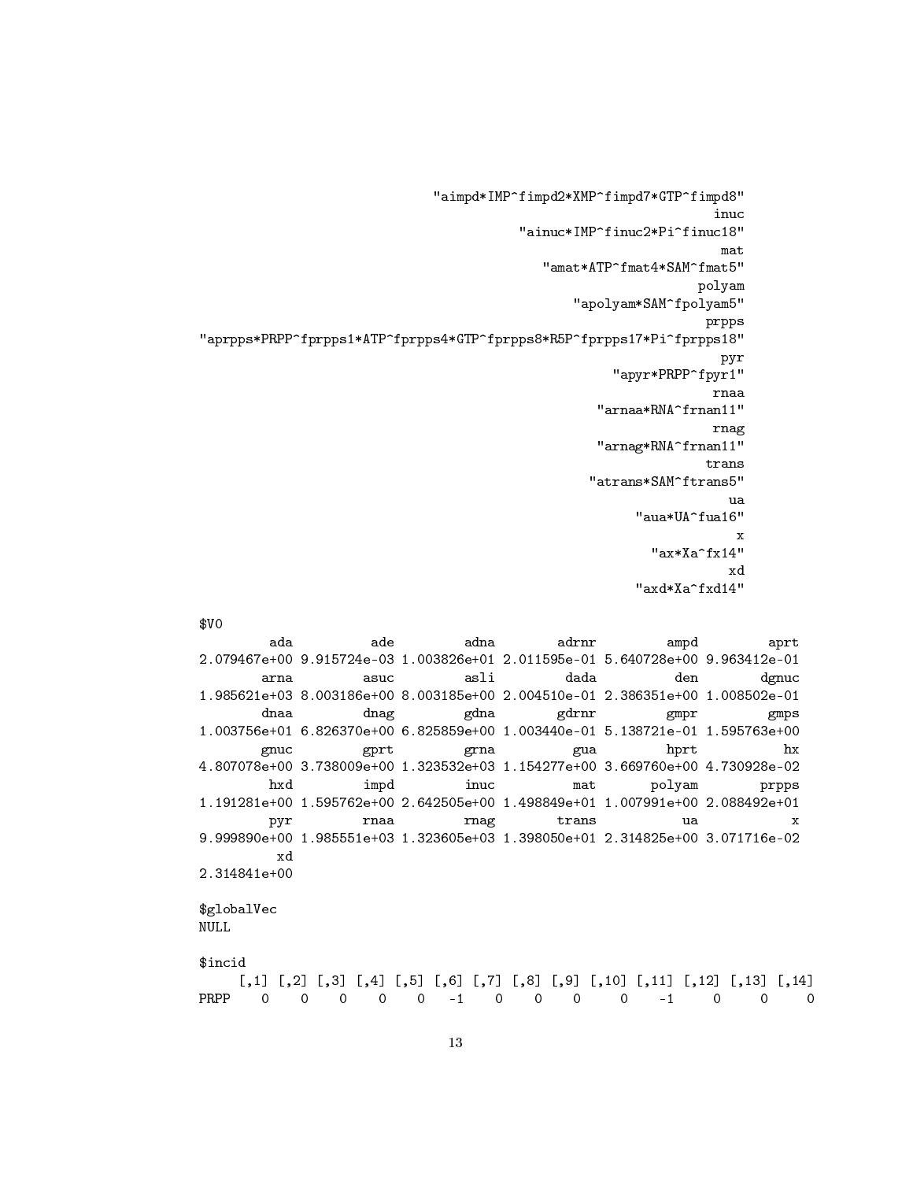```
                                   "aimpd*IMP^fimpd2*XMP^fimpd7*GTP^fimpd8"
                                                                       inuc
                                            "ainuc*IMP^finuc2*Pi^finuc18"
                                                                        mat
                                                 "amat*ATP^fmat4*SAM^fmat5"
                                                                     polyam
                                                     "apolyam*SAM^fpolyam5"
                                                                      prpps
"aprpps*PRPP^fprpps1*ATP^fprpps4*GTP^fprpps8*R5P^fprpps17*Pi^fprpps18"
                                                                        pyr
                                                           "apyr*PRPP^fpyr1"
                                                                       rnaa
                                                        "arnaa*RNA^frnan11"
                                                                       rnag
                                                        "arnag*RNA^frnan11"
                                                                      trans
                                                        "atrans*SAM^ftrans5"
                                                                         ua
                                                               "aua*UA^fua16"
                                                                          x
                                                                "ax*Xa^fx14"
                                                                         xd
                                                              "axd*Xa^fxd14"

$V0
         ada          ade         adna        adrnr         ampd         aprt
2.079467e+00 9.915724e-03 1.003826e+01 2.011595e-01 5.640728e+00 9.963412e-01
        arna         asuc         asli         dada          den        dgnuc
1.985621e+03 8.003186e+00 8.003185e+00 2.004510e-01 2.386351e+00 1.008502e-01
        dnaa         dnag         gdna        gdrnr         gmpr         gmps
1.003756e+01 6.826370e+00 6.825859e+00 1.003440e-01 5.138721e-01 1.595763e+00
        gnuc         gprt         grna          gua         hprt           hx
4.807078e+00 3.738009e+00 1.323532e+03 1.154277e+00 3.669760e+00 4.730928e-02
         hxd         impd         inuc          mat       polyam        prpps
1.191281e+00 1.595762e+00 2.642505e+00 1.498849e+01 1.007991e+00 2.088492e+01
         pyr         rnaa         rnag        trans           ua            x
9.999890e+00 1.985551e+03 1.323605e+03 1.398050e+01 2.314825e+00 3.071716e-02
          xd
2.314841e+00

$globalVec
NULL

$incid
     [,1] [,2] [,3] [,4] [,5] [,6] [,7] [,8] [,9] [,10] [,11] [,12] [,13] [,14]
PRPP    0    0    0    0    0   -1    0    0    0     0    -1     0     0     0
```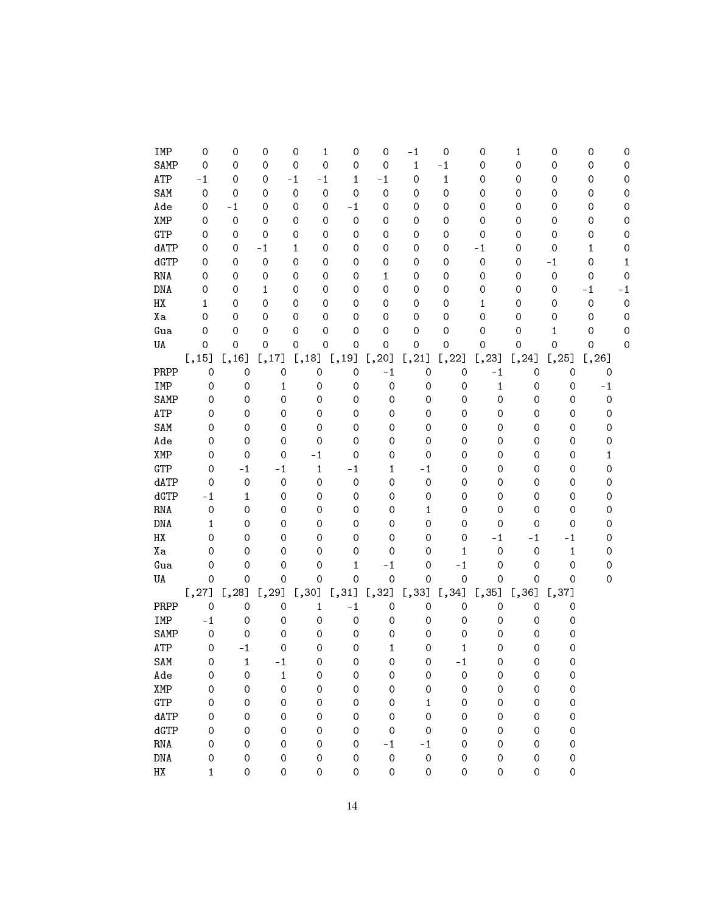```
IMP     0    0    0    0    1    0    0   -1    0     0    1    0    0    0
SAMP    0    0    0    0    0    0    0    1   -1     0    0    0    0    0
ATP    -1    0    0   -1   -1    1   -1    0    1     0    0    0    0    0
SAM     0    0    0    0    0    0    0    0    0     0    0    0    0    0
Ade     0   -1    0    0    0   -1    0    0    0     0    0    0    0    0
XMP     0    0    0    0    0    0    0    0    0     0    0    0    0    0
GTP     0    0    0    0    0    0    0    0    0     0    0    0    0    0
dATP    0    0   -1    1    0    0    0    0    0    -1    0    0    1    0
dGTP    0    0    0    0    0    0    0    0    0     0    0   -1    0    1
RNA     0    0    0    0    0    0    1    0    0     0    0    0    0    0
DNA     0    0    1    0    0    0    0    0    0     0    0    0   -1   -1
HX      1    0    0    0    0    0    0    0    0     1    0    0    0    0
Xa      0    0    0    0    0    0    0    0    0     0    0    0    0    0
Gua     0    0    0    0    0    0    0    0    0     0    0    1    0    0
UA      0    0    0    0    0    0    0    0    0     0    0    0    0    0
     [,15] [,16] [,17] [,18] [,19] [,20] [,21] [,22] [,23] [,24] [,25] [,26]
PRPP     0     0     0     0     0    -1     0     0    -1     0     0     0
IMP      0     0     1     0     0     0     0     0     1     0     0    -1
SAMP     0     0     0     0     0     0     0     0     0     0     0     0
ATP      0     0     0     0     0     0     0     0     0     0     0     0
SAM      0     0     0     0     0     0     0     0     0     0     0     0
Ade      0     0     0     0     0     0     0     0     0     0     0     0
XMP      0     0     0    -1     0     0     0     0     0     0     0     1
GTP      0    -1    -1     1    -1     1    -1     0     0     0     0     0
dATP     0     0     0     0     0     0     0     0     0     0     0     0
dGTP    -1     1     0     0     0     0     0     0     0     0     0     0
RNA      0     0     0     0     0     0     1     0     0     0     0     0
DNA      1     0     0     0     0     0     0     0     0     0     0     0
HX       0     0     0     0     0     0     0     0    -1    -1    -1     0
Xa       0     0     0     0     0     0     0     1     0     0     1     0
Gua      0     0     0     0     1    -1     0    -1     0     0     0     0
UA       0     0     0     0     0     0     0     0     0     0     0     0
     [,27] [,28] [,29] [,30] [,31] [,32] [,33] [,34] [,35] [,36] [,37]
PRPP     0     0     0     1    -1     0     0     0     0     0     0
IMP     -1     0     0     0     0     0     0     0     0     0     0
SAMP     0     0     0     0     0     0     0     0     0     0     0
ATP      0    -1     0     0     0     1     0     1     0     0     0
SAM      0     1    -1     0     0     0     0    -1     0     0     0
Ade      0     0     1     0     0     0     0     0     0     0     0
XMP      0     0     0     0     0     0     0     0     0     0     0
GTP      0     0     0     0     0     0     1     0     0     0     0
dATP     0     0     0     0     0     0     0     0     0     0     0
dGTP     0     0     0     0     0     0     0     0     0     0     0
RNA      0     0     0     0     0    -1    -1     0     0     0     0
DNA      0     0     0     0     0     0     0     0     0     0     0
HX       1     0     0     0     0     0     0     0     0     0     0
```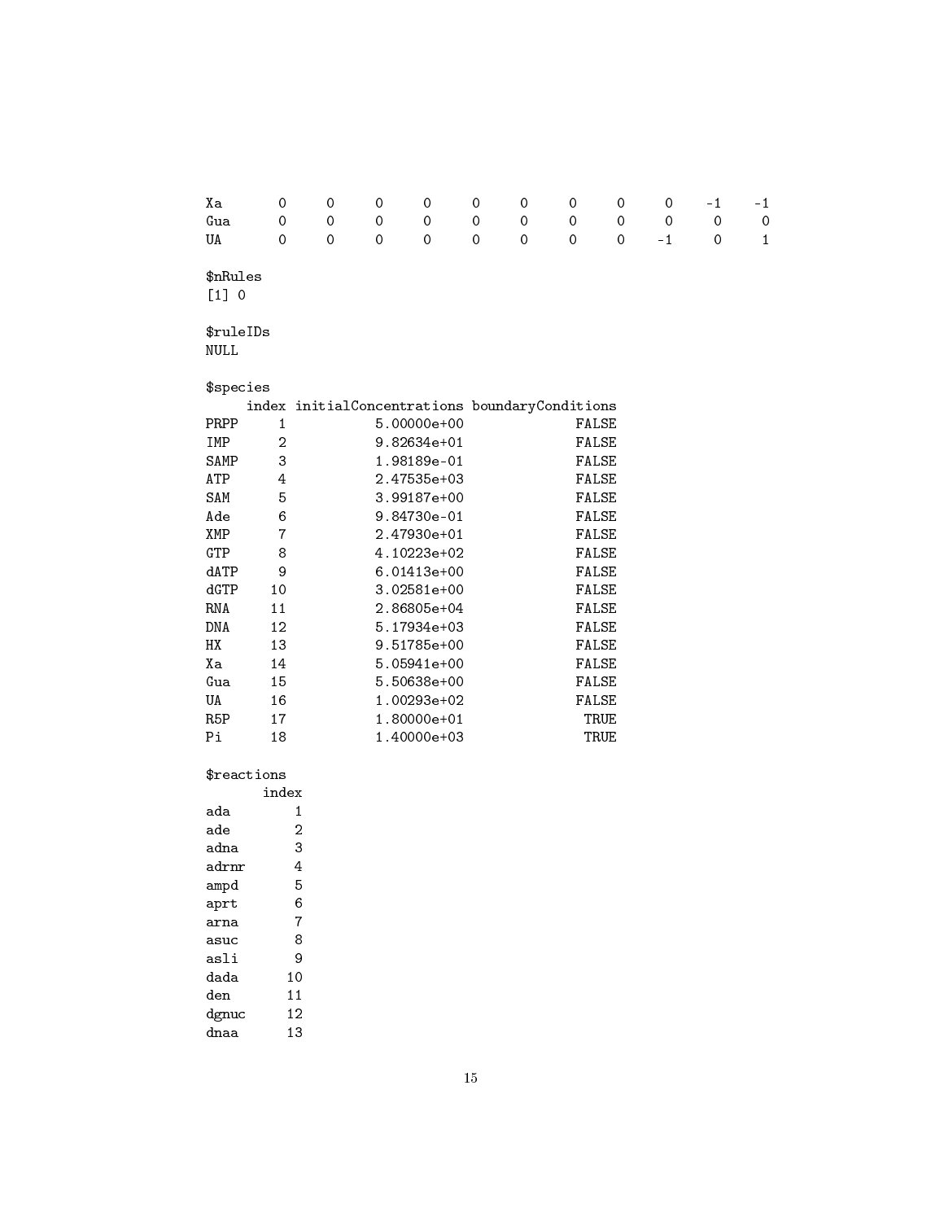```
Xa       0     0     0     0     0     0     0     0     0    -1    -1
Gua      0     0     0     0     0     0     0     0     0     0     0
UA       0     0     0     0     0     0     0     0    -1     0     1

$nRules
[1] 0

$ruleIDs
NULL

$species
     index initialConcentrations boundaryConditions
PRPP     1           5.00000e+00              FALSE
IMP      2           9.82634e+01              FALSE
SAMP     3           1.98189e-01              FALSE
ATP      4           2.47535e+03              FALSE
SAM      5           3.99187e+00              FALSE
Ade      6           9.84730e-01              FALSE
XMP      7           2.47930e+01              FALSE
GTP      8           4.10223e+02              FALSE
dATP     9           6.01413e+00              FALSE
dGTP    10           3.02581e+00              FALSE
RNA     11           2.86805e+04              FALSE
DNA     12           5.17934e+03              FALSE
HX      13           9.51785e+00              FALSE
Xa      14           5.05941e+00              FALSE
Gua     15           5.50638e+00              FALSE
UA      16           1.00293e+02              FALSE
R5P     17           1.80000e+01               TRUE
Pi      18           1.40000e+03               TRUE

$reactions
       index
ada        1
ade        2
adna       3
adrnr      4
ampd       5
aprt       6
arna       7
asuc       8
asli       9
dada      10
den       11
dgnuc     12
dnaa      13
```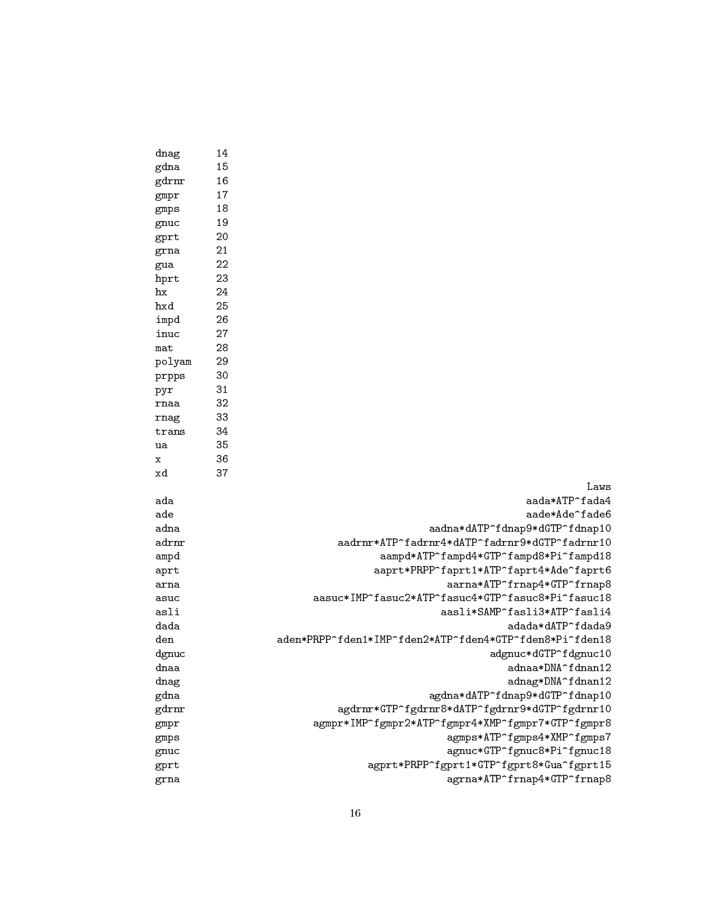| | |
|---|---|
| dnag | 14 |
| gdna | 15 |
| gdrnr | 16 |
| gmpr | 17 |
| gmps | 18 |
| gnuc | 19 |
| gprt | 20 |
| grna | 21 |
| gua | 22 |
| hprt | 23 |
| hx | 24 |
| hxd | 25 |
| impd | 26 |
| inuc | 27 |
| mat | 28 |
| polyam | 29 |
| prpps | 30 |
| pyr | 31 |
| rnaa | 32 |
| rnag | 33 |
| trans | 34 |
| ua | 35 |
| x | 36 |
| xd | 37 |

| | Laws |
|---|---|
| ada | aada*ATP^fada4 |
| ade | aade*Ade^fade6 |
| adna | aadna*dATP^fdnap9*dGTP^fdnap10 |
| adrnr | aadrnr*ATP^fadrnr4*dATP^fadrnr9*dGTP^fadrnr10 |
| ampd | aampd*ATP^fampd4*GTP^fampd8*Pi^fampd18 |
| aprt | aaprt*PRPP^faprt1*ATP^faprt4*Ade^faprt6 |
| arna | aarna*ATP^frnap4*GTP^frnap8 |
| asuc | aasuc*IMP^fasuc2*ATP^fasuc4*GTP^fasuc8*Pi^fasuc18 |
| asli | aasli*SAMP^fasli3*ATP^fasli4 |
| dada | adada*dATP^fdada9 |
| den | aden*PRPP^fden1*IMP^fden2*ATP^fden4*GTP^fden8*Pi^fden18 |
| dgnuc | adgnuc*dGTP^fdgnuc10 |
| dnaa | adnaa*DNA^fdnan12 |
| dnag | adnag*DNA^fdnan12 |
| gdna | agdna*dATP^fdnap9*dGTP^fdnap10 |
| gdrnr | agdrnr*GTP^fgdrnr8*dATP^fgdrnr9*dGTP^fgdrnr10 |
| gmpr | agmpr*IMP^fgmpr2*ATP^fgmpr4*XMP^fgmpr7*GTP^fgmpr8 |
| gmps | agmps*ATP^fgmps4*XMP^fgmps7 |
| gnuc | agnuc*GTP^fgnuc8*Pi^fgnuc18 |
| gprt | agprt*PRPP^fgprt1*GTP^fgprt8*Gua^fgprt15 |
| grna | agrna*ATP^frnap4*GTP^frnap8 |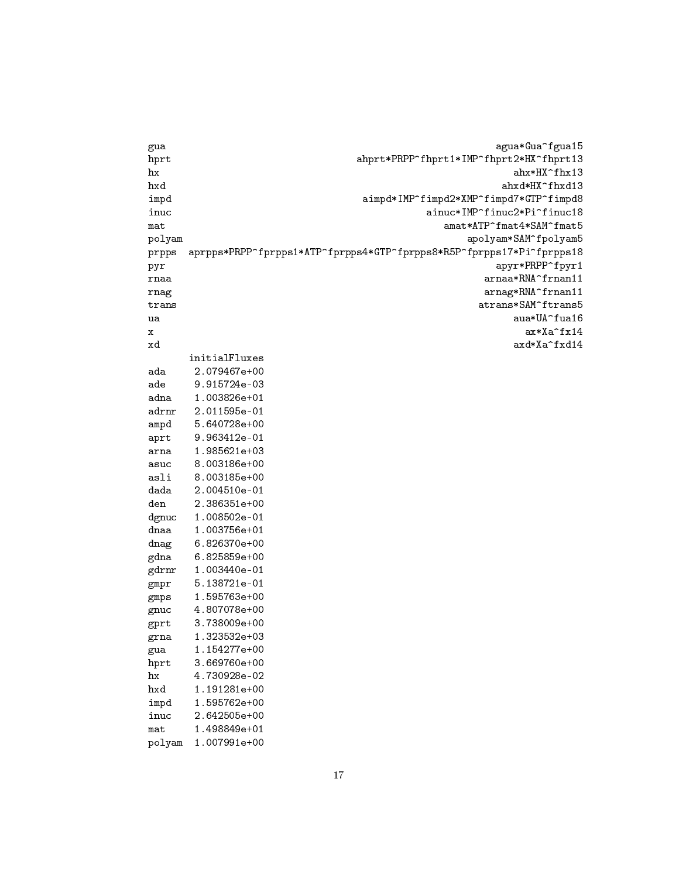```
gua                                                                       agua*Gua^fgua15
hprt                                            ahprt*PRPP^fhprt1*IMP^fhprt2*HX^fhprt13
hx                                                                          ahx*HX^fhx13
hxd                                                                       ahxd*HX^fhxd13
impd                                            aimpd*IMP^fimpd2*XMP^fimpd7*GTP^fimpd8
inuc                                                         ainuc*IMP^finuc2*Pi^finuc18
mat                                                            amat*ATP^fmat4*SAM^fmat5
polyam                                                               apolyam*SAM^fpolyam5
prpps   aprpps*PRPP^fprpps1*ATP^fprpps4*GTP^fprpps8*R5P^fprpps17*Pi^fprpps18
pyr                                                                     apyr*PRPP^fpyr1
rnaa                                                                 arnaa*RNA^frnan11
rnag                                                                 arnag*RNA^frnan11
trans                                                                atrans*SAM^ftrans5
ua                                                                          aua*UA^fua16
x                                                                             ax*Xa^fx14
xd                                                                          axd*Xa^fxd14
       initialFluxes
ada     2.079467e+00
ade     9.915724e-03
adna    1.003826e+01
adrnr   2.011595e-01
ampd    5.640728e+00
aprt    9.963412e-01
arna    1.985621e+03
asuc    8.003186e+00
asli    8.003185e+00
dada    2.004510e-01
den     2.386351e+00
dgnuc   1.008502e-01
dnaa    1.003756e+01
dnag    6.826370e+00
gdna    6.825859e+00
gdrnr   1.003440e-01
gmpr    5.138721e-01
gmps    1.595763e+00
gnuc    4.807078e+00
gprt    3.738009e+00
grna    1.323532e+03
gua     1.154277e+00
hprt    3.669760e+00
hx      4.730928e-02
hxd     1.191281e+00
impd    1.595762e+00
inuc    2.642505e+00
mat     1.498849e+01
polyam  1.007991e+00
```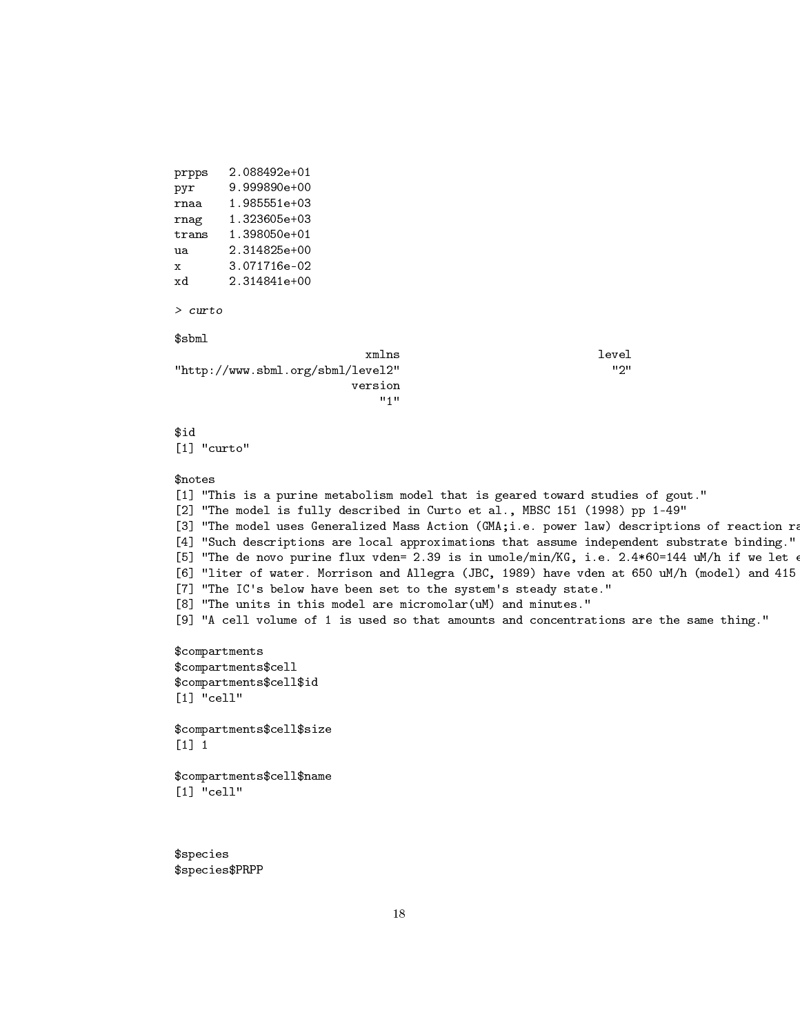```
prpps   2.088492e+01
pyr     9.999890e+00
rnaa    1.985551e+03
rnag    1.323605e+03
trans   1.398050e+01
ua      2.314825e+00
x       3.071716e-02
xd      2.314841e+00

> curto

$sbml
                             xmlns                                  level
"http://www.sbml.org/sbml/level2"                                    "2"
                           version
                               "1"

$id
[1] "curto"

$notes
[1] "This is a purine metabolism model that is geared toward studies of gout."
[2] "The model is fully described in Curto et al., MBSC 151 (1998) pp 1-49"
[3] "The model uses Generalized Mass Action (GMA;i.e. power law) descriptions of reaction ra
[4] "Such descriptions are local approximations that assume independent substrate binding."
[5] "The de novo purine flux vden= 2.39 is in umole/min/KG, i.e. 2.4*60=144 uM/h if we let e
[6] "liter of water. Morrison and Allegra (JBC, 1989) have vden at 650 uM/h (model) and 415
[7] "The IC's below have been set to the system's steady state."
[8] "The units in this model are micromolar(uM) and minutes."
[9] "A cell volume of 1 is used so that amounts and concentrations are the same thing."

$compartments
$compartments$cell
$compartments$cell$id
[1] "cell"

$compartments$cell$size
[1] 1

$compartments$cell$name
[1] "cell"



$species
$species$PRPP
```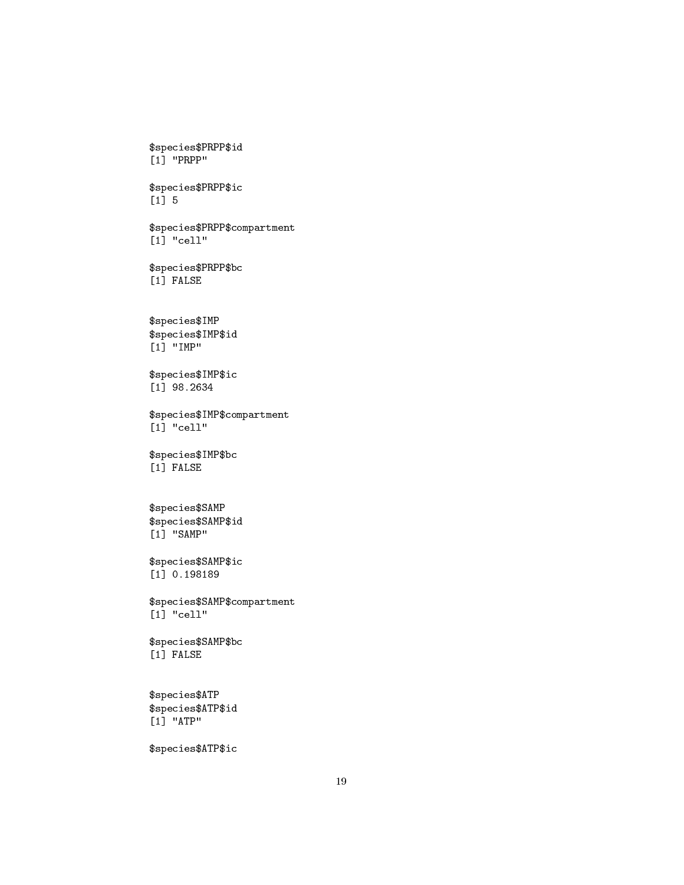```
$species$PRPP$id
[1] "PRPP"

$species$PRPP$ic
[1] 5

$species$PRPP$compartment
[1] "cell"

$species$PRPP$bc
[1] FALSE


$species$IMP
$species$IMP$id
[1] "IMP"

$species$IMP$ic
[1] 98.2634

$species$IMP$compartment
[1] "cell"

$species$IMP$bc
[1] FALSE


$species$SAMP
$species$SAMP$id
[1] "SAMP"

$species$SAMP$ic
[1] 0.198189

$species$SAMP$compartment
[1] "cell"

$species$SAMP$bc
[1] FALSE


$species$ATP
$species$ATP$id
[1] "ATP"

$species$ATP$ic
```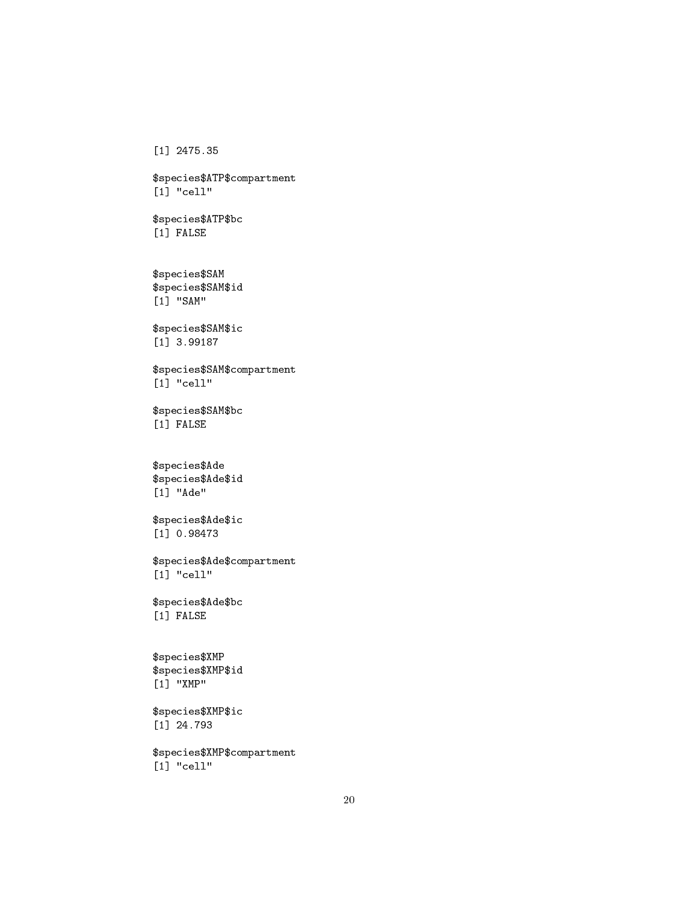```
[1] 2475.35

$species$ATP$compartment
[1] "cell"

$species$ATP$bc
[1] FALSE


$species$SAM
$species$SAM$id
[1] "SAM"

$species$SAM$ic
[1] 3.99187

$species$SAM$compartment
[1] "cell"

$species$SAM$bc
[1] FALSE


$species$Ade
$species$Ade$id
[1] "Ade"

$species$Ade$ic
[1] 0.98473

$species$Ade$compartment
[1] "cell"

$species$Ade$bc
[1] FALSE


$species$XMP
$species$XMP$id
[1] "XMP"

$species$XMP$ic
[1] 24.793

$species$XMP$compartment
[1] "cell"
```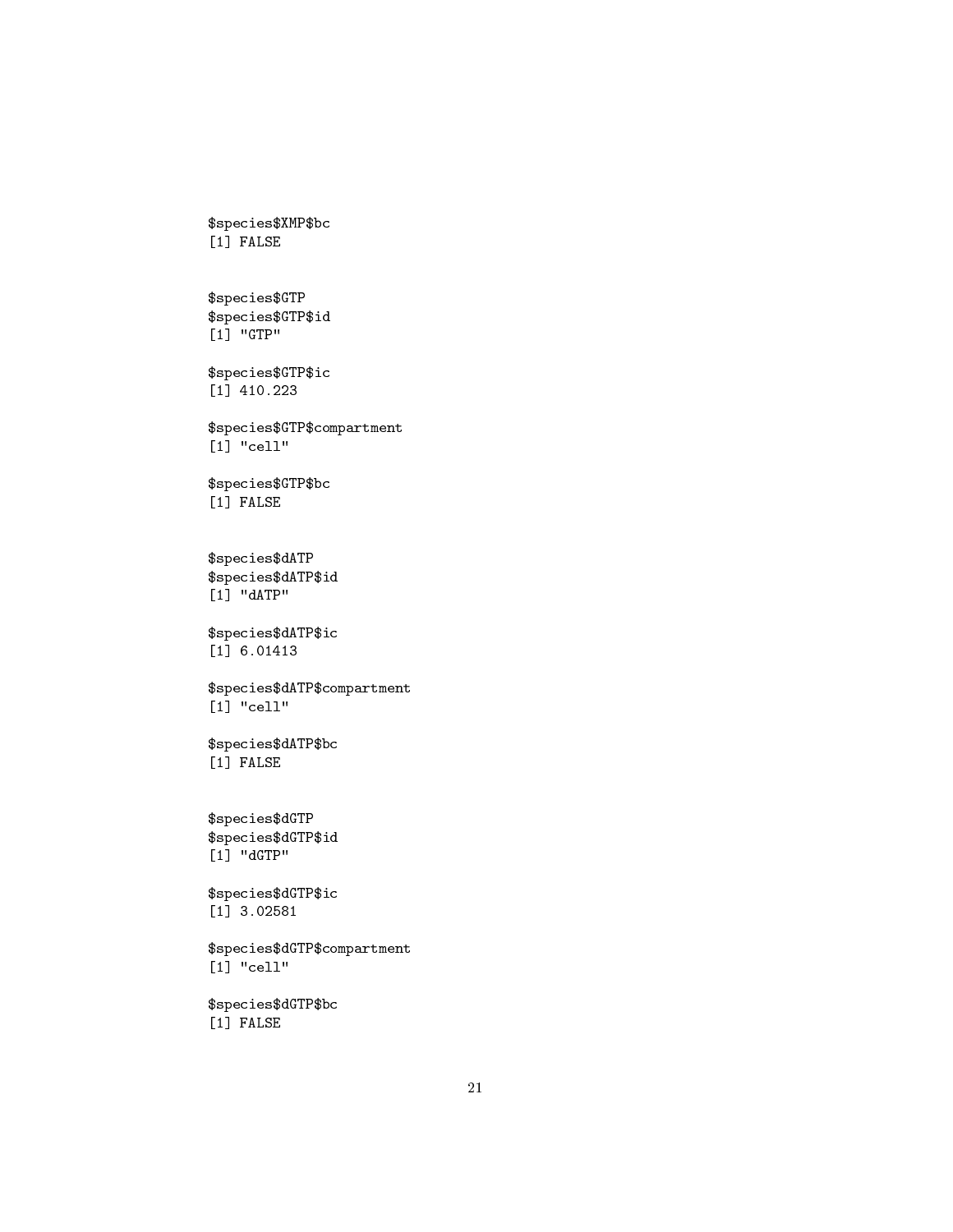```
$species$XMP$bc
[1] FALSE


$species$GTP
$species$GTP$id
[1] "GTP"

$species$GTP$ic
[1] 410.223

$species$GTP$compartment
[1] "cell"

$species$GTP$bc
[1] FALSE


$species$dATP
$species$dATP$id
[1] "dATP"

$species$dATP$ic
[1] 6.01413

$species$dATP$compartment
[1] "cell"

$species$dATP$bc
[1] FALSE


$species$dGTP
$species$dGTP$id
[1] "dGTP"

$species$dGTP$ic
[1] 3.02581

$species$dGTP$compartment
[1] "cell"

$species$dGTP$bc
[1] FALSE
```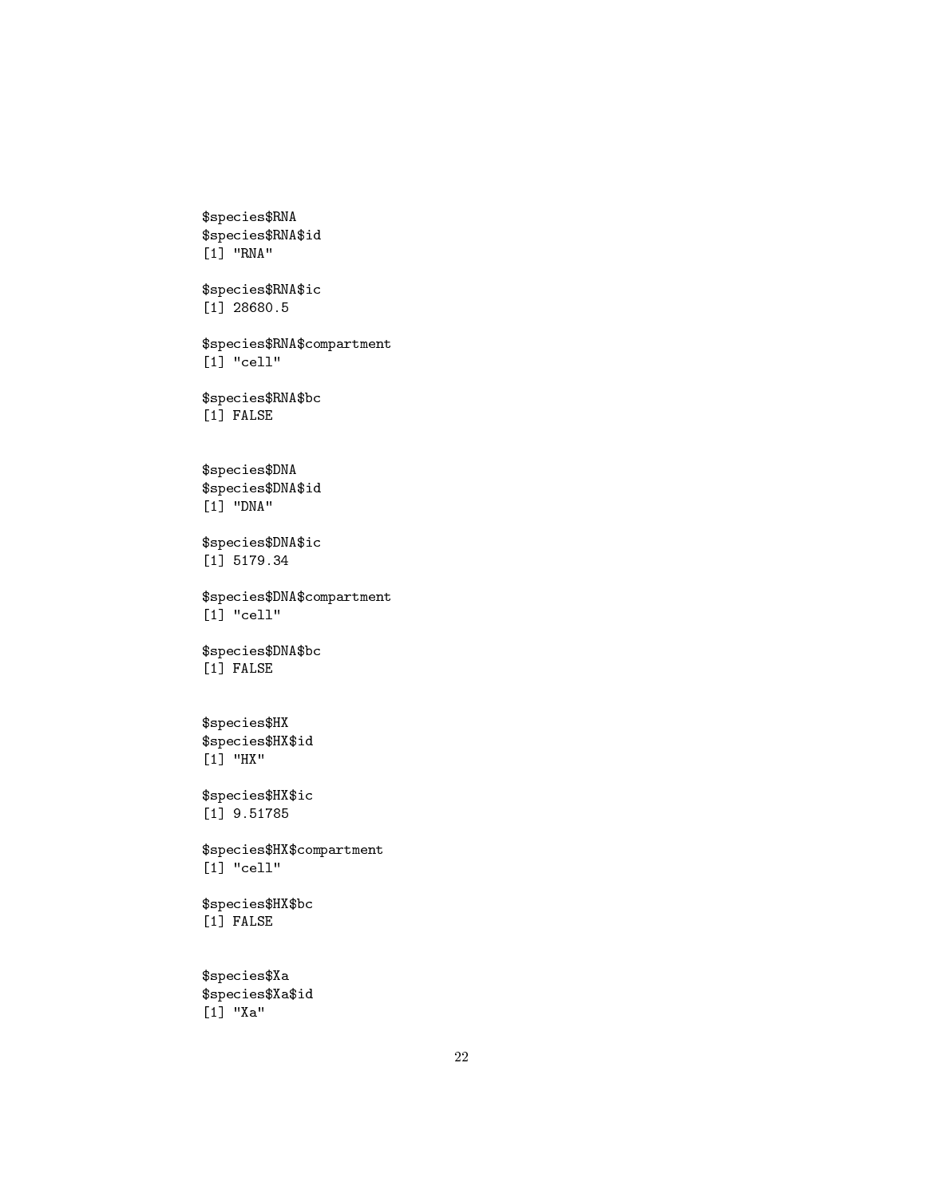```
$species$RNA
$species$RNA$id
[1] "RNA"

$species$RNA$ic
[1] 28680.5

$species$RNA$compartment
[1] "cell"

$species$RNA$bc
[1] FALSE


$species$DNA
$species$DNA$id
[1] "DNA"

$species$DNA$ic
[1] 5179.34

$species$DNA$compartment
[1] "cell"

$species$DNA$bc
[1] FALSE


$species$HX
$species$HX$id
[1] "HX"

$species$HX$ic
[1] 9.51785

$species$HX$compartment
[1] "cell"

$species$HX$bc
[1] FALSE


$species$Xa
$species$Xa$id
[1] "Xa"
```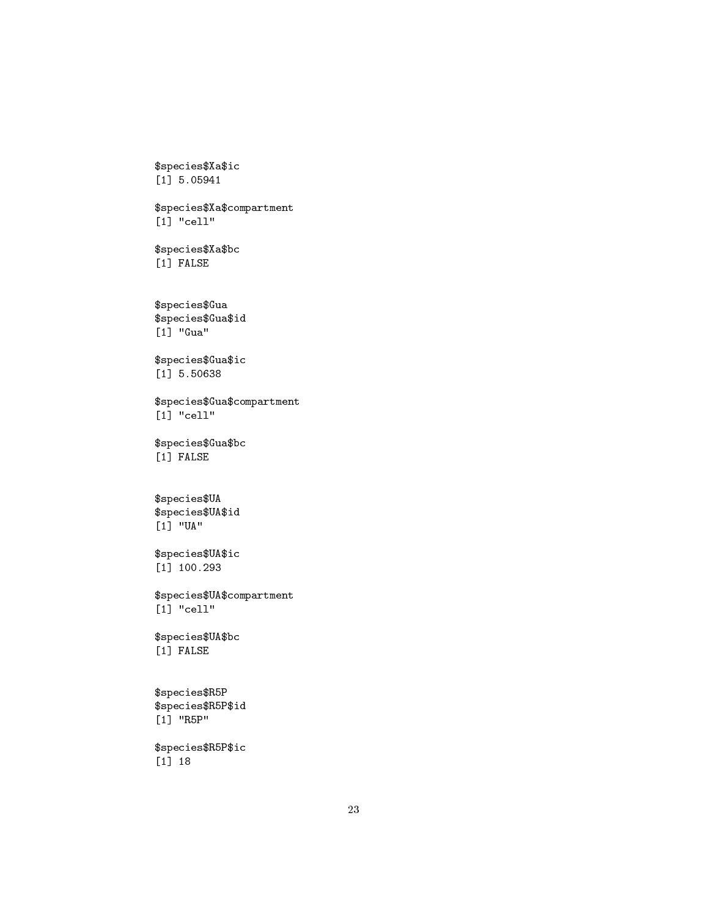```
$species$Xa$ic
[1] 5.05941

$species$Xa$compartment
[1] "cell"

$species$Xa$bc
[1] FALSE


$species$Gua
$species$Gua$id
[1] "Gua"

$species$Gua$ic
[1] 5.50638

$species$Gua$compartment
[1] "cell"

$species$Gua$bc
[1] FALSE


$species$UA
$species$UA$id
[1] "UA"

$species$UA$ic
[1] 100.293

$species$UA$compartment
[1] "cell"

$species$UA$bc
[1] FALSE


$species$R5P
$species$R5P$id
[1] "R5P"

$species$R5P$ic
[1] 18
```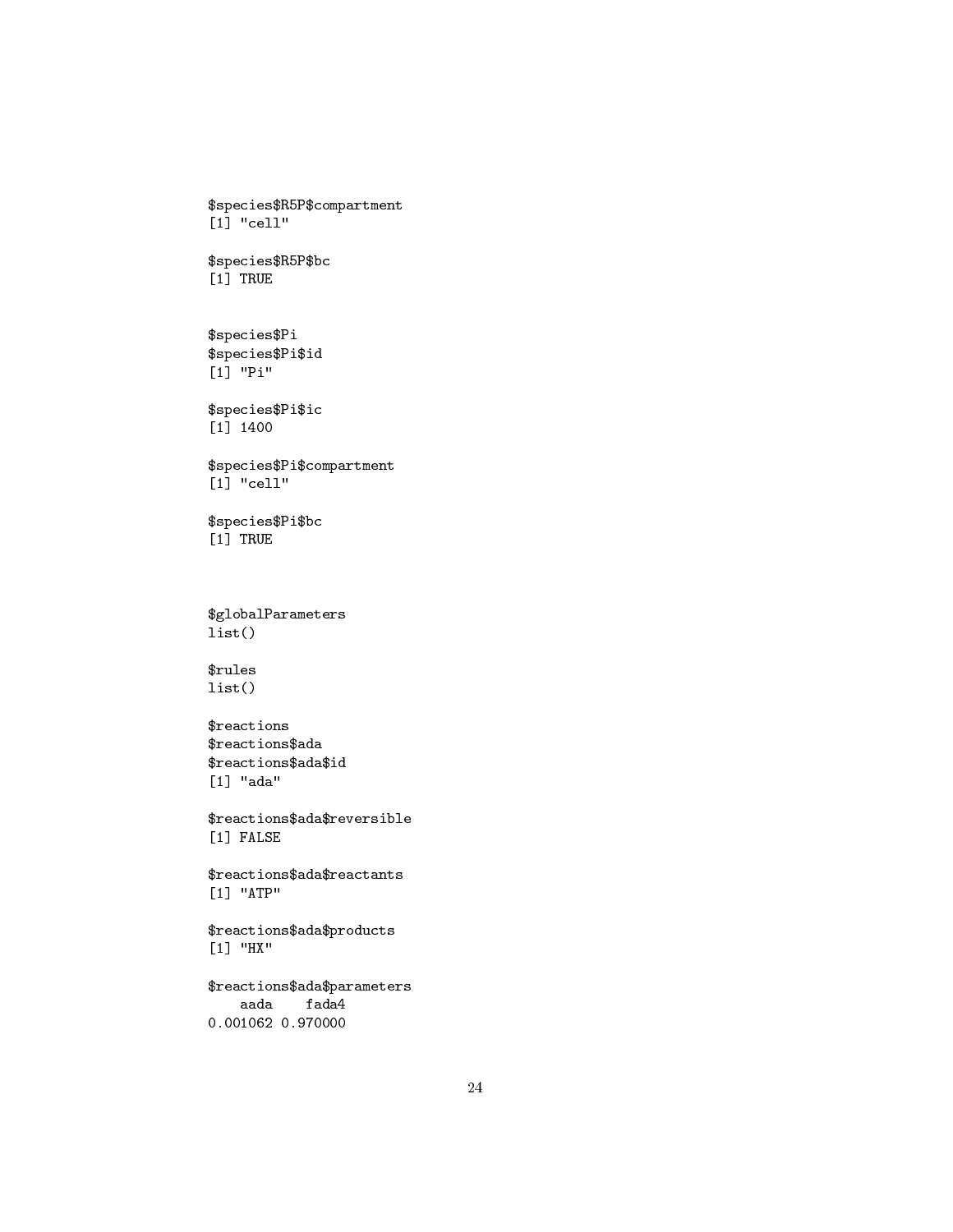```
$species$R5P$compartment
[1] "cell"

$species$R5P$bc
[1] TRUE


$species$Pi
$species$Pi$id
[1] "Pi"

$species$Pi$ic
[1] 1400

$species$Pi$compartment
[1] "cell"

$species$Pi$bc
[1] TRUE



$globalParameters
list()

$rules
list()

$reactions
$reactions$ada
$reactions$ada$id
[1] "ada"

$reactions$ada$reversible
[1] FALSE

$reactions$ada$reactants
[1] "ATP"

$reactions$ada$products
[1] "HX"

$reactions$ada$parameters
    aada    fada4
0.001062 0.970000
```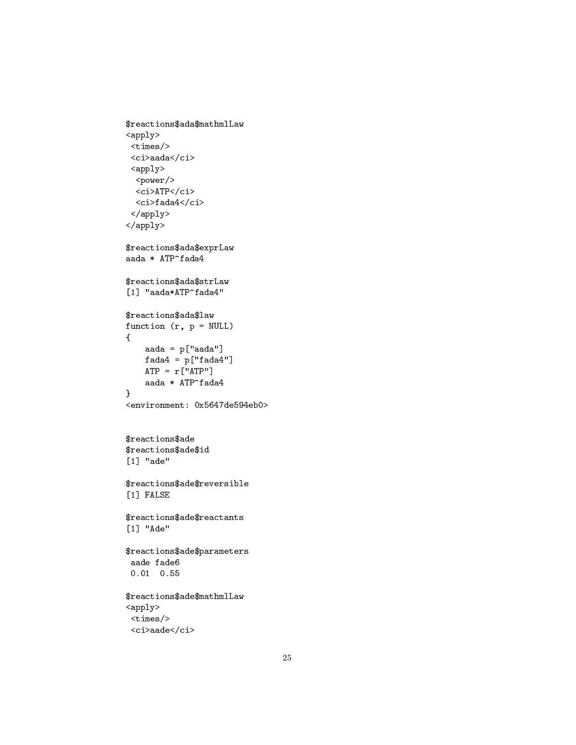```
$reactions$ada$mathmlLaw
<apply>
 <times/>
 <ci>aada</ci>
 <apply>
  <power/>
  <ci>ATP</ci>
  <ci>fada4</ci>
 </apply>
</apply>

$reactions$ada$exprLaw
aada * ATP^fada4

$reactions$ada$strLaw
[1] "aada*ATP^fada4"

$reactions$ada$law
function (r, p = NULL)
{
    aada = p["aada"]
    fada4 = p["fada4"]
    ATP = r["ATP"]
    aada * ATP^fada4
}
<environment: 0x5647de594eb0>


$reactions$ade
$reactions$ade$id
[1] "ade"

$reactions$ade$reversible
[1] FALSE

$reactions$ade$reactants
[1] "Ade"

$reactions$ade$parameters
 aade fade6
 0.01  0.55

$reactions$ade$mathmlLaw
<apply>
 <times/>
 <ci>aade</ci>
```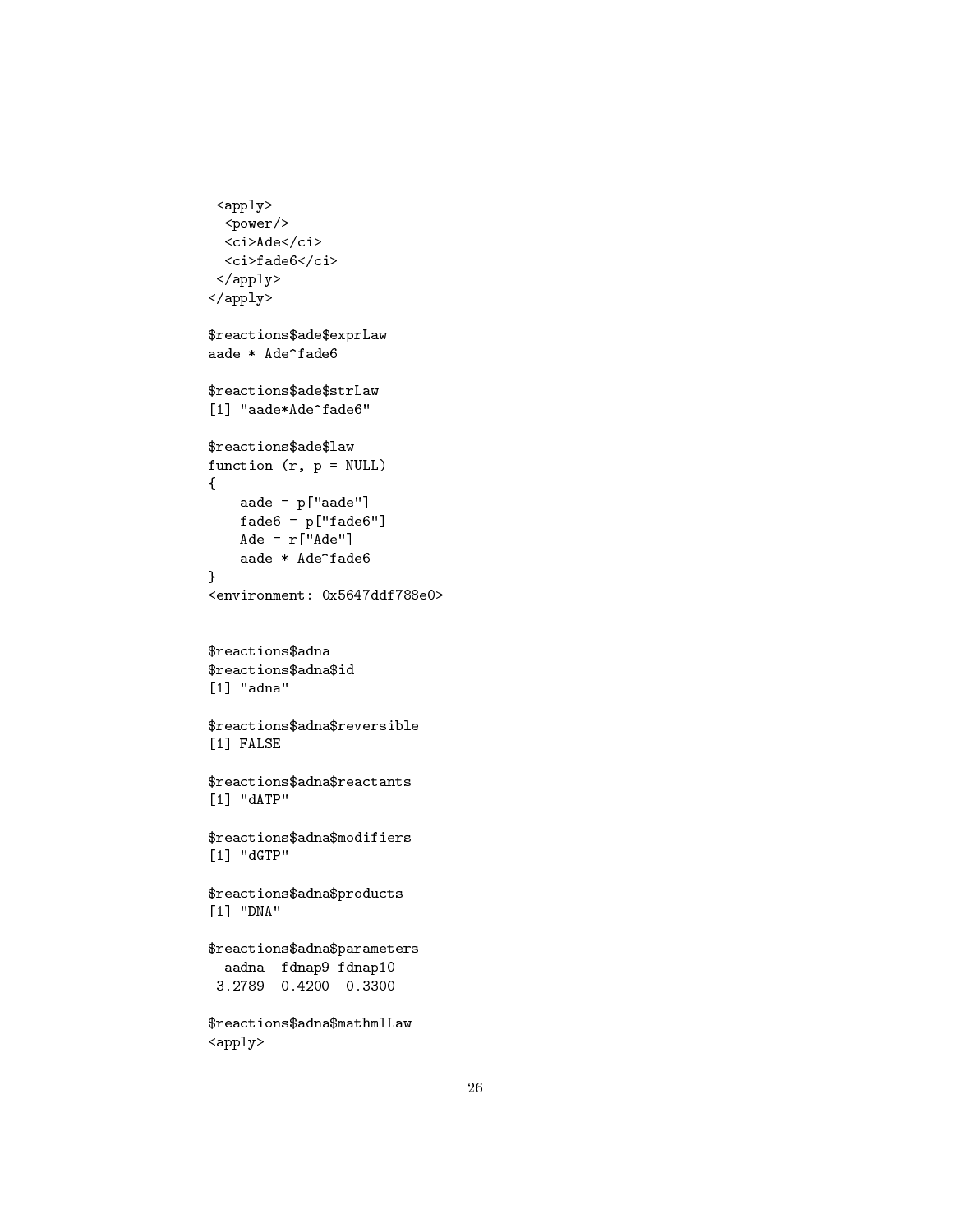```
 <apply>
  <power/>
  <ci>Ade</ci>
  <ci>fade6</ci>
 </apply>
</apply>

$reactions$ade$exprLaw
aade * Ade^fade6

$reactions$ade$strLaw
[1] "aade*Ade^fade6"

$reactions$ade$law
function (r, p = NULL)
{
    aade = p["aade"]
    fade6 = p["fade6"]
    Ade = r["Ade"]
    aade * Ade^fade6
}
<environment: 0x5647ddf788e0>


$reactions$adna
$reactions$adna$id
[1] "adna"

$reactions$adna$reversible
[1] FALSE

$reactions$adna$reactants
[1] "dATP"

$reactions$adna$modifiers
[1] "dGTP"

$reactions$adna$products
[1] "DNA"

$reactions$adna$parameters
  aadna  fdnap9 fdnap10
 3.2789  0.4200  0.3300

$reactions$adna$mathmlLaw
<apply>
```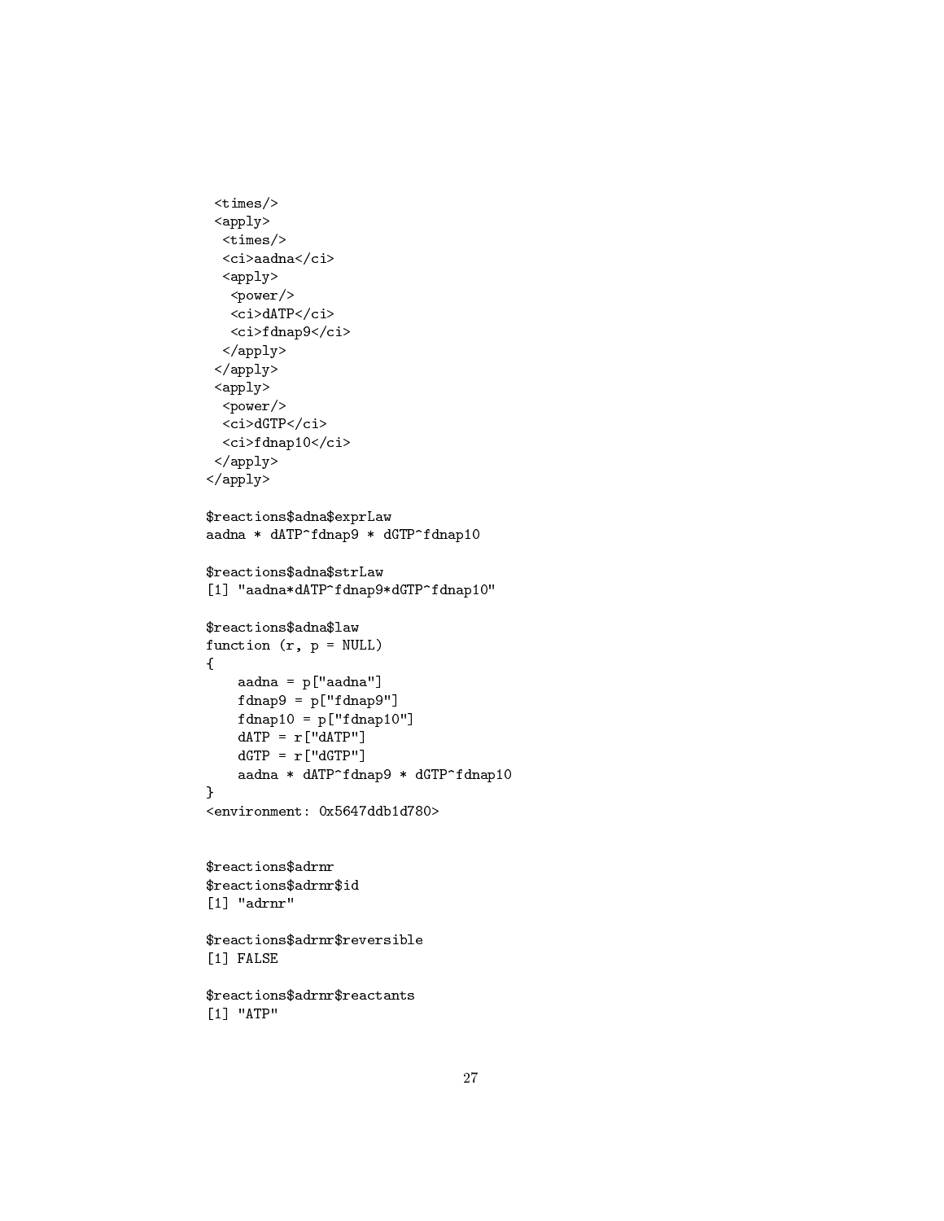```
 <times/>
 <apply>
  <times/>
  <ci>aadna</ci>
  <apply>
   <power/>
   <ci>dATP</ci>
   <ci>fdnap9</ci>
  </apply>
 </apply>
 <apply>
  <power/>
  <ci>dGTP</ci>
  <ci>fdnap10</ci>
 </apply>
</apply>

$reactions$adna$exprLaw
aadna * dATP^fdnap9 * dGTP^fdnap10

$reactions$adna$strLaw
[1] "aadna*dATP^fdnap9*dGTP^fdnap10"

$reactions$adna$law
function (r, p = NULL)
{
    aadna = p["aadna"]
    fdnap9 = p["fdnap9"]
    fdnap10 = p["fdnap10"]
    dATP = r["dATP"]
    dGTP = r["dGTP"]
    aadna * dATP^fdnap9 * dGTP^fdnap10
}
<environment: 0x5647ddb1d780>


$reactions$adrnr
$reactions$adrnr$id
[1] "adrnr"

$reactions$adrnr$reversible
[1] FALSE

$reactions$adrnr$reactants
[1] "ATP"
```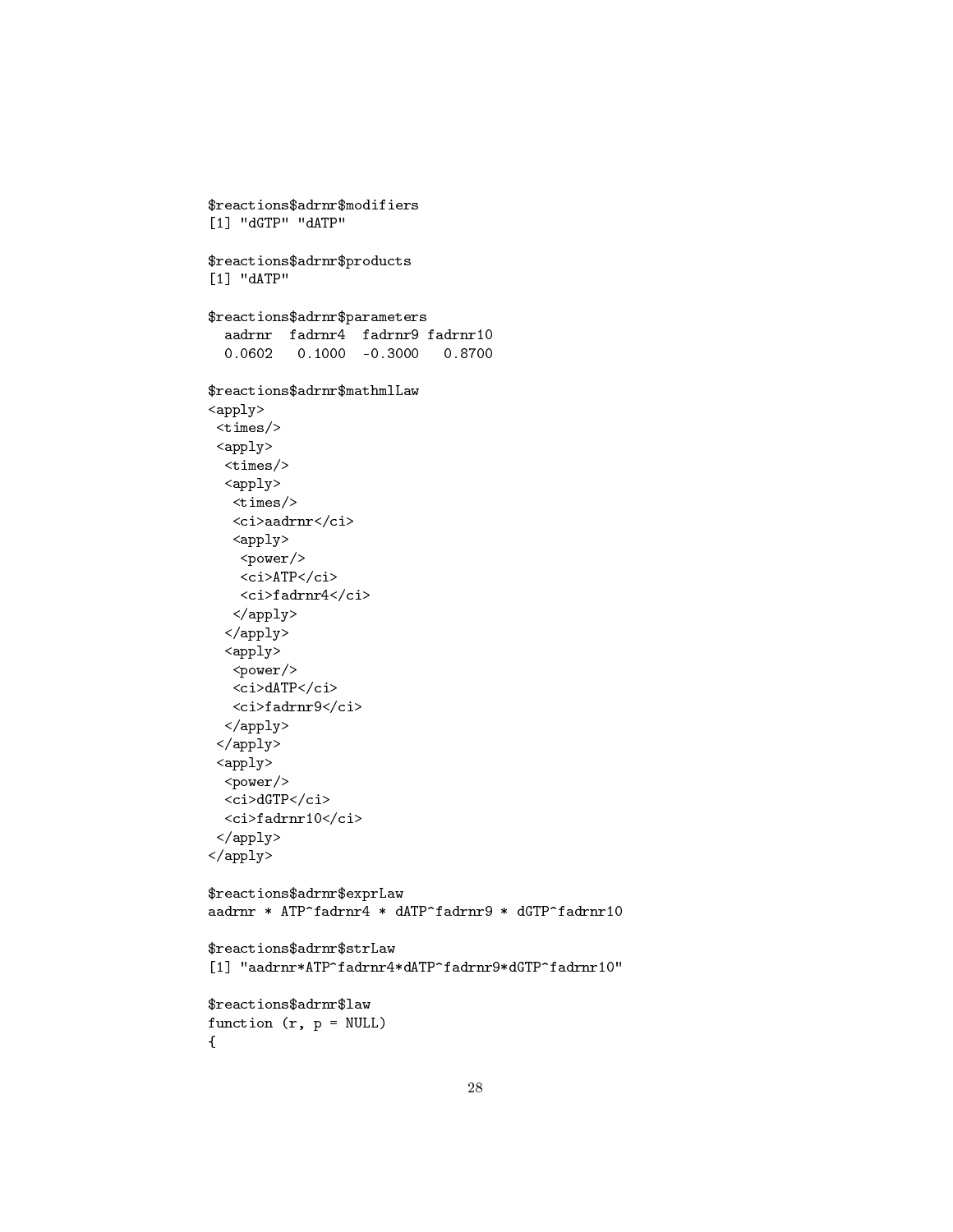```
$reactions$adrnr$modifiers
[1] "dGTP" "dATP"

$reactions$adrnr$products
[1] "dATP"

$reactions$adrnr$parameters
  aadrnr  fadrnr4  fadrnr9 fadrnr10
  0.0602   0.1000  -0.3000   0.8700

$reactions$adrnr$mathmlLaw
<apply>
 <times/>
 <apply>
  <times/>
  <apply>
   <times/>
   <ci>aadrnr</ci>
   <apply>
    <power/>
    <ci>ATP</ci>
    <ci>fadrnr4</ci>
   </apply>
  </apply>
  <apply>
   <power/>
   <ci>dATP</ci>
   <ci>fadrnr9</ci>
  </apply>
 </apply>
 <apply>
  <power/>
  <ci>dGTP</ci>
  <ci>fadrnr10</ci>
 </apply>
</apply>

$reactions$adrnr$exprLaw
aadrnr * ATP^fadrnr4 * dATP^fadrnr9 * dGTP^fadrnr10

$reactions$adrnr$strLaw
[1] "aadrnr*ATP^fadrnr4*dATP^fadrnr9*dGTP^fadrnr10"

$reactions$adrnr$law
function (r, p = NULL)
{
```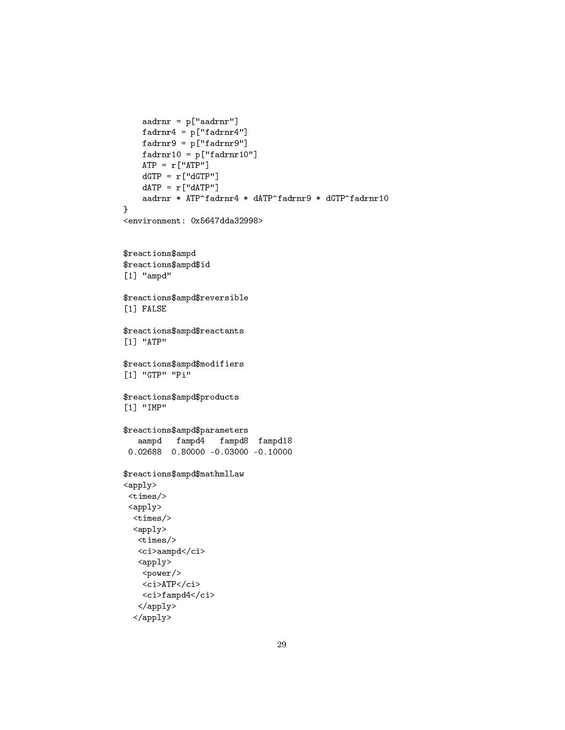```
    aadrnr = p["aadrnr"]
    fadrnr4 = p["fadrnr4"]
    fadrnr9 = p["fadrnr9"]
    fadrnr10 = p["fadrnr10"]
    ATP = r["ATP"]
    dGTP = r["dGTP"]
    dATP = r["dATP"]
    aadrnr * ATP^fadrnr4 * dATP^fadrnr9 * dGTP^fadrnr10
}
<environment: 0x5647dda32998>


$reactions$ampd
$reactions$ampd$id
[1] "ampd"

$reactions$ampd$reversible
[1] FALSE

$reactions$ampd$reactants
[1] "ATP"

$reactions$ampd$modifiers
[1] "GTP" "Pi"

$reactions$ampd$products
[1] "IMP"

$reactions$ampd$parameters
   aampd   fampd4   fampd8  fampd18
 0.02688  0.80000 -0.03000 -0.10000

$reactions$ampd$mathmlLaw
<apply>
 <times/>
 <apply>
  <times/>
  <apply>
   <times/>
   <ci>aampd</ci>
   <apply>
    <power/>
    <ci>ATP</ci>
    <ci>fampd4</ci>
   </apply>
  </apply>
```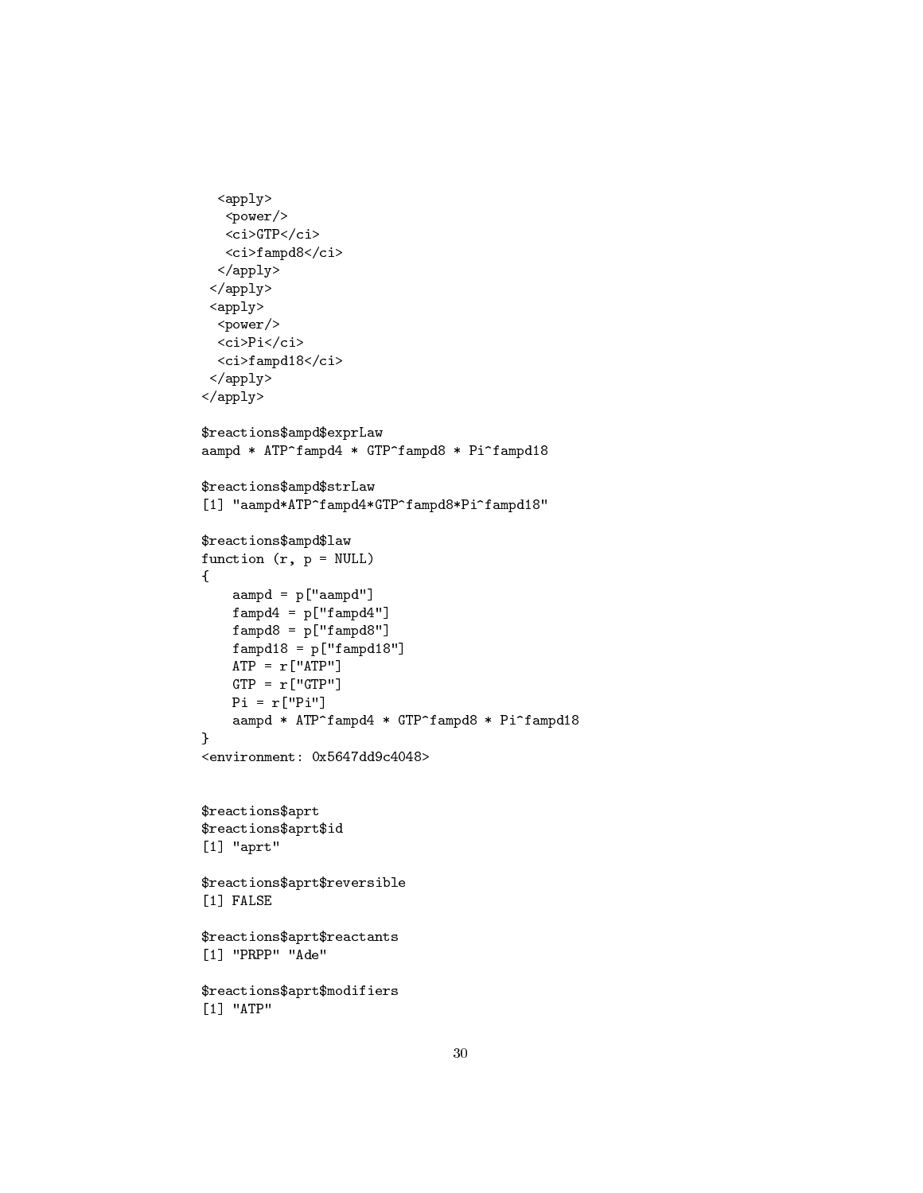```
  <apply>
   <power/>
   <ci>GTP</ci>
   <ci>fampd8</ci>
  </apply>
 </apply>
 <apply>
  <power/>
  <ci>Pi</ci>
  <ci>fampd18</ci>
 </apply>
</apply>

$reactions$ampd$exprLaw
aampd * ATP^fampd4 * GTP^fampd8 * Pi^fampd18

$reactions$ampd$strLaw
[1] "aampd*ATP^fampd4*GTP^fampd8*Pi^fampd18"

$reactions$ampd$law
function (r, p = NULL)
{
    aampd = p["aampd"]
    fampd4 = p["fampd4"]
    fampd8 = p["fampd8"]
    fampd18 = p["fampd18"]
    ATP = r["ATP"]
    GTP = r["GTP"]
    Pi = r["Pi"]
    aampd * ATP^fampd4 * GTP^fampd8 * Pi^fampd18
}
<environment: 0x5647dd9c4048>


$reactions$aprt
$reactions$aprt$id
[1] "aprt"

$reactions$aprt$reversible
[1] FALSE

$reactions$aprt$reactants
[1] "PRPP" "Ade"

$reactions$aprt$modifiers
[1] "ATP"
```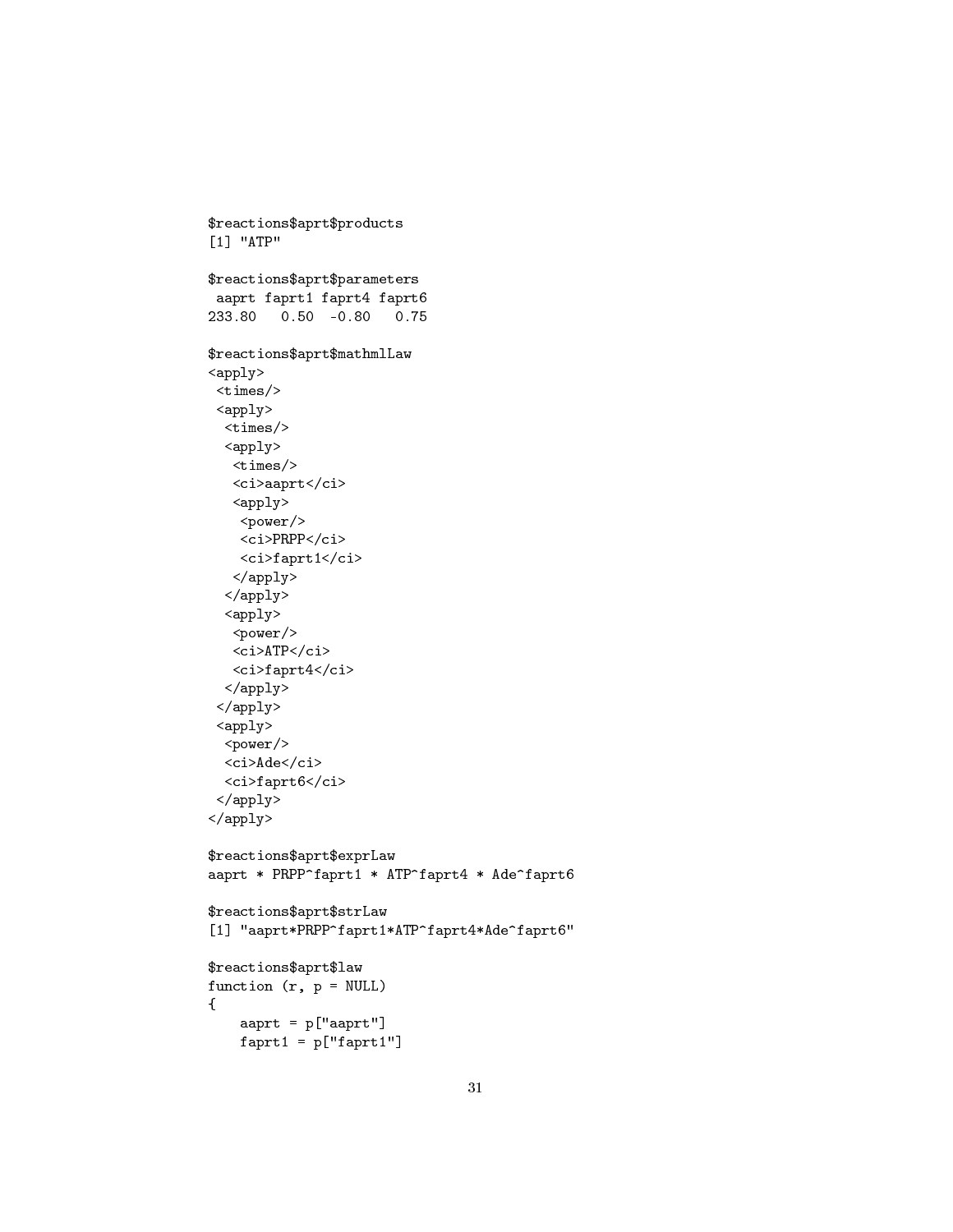```
$reactions$aprt$products
[1] "ATP"

$reactions$aprt$parameters
 aaprt faprt1 faprt4 faprt6
233.80   0.50  -0.80   0.75

$reactions$aprt$mathmlLaw
<apply>
 <times/>
 <apply>
  <times/>
  <apply>
   <times/>
   <ci>aaprt</ci>
   <apply>
    <power/>
    <ci>PRPP</ci>
    <ci>faprt1</ci>
   </apply>
  </apply>
  <apply>
   <power/>
   <ci>ATP</ci>
   <ci>faprt4</ci>
  </apply>
 </apply>
 <apply>
  <power/>
  <ci>Ade</ci>
  <ci>faprt6</ci>
 </apply>
</apply>

$reactions$aprt$exprLaw
aaprt * PRPP^faprt1 * ATP^faprt4 * Ade^faprt6

$reactions$aprt$strLaw
[1] "aaprt*PRPP^faprt1*ATP^faprt4*Ade^faprt6"

$reactions$aprt$law
function (r, p = NULL)
{
    aaprt = p["aaprt"]
    faprt1 = p["faprt1"]
```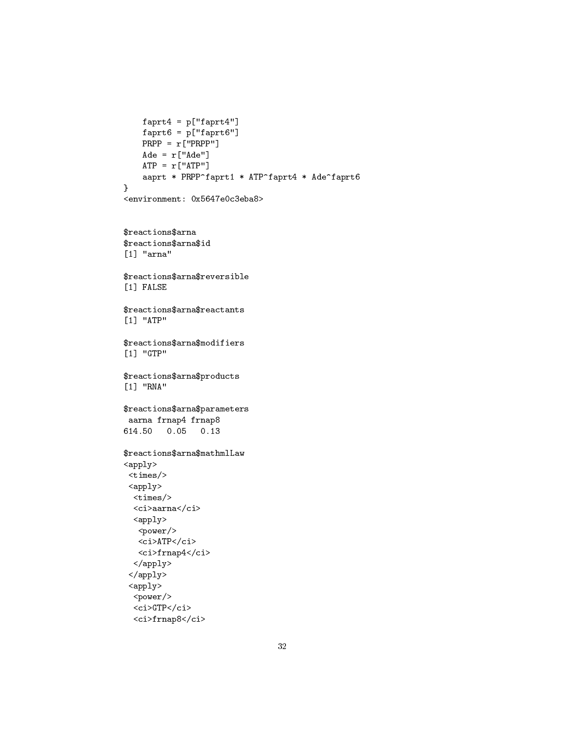```
    faprt4 = p["faprt4"]
    faprt6 = p["faprt6"]
    PRPP = r["PRPP"]
    Ade = r["Ade"]
    ATP = r["ATP"]
    aaprt * PRPP^faprt1 * ATP^faprt4 * Ade^faprt6
}
<environment: 0x5647e0c3eba8>


$reactions$arna
$reactions$arna$id
[1] "arna"

$reactions$arna$reversible
[1] FALSE

$reactions$arna$reactants
[1] "ATP"

$reactions$arna$modifiers
[1] "GTP"

$reactions$arna$products
[1] "RNA"

$reactions$arna$parameters
 aarna frnap4 frnap8
614.50   0.05   0.13

$reactions$arna$mathmlLaw
<apply>
 <times/>
 <apply>
  <times/>
  <ci>aarna</ci>
  <apply>
   <power/>
   <ci>ATP</ci>
   <ci>frnap4</ci>
  </apply>
 </apply>
 <apply>
  <power/>
  <ci>GTP</ci>
  <ci>frnap8</ci>
```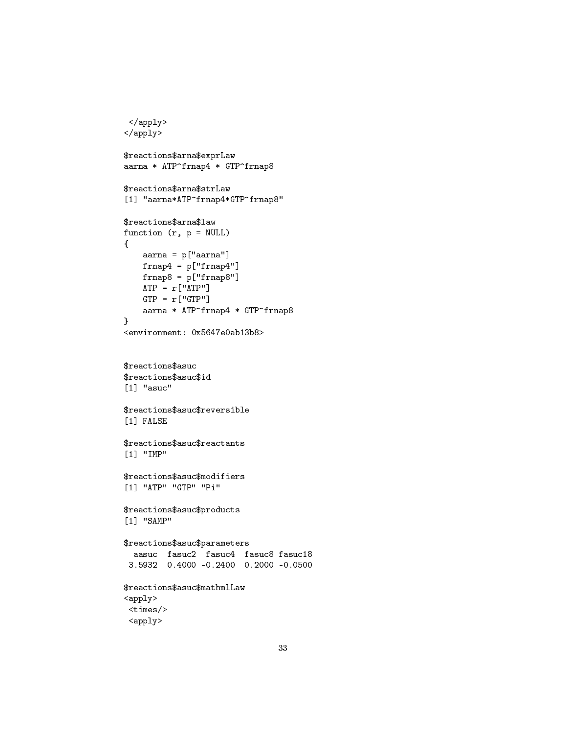```
 </apply>
</apply>

$reactions$arna$exprLaw
aarna * ATP^frnap4 * GTP^frnap8

$reactions$arna$strLaw
[1] "aarna*ATP^frnap4*GTP^frnap8"

$reactions$arna$law
function (r, p = NULL)
{
    aarna = p["aarna"]
    frnap4 = p["frnap4"]
    frnap8 = p["frnap8"]
    ATP = r["ATP"]
    GTP = r["GTP"]
    aarna * ATP^frnap4 * GTP^frnap8
}
<environment: 0x5647e0ab13b8>


$reactions$asuc
$reactions$asuc$id
[1] "asuc"

$reactions$asuc$reversible
[1] FALSE

$reactions$asuc$reactants
[1] "IMP"

$reactions$asuc$modifiers
[1] "ATP" "GTP" "Pi"

$reactions$asuc$products
[1] "SAMP"

$reactions$asuc$parameters
  aasuc  fasuc2  fasuc4  fasuc8 fasuc18
 3.5932  0.4000 -0.2400  0.2000 -0.0500

$reactions$asuc$mathmlLaw
<apply>
 <times/>
 <apply>
```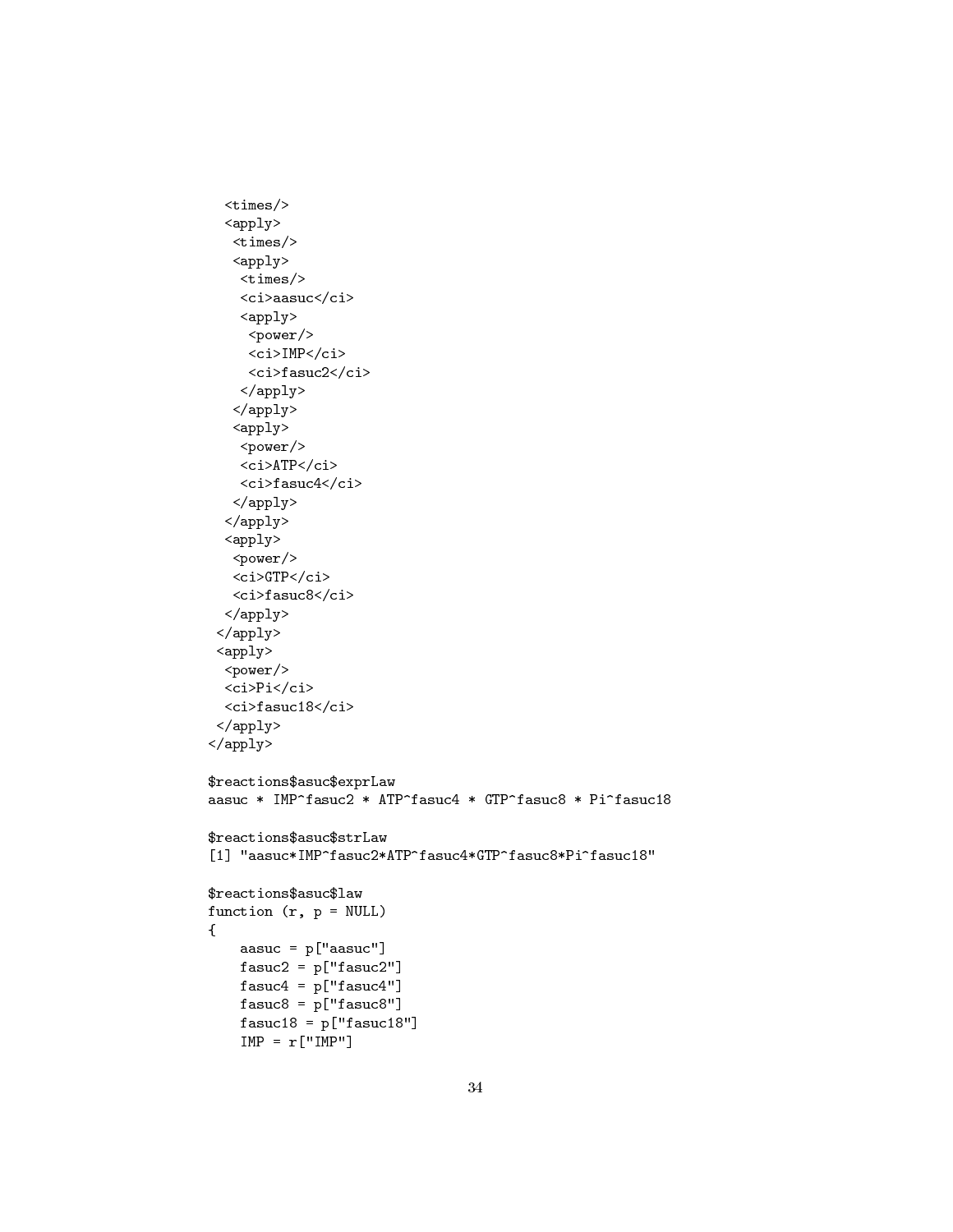```
  <times/>
  <apply>
   <times/>
   <apply>
    <times/>
    <ci>aasuc</ci>
    <apply>
     <power/>
     <ci>IMP</ci>
     <ci>fasuc2</ci>
    </apply>
   </apply>
   <apply>
    <power/>
    <ci>ATP</ci>
    <ci>fasuc4</ci>
   </apply>
  </apply>
  <apply>
   <power/>
   <ci>GTP</ci>
   <ci>fasuc8</ci>
  </apply>
 </apply>
 <apply>
  <power/>
  <ci>Pi</ci>
  <ci>fasuc18</ci>
 </apply>
</apply>

$reactions$asuc$exprLaw
aasuc * IMP^fasuc2 * ATP^fasuc4 * GTP^fasuc8 * Pi^fasuc18

$reactions$asuc$strLaw
[1] "aasuc*IMP^fasuc2*ATP^fasuc4*GTP^fasuc8*Pi^fasuc18"

$reactions$asuc$law
function (r, p = NULL)
{
    aasuc = p["aasuc"]
    fasuc2 = p["fasuc2"]
    fasuc4 = p["fasuc4"]
    fasuc8 = p["fasuc8"]
    fasuc18 = p["fasuc18"]
    IMP = r["IMP"]
```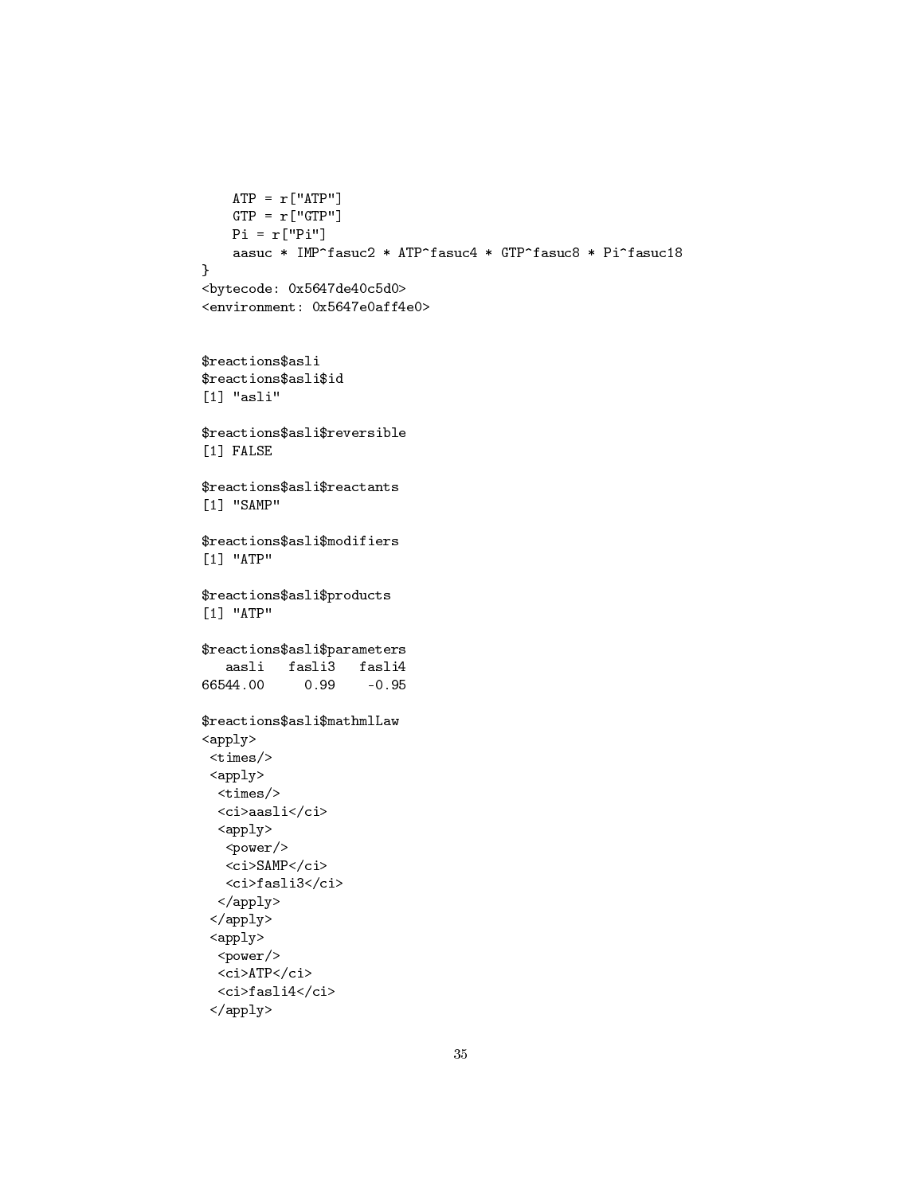```
    ATP = r["ATP"]
    GTP = r["GTP"]
    Pi = r["Pi"]
    aasuc * IMP^fasuc2 * ATP^fasuc4 * GTP^fasuc8 * Pi^fasuc18
}
<bytecode: 0x5647de40c5d0>
<environment: 0x5647e0aff4e0>


$reactions$asli
$reactions$asli$id
[1] "asli"

$reactions$asli$reversible
[1] FALSE

$reactions$asli$reactants
[1] "SAMP"

$reactions$asli$modifiers
[1] "ATP"

$reactions$asli$products
[1] "ATP"

$reactions$asli$parameters
   aasli   fasli3   fasli4
66544.00     0.99    -0.95

$reactions$asli$mathmlLaw
<apply>
 <times/>
 <apply>
  <times/>
  <ci>aasli</ci>
  <apply>
   <power/>
   <ci>SAMP</ci>
   <ci>fasli3</ci>
  </apply>
 </apply>
 <apply>
  <power/>
  <ci>ATP</ci>
  <ci>fasli4</ci>
 </apply>
```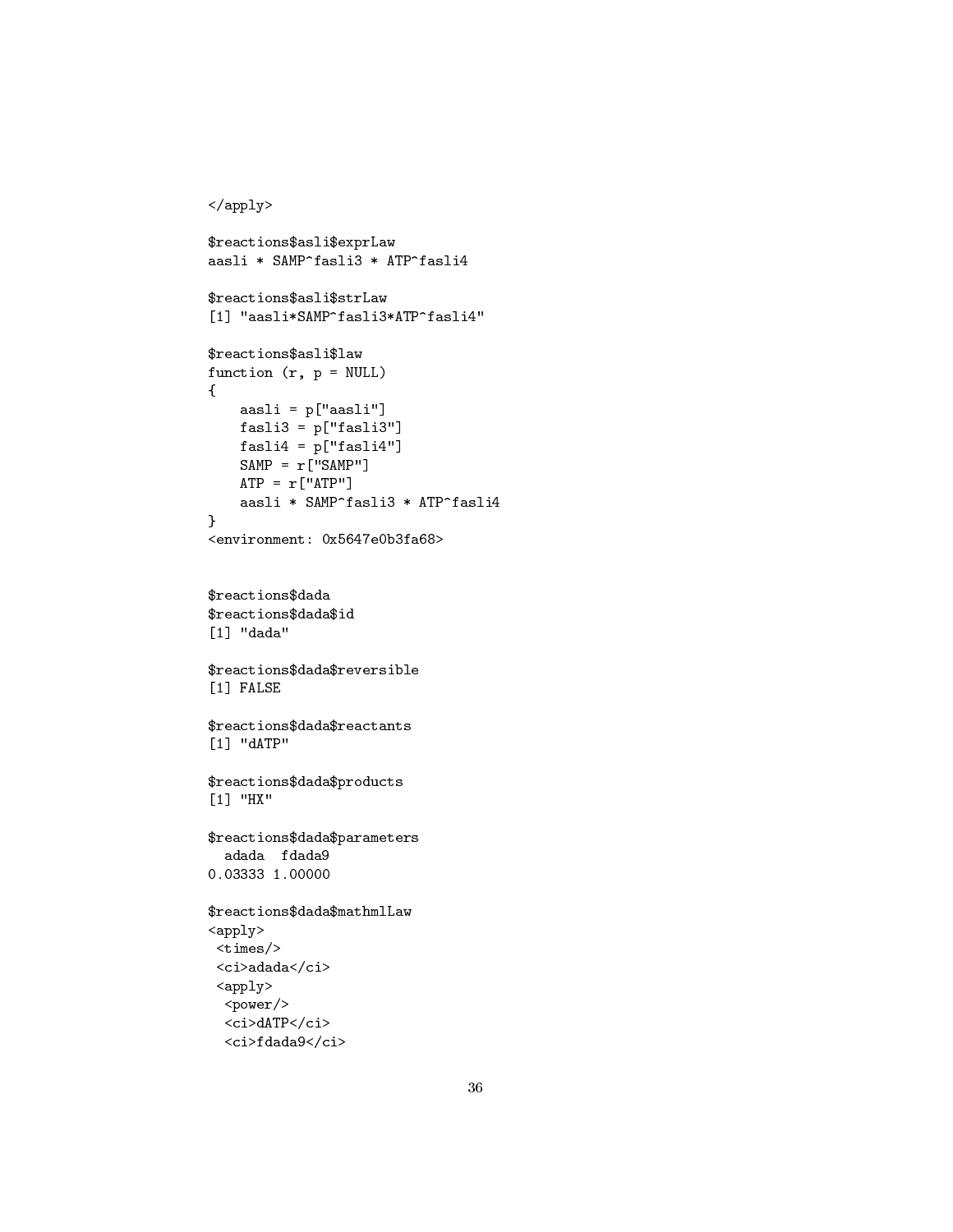```
</apply>

$reactions$asli$exprLaw
aasli * SAMP^fasli3 * ATP^fasli4

$reactions$asli$strLaw
[1] "aasli*SAMP^fasli3*ATP^fasli4"

$reactions$asli$law
function (r, p = NULL)
{
    aasli = p["aasli"]
    fasli3 = p["fasli3"]
    fasli4 = p["fasli4"]
    SAMP = r["SAMP"]
    ATP = r["ATP"]
    aasli * SAMP^fasli3 * ATP^fasli4
}
<environment: 0x5647e0b3fa68>


$reactions$dada
$reactions$dada$id
[1] "dada"

$reactions$dada$reversible
[1] FALSE

$reactions$dada$reactants
[1] "dATP"

$reactions$dada$products
[1] "HX"

$reactions$dada$parameters
  adada  fdada9
0.03333 1.00000

$reactions$dada$mathmlLaw
<apply>
 <times/>
 <ci>adada</ci>
 <apply>
  <power/>
  <ci>dATP</ci>
  <ci>fdada9</ci>
```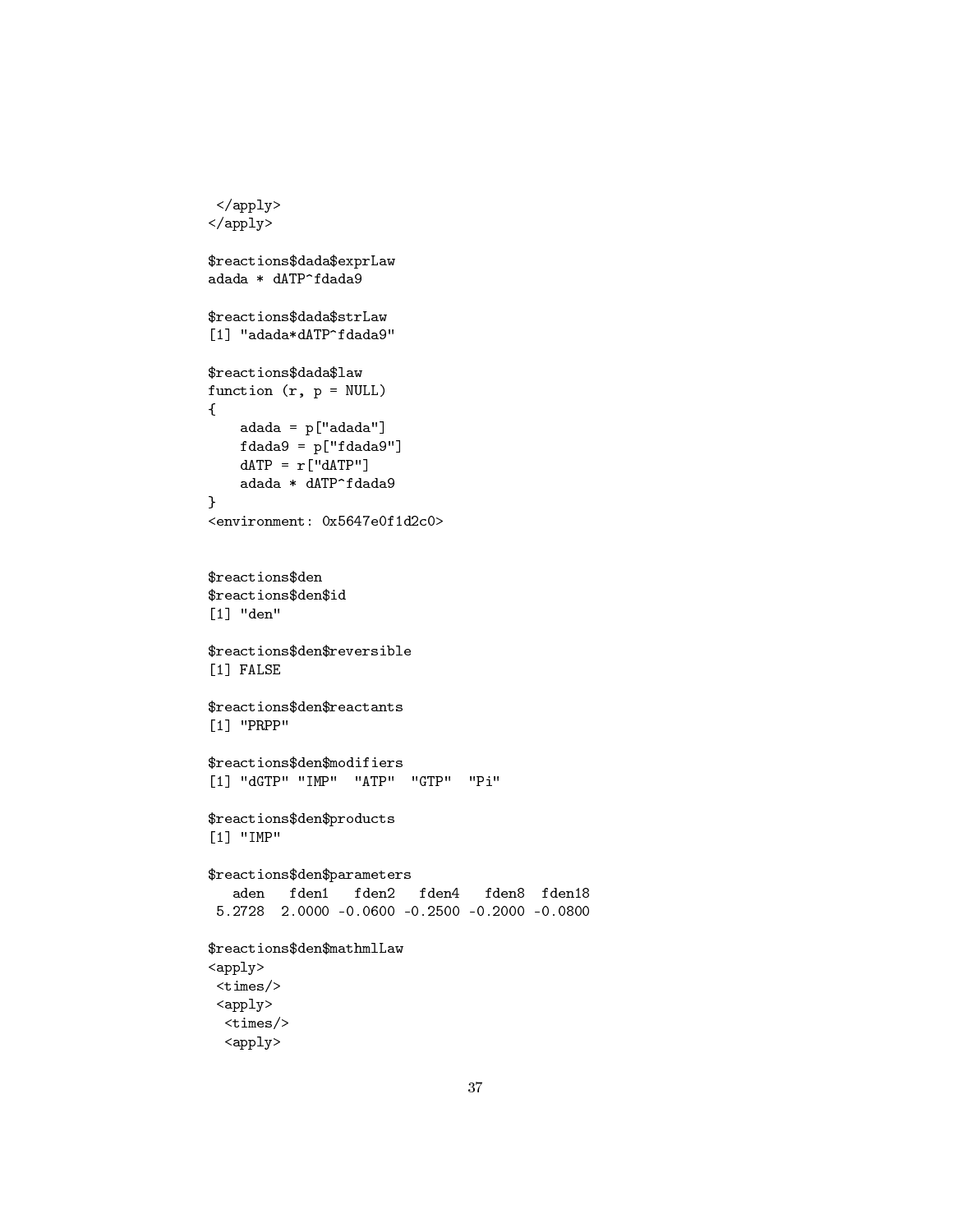```
 </apply>
</apply>

$reactions$dada$exprLaw
adada * dATP^fdada9

$reactions$dada$strLaw
[1] "adada*dATP^fdada9"

$reactions$dada$law
function (r, p = NULL)
{
    adada = p["adada"]
    fdada9 = p["fdada9"]
    dATP = r["dATP"]
    adada * dATP^fdada9
}
<environment: 0x5647e0f1d2c0>


$reactions$den
$reactions$den$id
[1] "den"

$reactions$den$reversible
[1] FALSE

$reactions$den$reactants
[1] "PRPP"

$reactions$den$modifiers
[1] "dGTP" "IMP"  "ATP"  "GTP"  "Pi"

$reactions$den$products
[1] "IMP"

$reactions$den$parameters
   aden   fden1   fden2   fden4   fden8  fden18
 5.2728  2.0000 -0.0600 -0.2500 -0.2000 -0.0800

$reactions$den$mathmlLaw
<apply>
 <times/>
 <apply>
  <times/>
  <apply>
```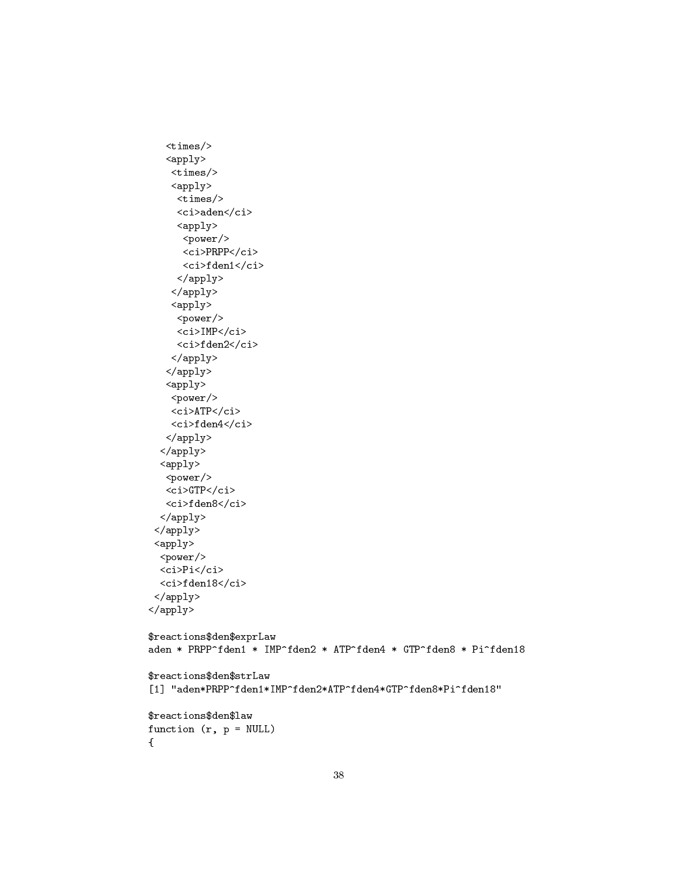```
   <times/>
   <apply>
    <times/>
    <apply>
     <times/>
     <ci>aden</ci>
     <apply>
      <power/>
      <ci>PRPP</ci>
      <ci>fden1</ci>
     </apply>
    </apply>
    <apply>
     <power/>
     <ci>IMP</ci>
     <ci>fden2</ci>
    </apply>
   </apply>
   <apply>
    <power/>
    <ci>ATP</ci>
    <ci>fden4</ci>
   </apply>
  </apply>
  <apply>
   <power/>
   <ci>GTP</ci>
   <ci>fden8</ci>
  </apply>
 </apply>
 <apply>
  <power/>
  <ci>Pi</ci>
  <ci>fden18</ci>
 </apply>
</apply>

$reactions$den$exprLaw
aden * PRPP^fden1 * IMP^fden2 * ATP^fden4 * GTP^fden8 * Pi^fden18

$reactions$den$strLaw
[1] "aden*PRPP^fden1*IMP^fden2*ATP^fden4*GTP^fden8*Pi^fden18"

$reactions$den$law
function (r, p = NULL)
{
```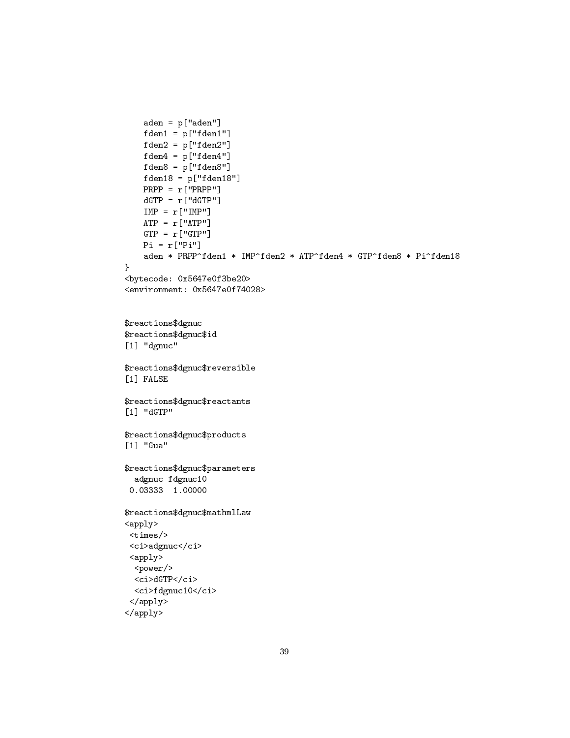```
    aden = p["aden"]
    fden1 = p["fden1"]
    fden2 = p["fden2"]
    fden4 = p["fden4"]
    fden8 = p["fden8"]
    fden18 = p["fden18"]
    PRPP = r["PRPP"]
    dGTP = r["dGTP"]
    IMP = r["IMP"]
    ATP = r["ATP"]
    GTP = r["GTP"]
    Pi = r["Pi"]
    aden * PRPP^fden1 * IMP^fden2 * ATP^fden4 * GTP^fden8 * Pi^fden18
}
<bytecode: 0x5647e0f3be20>
<environment: 0x5647e0f74028>


$reactions$dgnuc
$reactions$dgnuc$id
[1] "dgnuc"

$reactions$dgnuc$reversible
[1] FALSE

$reactions$dgnuc$reactants
[1] "dGTP"

$reactions$dgnuc$products
[1] "Gua"

$reactions$dgnuc$parameters
  adgnuc fdgnuc10
 0.03333  1.00000

$reactions$dgnuc$mathmlLaw
<apply>
 <times/>
 <ci>adgnuc</ci>
 <apply>
  <power/>
  <ci>dGTP</ci>
  <ci>fdgnuc10</ci>
 </apply>
</apply>
```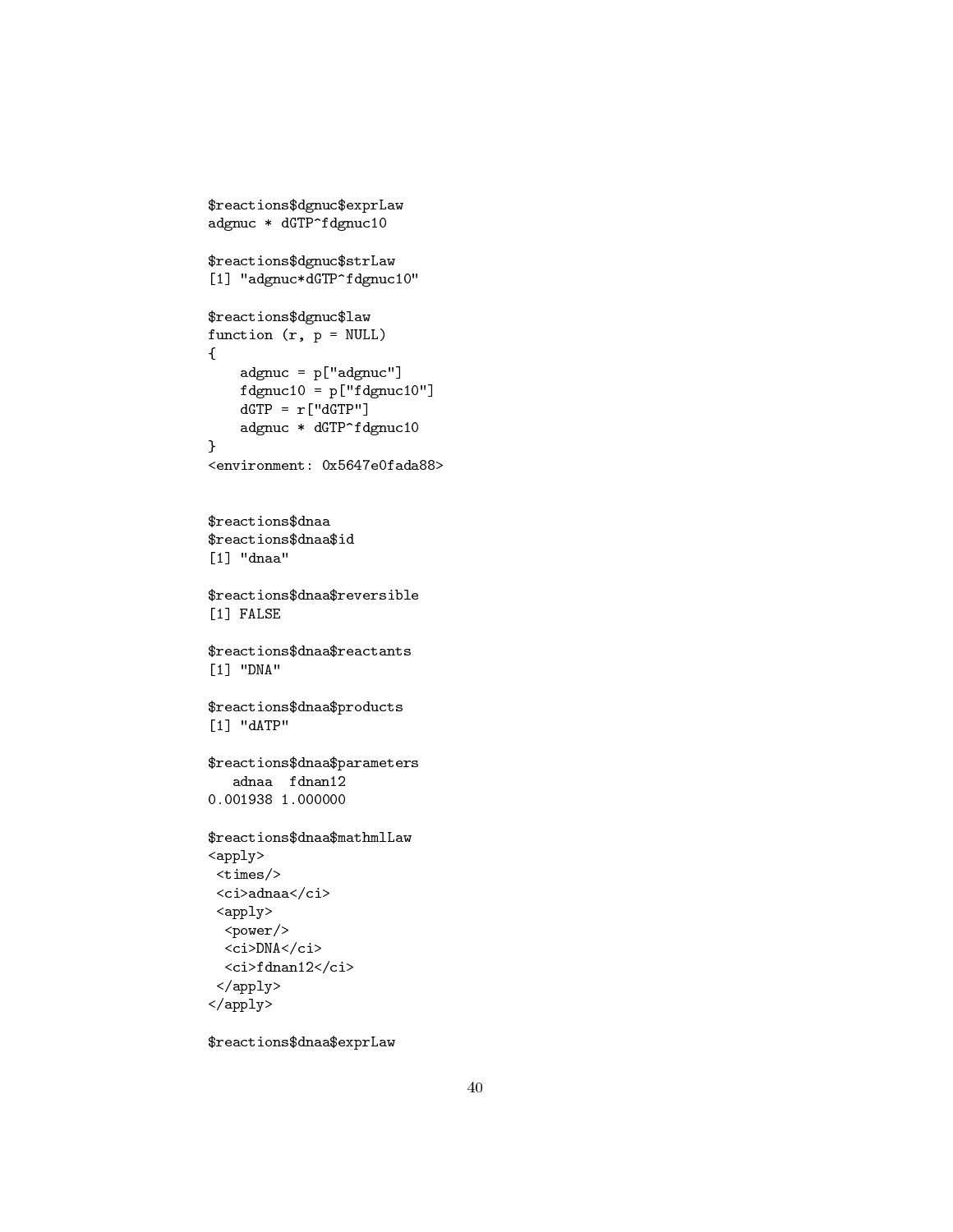```
$reactions$dgnuc$exprLaw
adgnuc * dGTP^fdgnuc10

$reactions$dgnuc$strLaw
[1] "adgnuc*dGTP^fdgnuc10"

$reactions$dgnuc$law
function (r, p = NULL)
{
    adgnuc = p["adgnuc"]
    fdgnuc10 = p["fdgnuc10"]
    dGTP = r["dGTP"]
    adgnuc * dGTP^fdgnuc10
}
<environment: 0x5647e0fada88>


$reactions$dnaa
$reactions$dnaa$id
[1] "dnaa"

$reactions$dnaa$reversible
[1] FALSE

$reactions$dnaa$reactants
[1] "DNA"

$reactions$dnaa$products
[1] "dATP"

$reactions$dnaa$parameters
   adnaa  fdnan12
0.001938 1.000000

$reactions$dnaa$mathmlLaw
<apply>
 <times/>
 <ci>adnaa</ci>
 <apply>
  <power/>
  <ci>DNA</ci>
  <ci>fdnan12</ci>
 </apply>
</apply>

$reactions$dnaa$exprLaw
```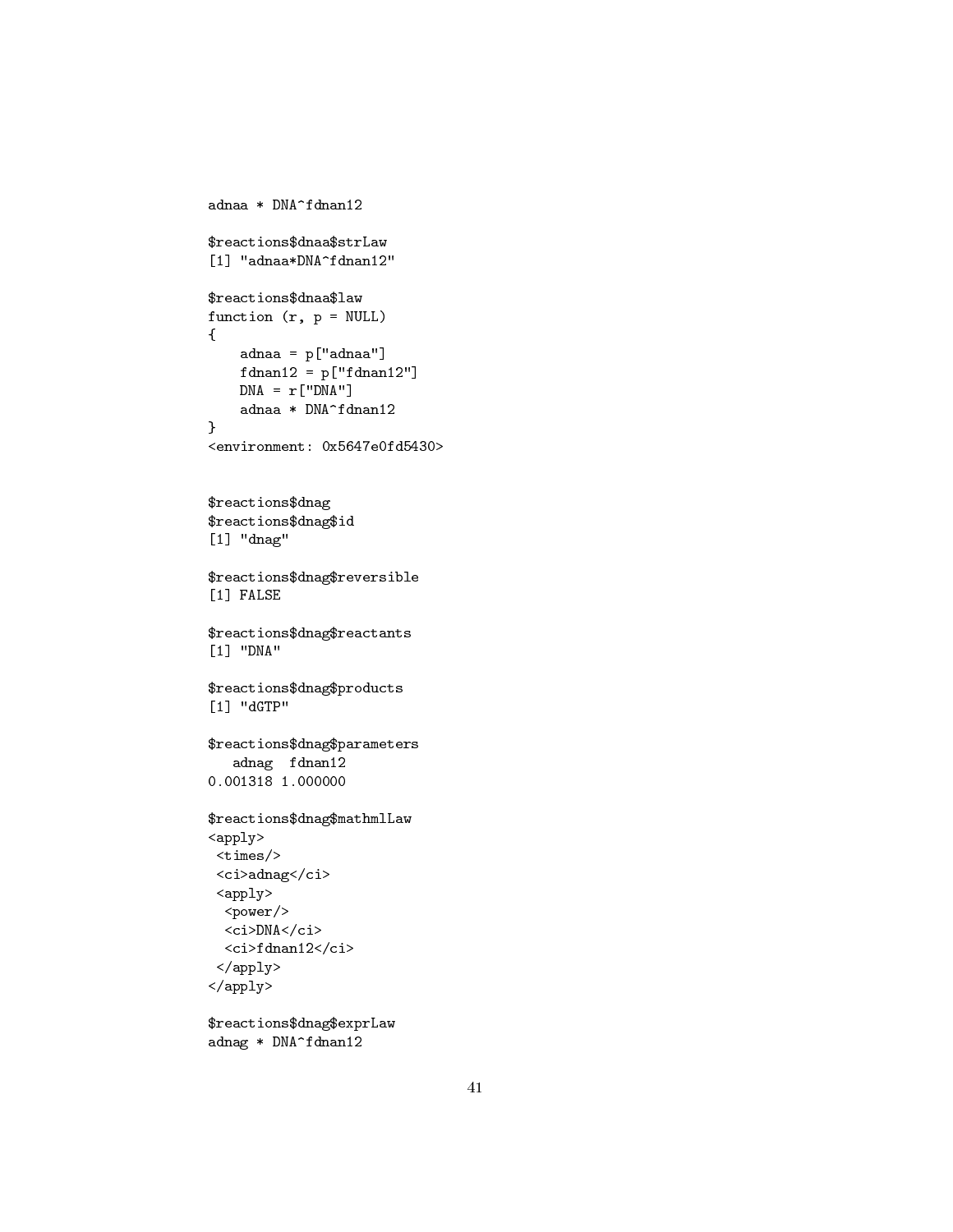```
adnaa * DNA^fdnan12

$reactions$dnaa$strLaw
[1] "adnaa*DNA^fdnan12"

$reactions$dnaa$law
function (r, p = NULL)
{
    adnaa = p["adnaa"]
    fdnan12 = p["fdnan12"]
    DNA = r["DNA"]
    adnaa * DNA^fdnan12
}
<environment: 0x5647e0fd5430>


$reactions$dnag
$reactions$dnag$id
[1] "dnag"

$reactions$dnag$reversible
[1] FALSE

$reactions$dnag$reactants
[1] "DNA"

$reactions$dnag$products
[1] "dGTP"

$reactions$dnag$parameters
   adnag  fdnan12
0.001318 1.000000

$reactions$dnag$mathmlLaw
<apply>
 <times/>
 <ci>adnag</ci>
 <apply>
  <power/>
  <ci>DNA</ci>
  <ci>fdnan12</ci>
 </apply>
</apply>

$reactions$dnag$exprLaw
adnag * DNA^fdnan12
```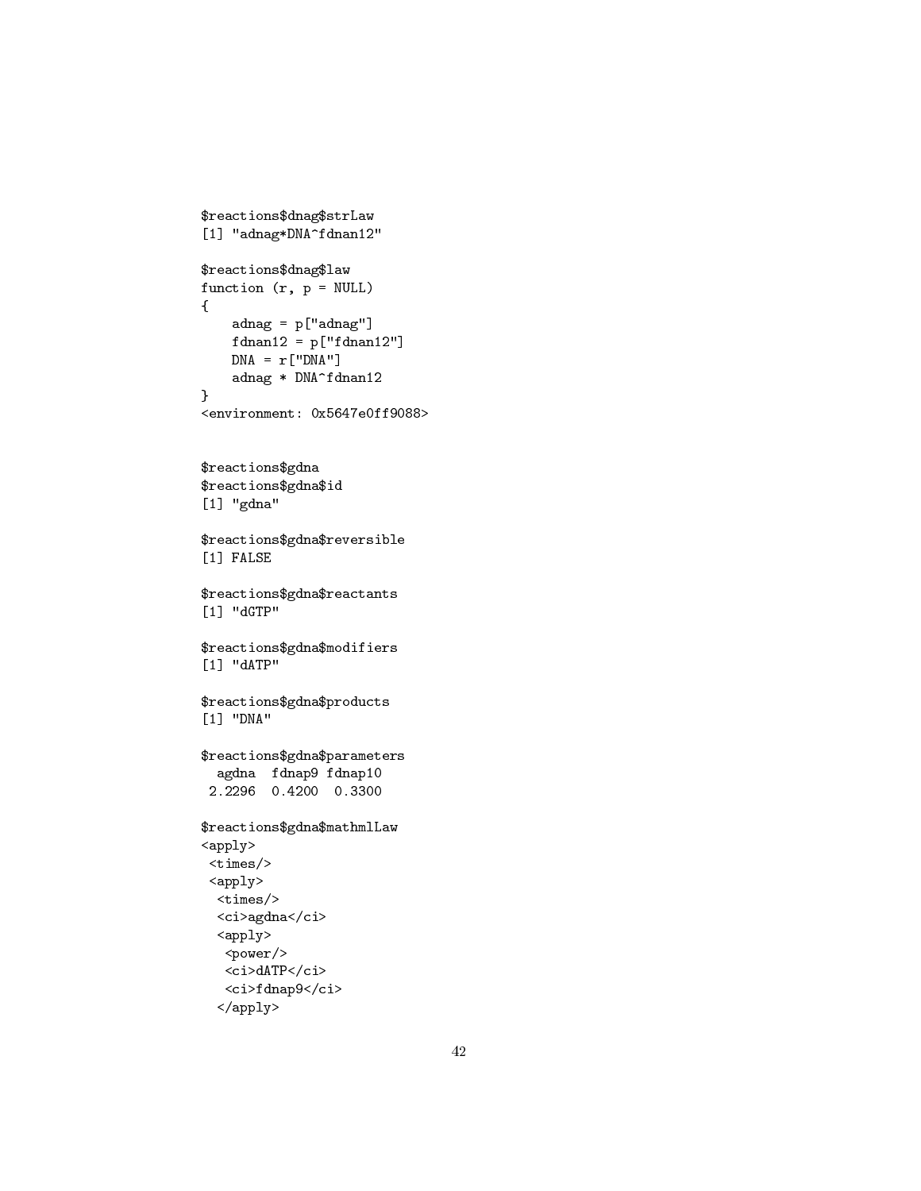```
$reactions$dnag$strLaw
[1] "adnag*DNA^fdnan12"

$reactions$dnag$law
function (r, p = NULL)
{
    adnag = p["adnag"]
    fdnan12 = p["fdnan12"]
    DNA = r["DNA"]
    adnag * DNA^fdnan12
}
<environment: 0x5647e0ff9088>


$reactions$gdna
$reactions$gdna$id
[1] "gdna"

$reactions$gdna$reversible
[1] FALSE

$reactions$gdna$reactants
[1] "dGTP"

$reactions$gdna$modifiers
[1] "dATP"

$reactions$gdna$products
[1] "DNA"

$reactions$gdna$parameters
  agdna  fdnap9 fdnap10
 2.2296  0.4200  0.3300

$reactions$gdna$mathmlLaw
<apply>
 <times/>
 <apply>
  <times/>
  <ci>agdna</ci>
  <apply>
   <power/>
   <ci>dATP</ci>
   <ci>fdnap9</ci>
  </apply>
```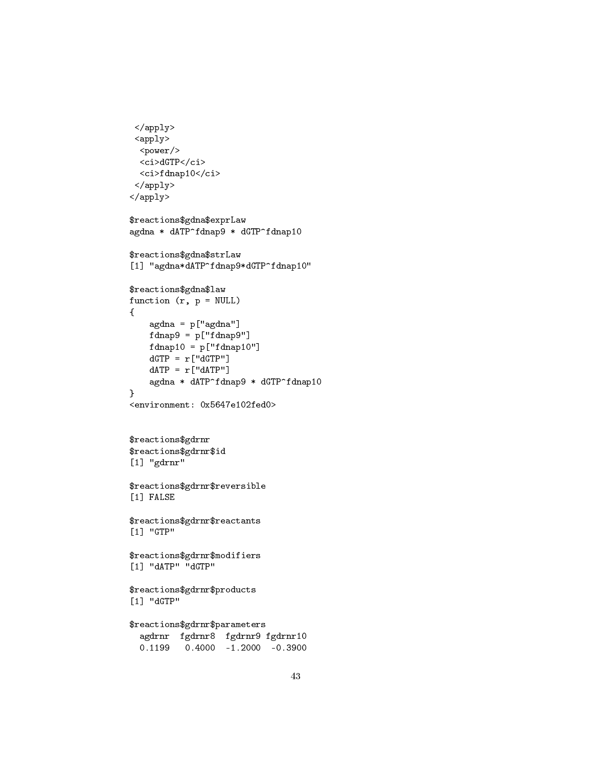```
 </apply>
 <apply>
  <power/>
  <ci>dGTP</ci>
  <ci>fdnap10</ci>
 </apply>
</apply>

$reactions$gdna$exprLaw
agdna * dATP^fdnap9 * dGTP^fdnap10

$reactions$gdna$strLaw
[1] "agdna*dATP^fdnap9*dGTP^fdnap10"

$reactions$gdna$law
function (r, p = NULL)
{
    agdna = p["agdna"]
    fdnap9 = p["fdnap9"]
    fdnap10 = p["fdnap10"]
    dGTP = r["dGTP"]
    dATP = r["dATP"]
    agdna * dATP^fdnap9 * dGTP^fdnap10
}
<environment: 0x5647e102fed0>


$reactions$gdrnr
$reactions$gdrnr$id
[1] "gdrnr"

$reactions$gdrnr$reversible
[1] FALSE

$reactions$gdrnr$reactants
[1] "GTP"

$reactions$gdrnr$modifiers
[1] "dATP" "dGTP"

$reactions$gdrnr$products
[1] "dGTP"

$reactions$gdrnr$parameters
  agdrnr  fgdrnr8  fgdrnr9 fgdrnr10
  0.1199   0.4000  -1.2000  -0.3900
```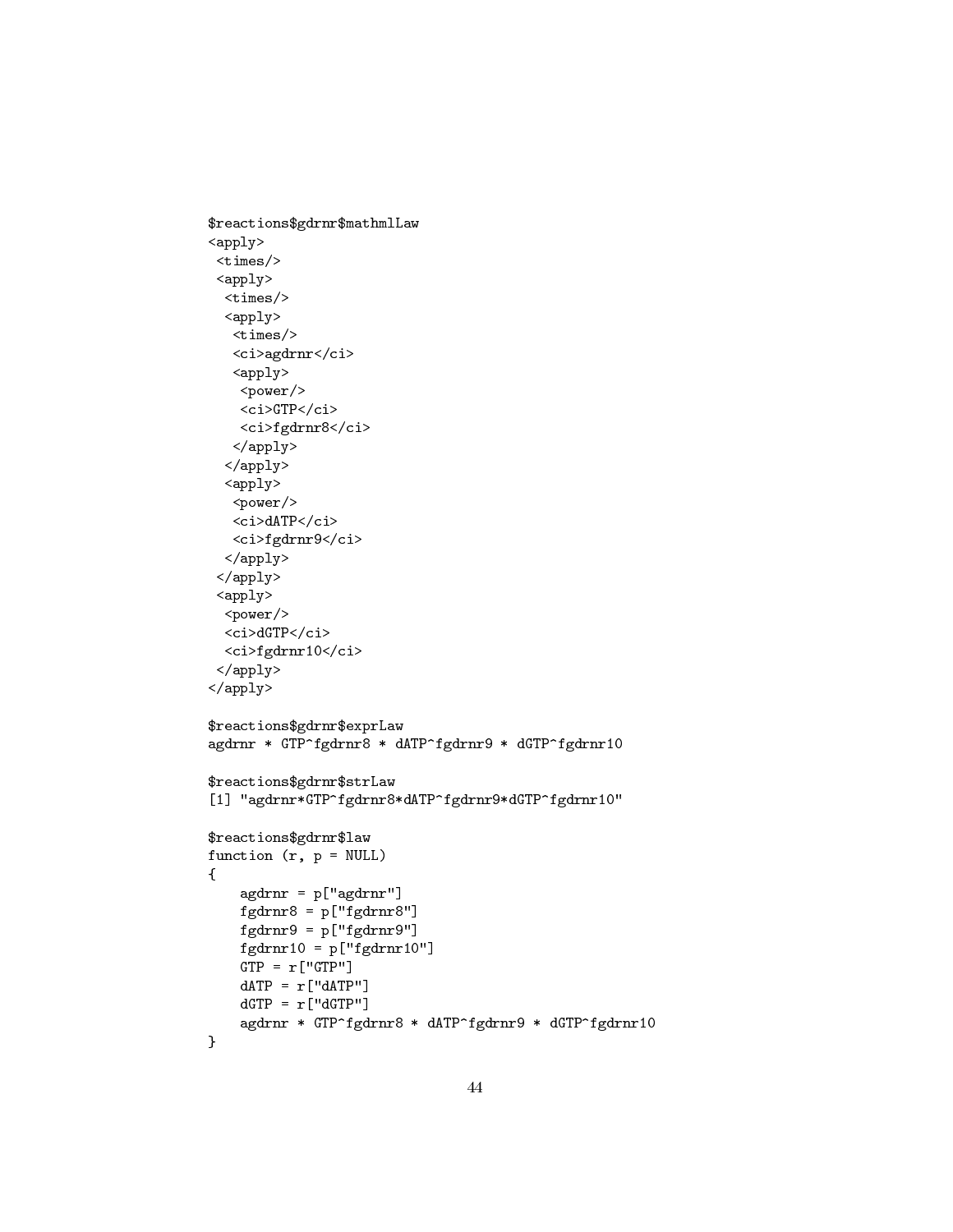```
$reactions$gdrnr$mathmlLaw
<apply>
 <times/>
 <apply>
  <times/>
  <apply>
   <times/>
   <ci>agdrnr</ci>
   <apply>
    <power/>
    <ci>GTP</ci>
    <ci>fgdrnr8</ci>
   </apply>
  </apply>
  <apply>
   <power/>
   <ci>dATP</ci>
   <ci>fgdrnr9</ci>
  </apply>
 </apply>
 <apply>
  <power/>
  <ci>dGTP</ci>
  <ci>fgdrnr10</ci>
 </apply>
</apply>

$reactions$gdrnr$exprLaw
agdrnr * GTP^fgdrnr8 * dATP^fgdrnr9 * dGTP^fgdrnr10

$reactions$gdrnr$strLaw
[1] "agdrnr*GTP^fgdrnr8*dATP^fgdrnr9*dGTP^fgdrnr10"

$reactions$gdrnr$law
function (r, p = NULL)
{
    agdrnr = p["agdrnr"]
    fgdrnr8 = p["fgdrnr8"]
    fgdrnr9 = p["fgdrnr9"]
    fgdrnr10 = p["fgdrnr10"]
    GTP = r["GTP"]
    dATP = r["dATP"]
    dGTP = r["dGTP"]
    agdrnr * GTP^fgdrnr8 * dATP^fgdrnr9 * dGTP^fgdrnr10
}
```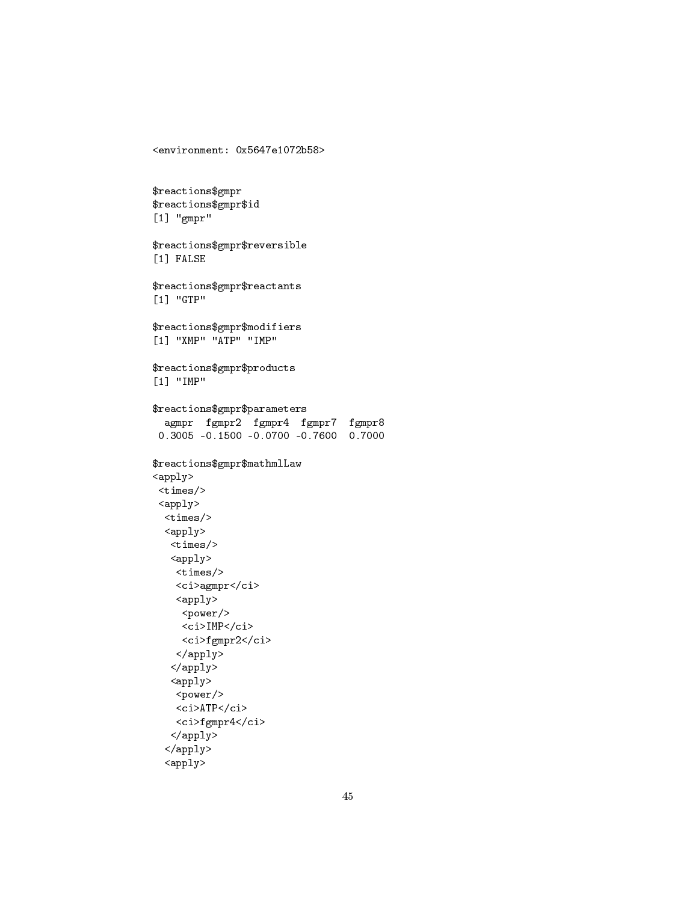```
<environment: 0x5647e1072b58>


$reactions$gmpr
$reactions$gmpr$id
[1] "gmpr"

$reactions$gmpr$reversible
[1] FALSE

$reactions$gmpr$reactants
[1] "GTP"

$reactions$gmpr$modifiers
[1] "XMP" "ATP" "IMP"

$reactions$gmpr$products
[1] "IMP"

$reactions$gmpr$parameters
  agmpr  fgmpr2  fgmpr4  fgmpr7  fgmpr8
 0.3005 -0.1500 -0.0700 -0.7600  0.7000

$reactions$gmpr$mathmlLaw
<apply>
 <times/>
 <apply>
  <times/>
  <apply>
   <times/>
   <apply>
    <times/>
    <ci>agmpr</ci>
    <apply>
     <power/>
     <ci>IMP</ci>
     <ci>fgmpr2</ci>
    </apply>
   </apply>
   <apply>
    <power/>
    <ci>ATP</ci>
    <ci>fgmpr4</ci>
   </apply>
  </apply>
  <apply>
```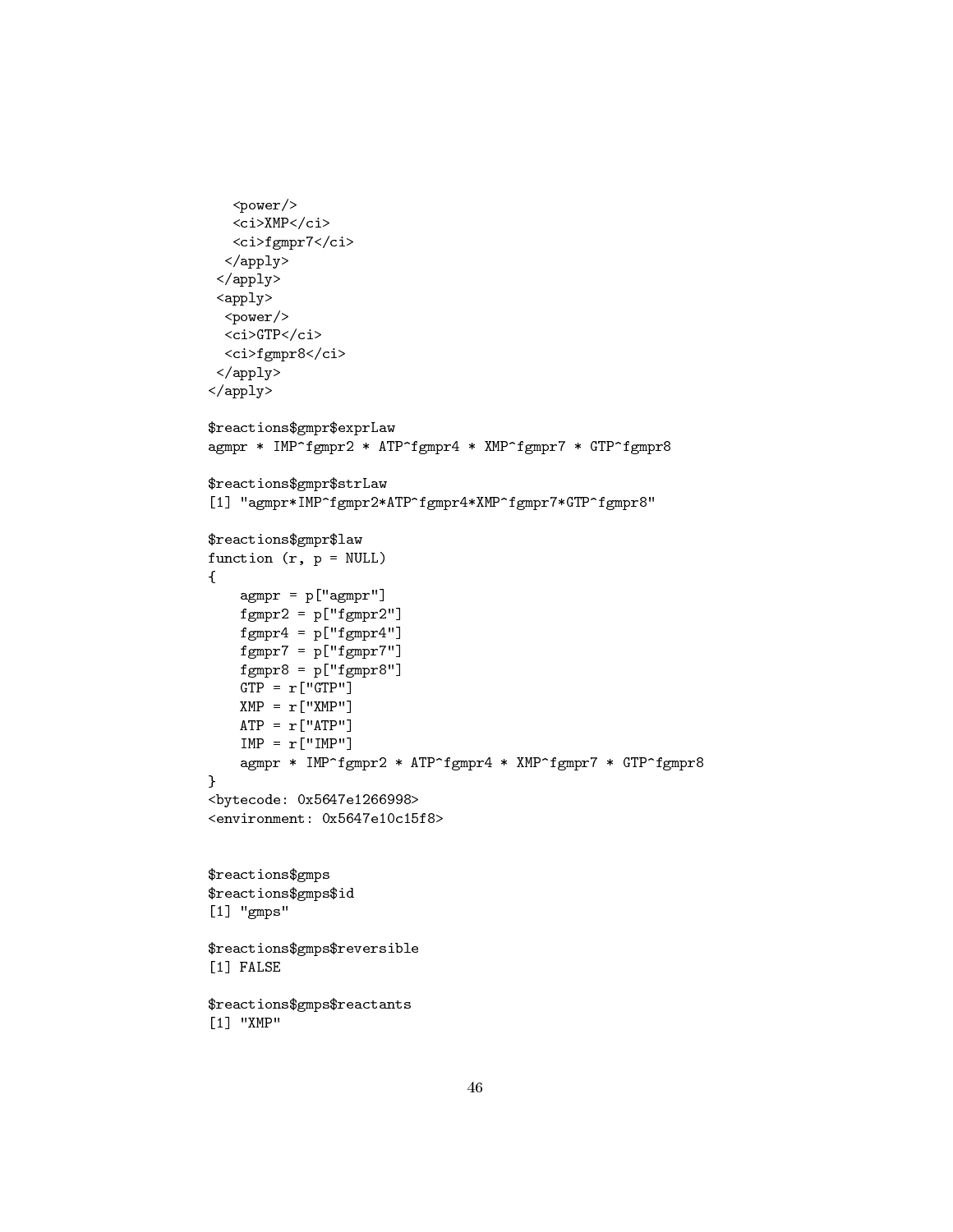```
   <power/>
   <ci>XMP</ci>
   <ci>fgmpr7</ci>
  </apply>
 </apply>
 <apply>
  <power/>
  <ci>GTP</ci>
  <ci>fgmpr8</ci>
 </apply>
</apply>

$reactions$gmpr$exprLaw
agmpr * IMP^fgmpr2 * ATP^fgmpr4 * XMP^fgmpr7 * GTP^fgmpr8

$reactions$gmpr$strLaw
[1] "agmpr*IMP^fgmpr2*ATP^fgmpr4*XMP^fgmpr7*GTP^fgmpr8"

$reactions$gmpr$law
function (r, p = NULL)
{
    agmpr = p["agmpr"]
    fgmpr2 = p["fgmpr2"]
    fgmpr4 = p["fgmpr4"]
    fgmpr7 = p["fgmpr7"]
    fgmpr8 = p["fgmpr8"]
    GTP = r["GTP"]
    XMP = r["XMP"]
    ATP = r["ATP"]
    IMP = r["IMP"]
    agmpr * IMP^fgmpr2 * ATP^fgmpr4 * XMP^fgmpr7 * GTP^fgmpr8
}
<bytecode: 0x5647e1266998>
<environment: 0x5647e10c15f8>


$reactions$gmps
$reactions$gmps$id
[1] "gmps"

$reactions$gmps$reversible
[1] FALSE

$reactions$gmps$reactants
[1] "XMP"
```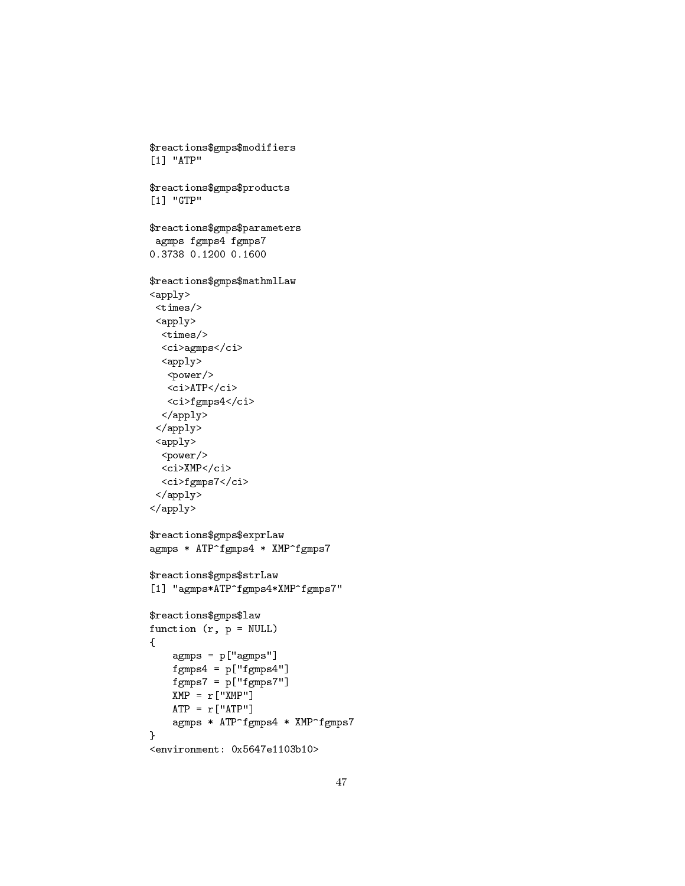```
$reactions$gmps$modifiers
[1] "ATP"

$reactions$gmps$products
[1] "GTP"

$reactions$gmps$parameters
 agmps fgmps4 fgmps7
0.3738 0.1200 0.1600

$reactions$gmps$mathmlLaw
<apply>
 <times/>
 <apply>
  <times/>
  <ci>agmps</ci>
  <apply>
   <power/>
   <ci>ATP</ci>
   <ci>fgmps4</ci>
  </apply>
 </apply>
 <apply>
  <power/>
  <ci>XMP</ci>
  <ci>fgmps7</ci>
 </apply>
</apply>

$reactions$gmps$exprLaw
agmps * ATP^fgmps4 * XMP^fgmps7

$reactions$gmps$strLaw
[1] "agmps*ATP^fgmps4*XMP^fgmps7"

$reactions$gmps$law
function (r, p = NULL)
{
    agmps = p["agmps"]
    fgmps4 = p["fgmps4"]
    fgmps7 = p["fgmps7"]
    XMP = r["XMP"]
    ATP = r["ATP"]
    agmps * ATP^fgmps4 * XMP^fgmps7
}
<environment: 0x5647e1103b10>
```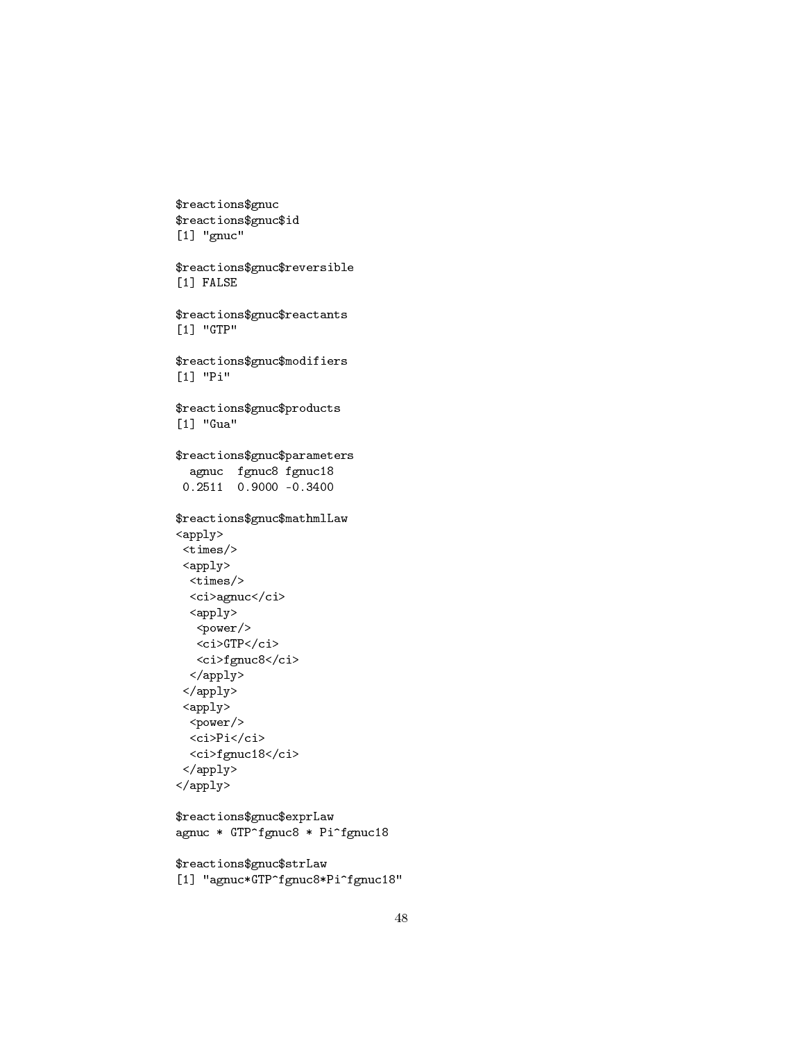```
$reactions$gnuc
$reactions$gnuc$id
[1] "gnuc"

$reactions$gnuc$reversible
[1] FALSE

$reactions$gnuc$reactants
[1] "GTP"

$reactions$gnuc$modifiers
[1] "Pi"

$reactions$gnuc$products
[1] "Gua"

$reactions$gnuc$parameters
  agnuc  fgnuc8 fgnuc18
 0.2511  0.9000 -0.3400

$reactions$gnuc$mathmlLaw
<apply>
 <times/>
 <apply>
  <times/>
  <ci>agnuc</ci>
  <apply>
   <power/>
   <ci>GTP</ci>
   <ci>fgnuc8</ci>
  </apply>
 </apply>
 <apply>
  <power/>
  <ci>Pi</ci>
  <ci>fgnuc18</ci>
 </apply>
</apply>

$reactions$gnuc$exprLaw
agnuc * GTP^fgnuc8 * Pi^fgnuc18

$reactions$gnuc$strLaw
[1] "agnuc*GTP^fgnuc8*Pi^fgnuc18"
```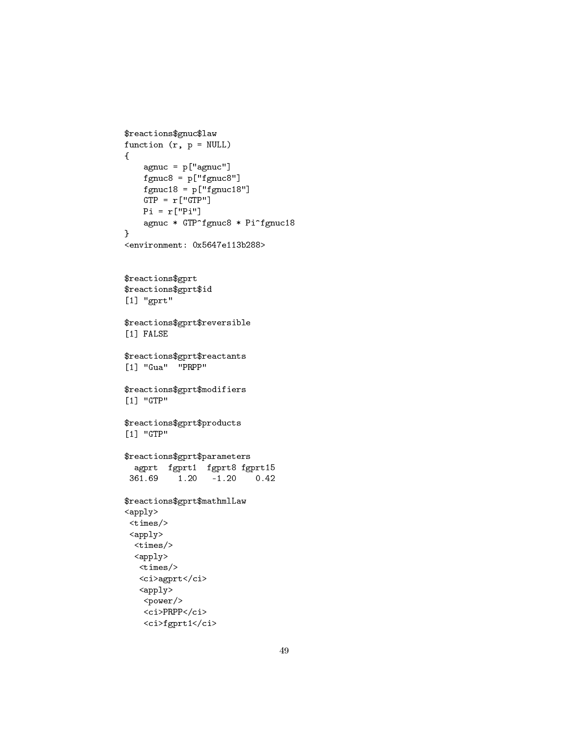```
$reactions$gnuc$law
function (r, p = NULL)
{
    agnuc = p["agnuc"]
    fgnuc8 = p["fgnuc8"]
    fgnuc18 = p["fgnuc18"]
    GTP = r["GTP"]
    Pi = r["Pi"]
    agnuc * GTP^fgnuc8 * Pi^fgnuc18
}
<environment: 0x5647e113b288>


$reactions$gprt
$reactions$gprt$id
[1] "gprt"

$reactions$gprt$reversible
[1] FALSE

$reactions$gprt$reactants
[1] "Gua"  "PRPP"

$reactions$gprt$modifiers
[1] "GTP"

$reactions$gprt$products
[1] "GTP"

$reactions$gprt$parameters
  agprt  fgprt1  fgprt8 fgprt15
 361.69    1.20   -1.20    0.42

$reactions$gprt$mathmlLaw
<apply>
 <times/>
 <apply>
  <times/>
  <apply>
   <times/>
   <ci>agprt</ci>
   <apply>
    <power/>
    <ci>PRPP</ci>
    <ci>fgprt1</ci>
```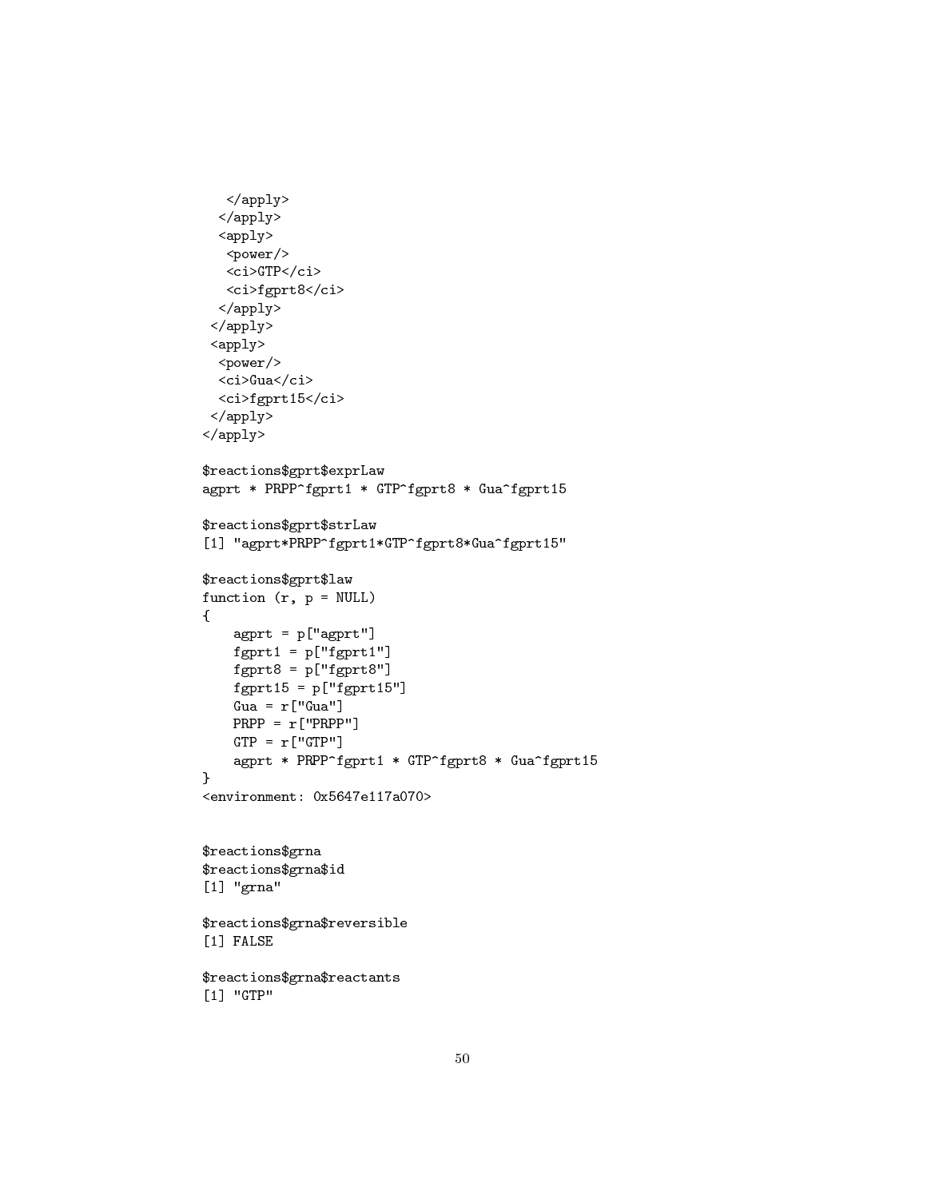```
   </apply>
  </apply>
  <apply>
   <power/>
   <ci>GTP</ci>
   <ci>fgprt8</ci>
  </apply>
 </apply>
 <apply>
  <power/>
  <ci>Gua</ci>
  <ci>fgprt15</ci>
 </apply>
</apply>

$reactions$gprt$exprLaw
agprt * PRPP^fgprt1 * GTP^fgprt8 * Gua^fgprt15

$reactions$gprt$strLaw
[1] "agprt*PRPP^fgprt1*GTP^fgprt8*Gua^fgprt15"

$reactions$gprt$law
function (r, p = NULL)
{
    agprt = p["agprt"]
    fgprt1 = p["fgprt1"]
    fgprt8 = p["fgprt8"]
    fgprt15 = p["fgprt15"]
    Gua = r["Gua"]
    PRPP = r["PRPP"]
    GTP = r["GTP"]
    agprt * PRPP^fgprt1 * GTP^fgprt8 * Gua^fgprt15
}
<environment: 0x5647e117a070>


$reactions$grna
$reactions$grna$id
[1] "grna"

$reactions$grna$reversible
[1] FALSE

$reactions$grna$reactants
[1] "GTP"
```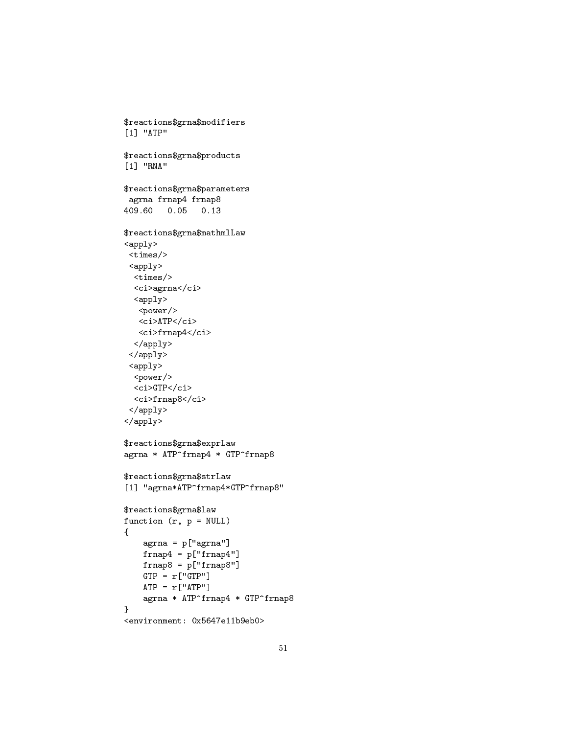```
$reactions$grna$modifiers
[1] "ATP"

$reactions$grna$products
[1] "RNA"

$reactions$grna$parameters
 agrna frnap4 frnap8
409.60   0.05   0.13

$reactions$grna$mathmlLaw
<apply>
 <times/>
 <apply>
  <times/>
  <ci>agrna</ci>
  <apply>
   <power/>
   <ci>ATP</ci>
   <ci>frnap4</ci>
  </apply>
 </apply>
 <apply>
  <power/>
  <ci>GTP</ci>
  <ci>frnap8</ci>
 </apply>
</apply>

$reactions$grna$exprLaw
agrna * ATP^frnap4 * GTP^frnap8

$reactions$grna$strLaw
[1] "agrna*ATP^frnap4*GTP^frnap8"

$reactions$grna$law
function (r, p = NULL)
{
    agrna = p["agrna"]
    frnap4 = p["frnap4"]
    frnap8 = p["frnap8"]
    GTP = r["GTP"]
    ATP = r["ATP"]
    agrna * ATP^frnap4 * GTP^frnap8
}
<environment: 0x5647e11b9eb0>
```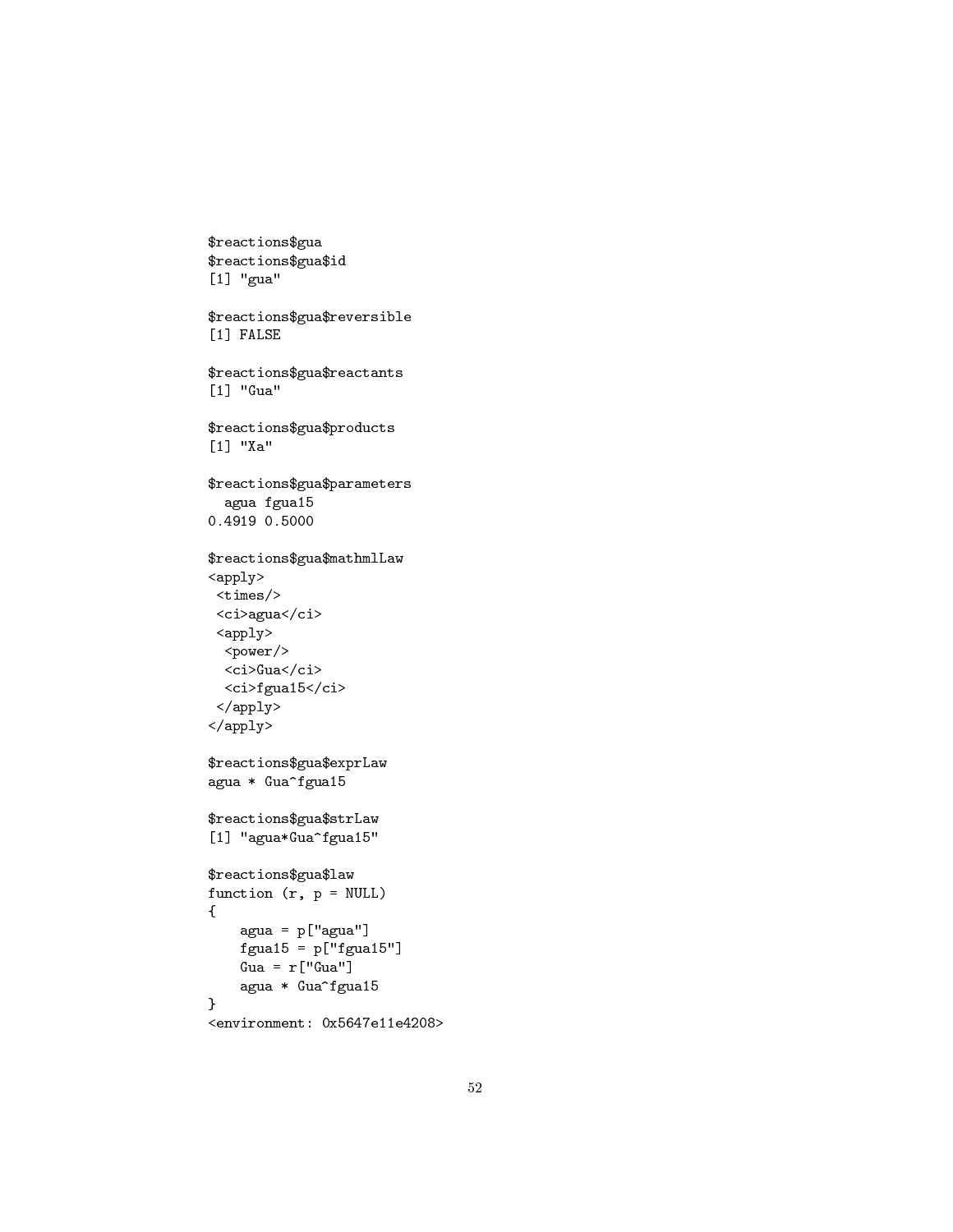```
$reactions$gua
$reactions$gua$id
[1] "gua"

$reactions$gua$reversible
[1] FALSE

$reactions$gua$reactants
[1] "Gua"

$reactions$gua$products
[1] "Xa"

$reactions$gua$parameters
  agua fgua15
0.4919 0.5000

$reactions$gua$mathmlLaw
<apply>
 <times/>
 <ci>agua</ci>
 <apply>
  <power/>
  <ci>Gua</ci>
  <ci>fgua15</ci>
 </apply>
</apply>

$reactions$gua$exprLaw
agua * Gua^fgua15

$reactions$gua$strLaw
[1] "agua*Gua^fgua15"

$reactions$gua$law
function (r, p = NULL)
{
    agua = p["agua"]
    fgua15 = p["fgua15"]
    Gua = r["Gua"]
    agua * Gua^fgua15
}
<environment: 0x5647e11e4208>
```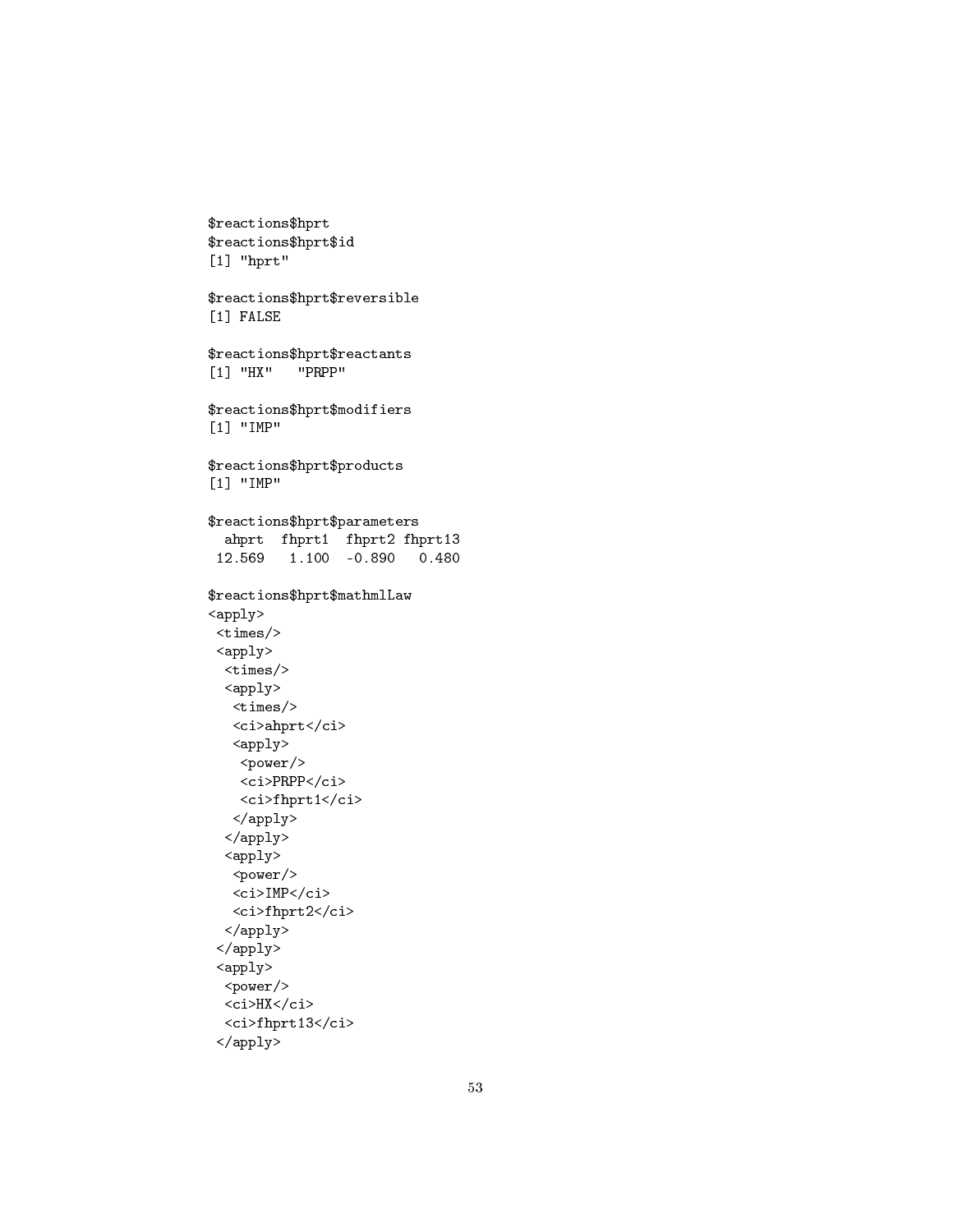```
$reactions$hprt
$reactions$hprt$id
[1] "hprt"

$reactions$hprt$reversible
[1] FALSE

$reactions$hprt$reactants
[1] "HX"   "PRPP"

$reactions$hprt$modifiers
[1] "IMP"

$reactions$hprt$products
[1] "IMP"

$reactions$hprt$parameters
  ahprt  fhprt1  fhprt2 fhprt13
 12.569   1.100  -0.890   0.480

$reactions$hprt$mathmlLaw
<apply>
 <times/>
 <apply>
  <times/>
  <apply>
   <times/>
   <ci>ahprt</ci>
   <apply>
    <power/>
    <ci>PRPP</ci>
    <ci>fhprt1</ci>
   </apply>
  </apply>
  <apply>
   <power/>
   <ci>IMP</ci>
   <ci>fhprt2</ci>
  </apply>
 </apply>
 <apply>
  <power/>
  <ci>HX</ci>
  <ci>fhprt13</ci>
 </apply>
```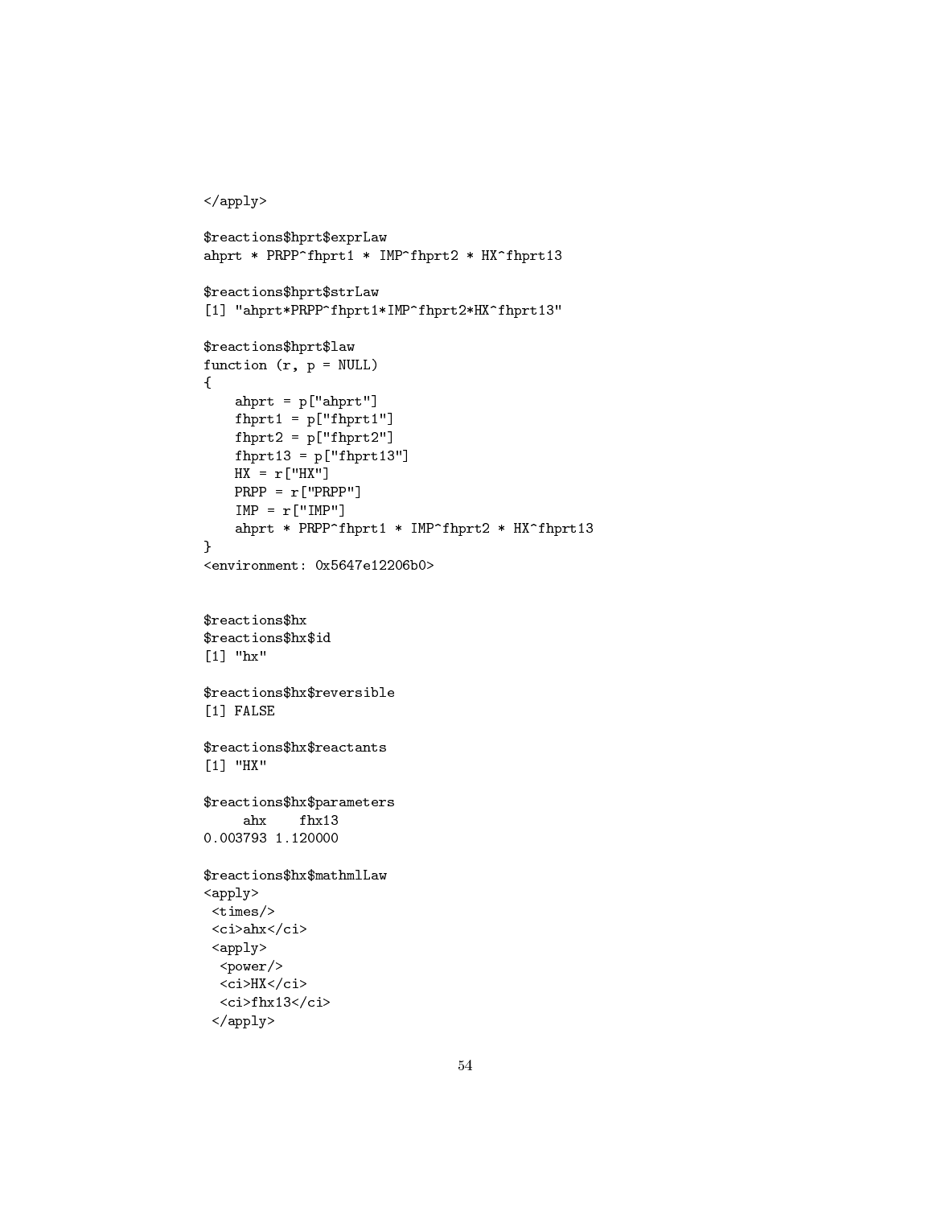```
</apply>

$reactions$hprt$exprLaw
ahprt * PRPP^fhprt1 * IMP^fhprt2 * HX^fhprt13

$reactions$hprt$strLaw
[1] "ahprt*PRPP^fhprt1*IMP^fhprt2*HX^fhprt13"

$reactions$hprt$law
function (r, p = NULL)
{
    ahprt = p["ahprt"]
    fhprt1 = p["fhprt1"]
    fhprt2 = p["fhprt2"]
    fhprt13 = p["fhprt13"]
    HX = r["HX"]
    PRPP = r["PRPP"]
    IMP = r["IMP"]
    ahprt * PRPP^fhprt1 * IMP^fhprt2 * HX^fhprt13
}
<environment: 0x5647e12206b0>


$reactions$hx
$reactions$hx$id
[1] "hx"

$reactions$hx$reversible
[1] FALSE

$reactions$hx$reactants
[1] "HX"

$reactions$hx$parameters
     ahx    fhx13
0.003793 1.120000

$reactions$hx$mathmlLaw
<apply>
 <times/>
 <ci>ahx</ci>
 <apply>
  <power/>
  <ci>HX</ci>
  <ci>fhx13</ci>
 </apply>
```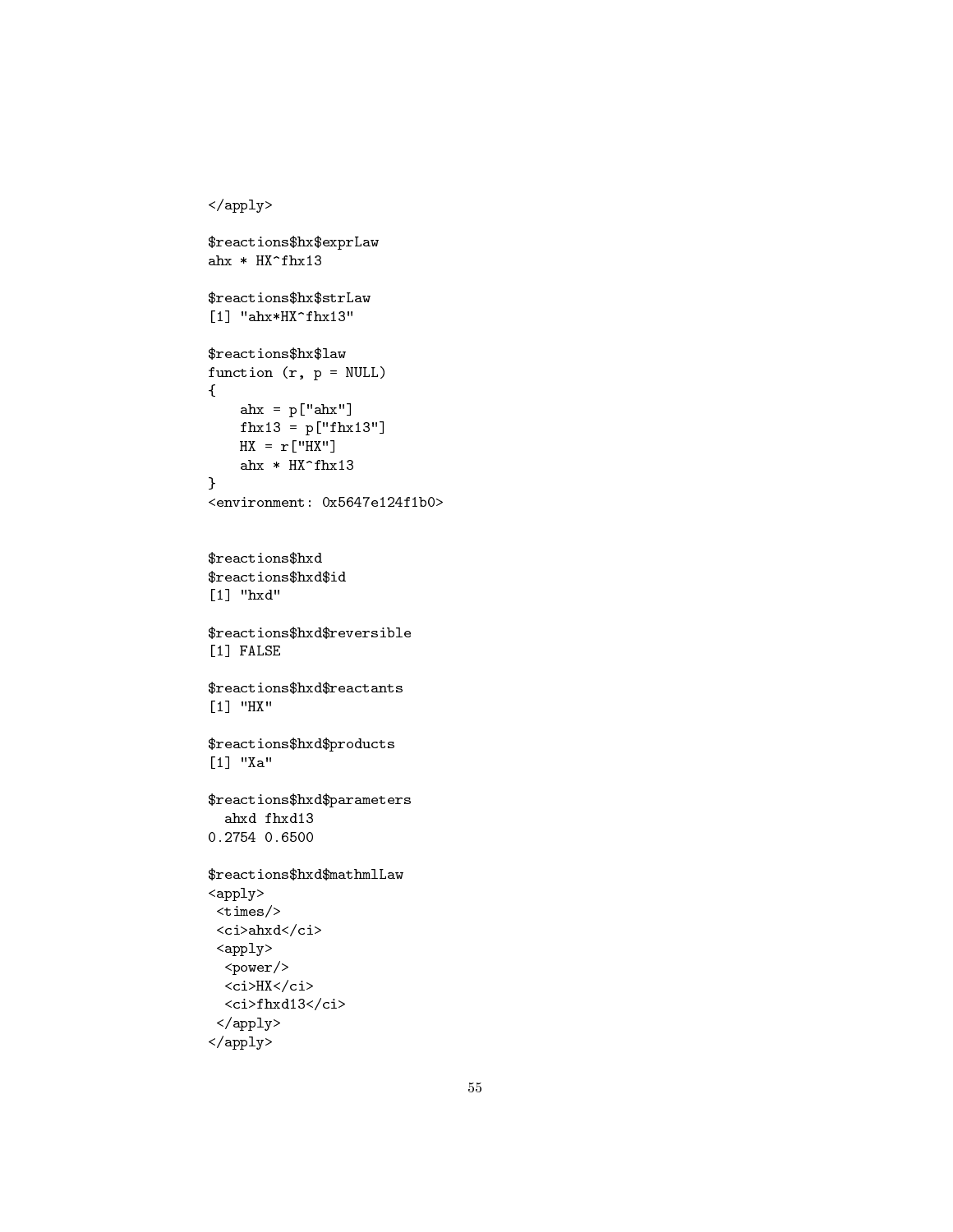```
</apply>

$reactions$hx$exprLaw
ahx * HX^fhx13

$reactions$hx$strLaw
[1] "ahx*HX^fhx13"

$reactions$hx$law
function (r, p = NULL)
{
    ahx = p["ahx"]
    fhx13 = p["fhx13"]
    HX = r["HX"]
    ahx * HX^fhx13
}
<environment: 0x5647e124f1b0>


$reactions$hxd
$reactions$hxd$id
[1] "hxd"

$reactions$hxd$reversible
[1] FALSE

$reactions$hxd$reactants
[1] "HX"

$reactions$hxd$products
[1] "Xa"

$reactions$hxd$parameters
  ahxd fhxd13
0.2754 0.6500

$reactions$hxd$mathmlLaw
<apply>
 <times/>
 <ci>ahxd</ci>
 <apply>
  <power/>
  <ci>HX</ci>
  <ci>fhxd13</ci>
 </apply>
</apply>
```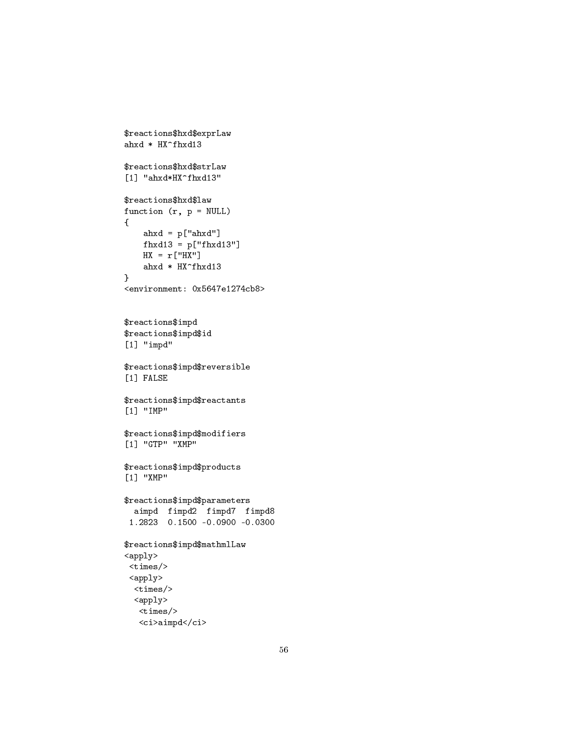```
$reactions$hxd$exprLaw
ahxd * HX^fhxd13

$reactions$hxd$strLaw
[1] "ahxd*HX^fhxd13"

$reactions$hxd$law
function (r, p = NULL)
{
    ahxd = p["ahxd"]
    fhxd13 = p["fhxd13"]
    HX = r["HX"]
    ahxd * HX^fhxd13
}
<environment: 0x5647e1274cb8>


$reactions$impd
$reactions$impd$id
[1] "impd"

$reactions$impd$reversible
[1] FALSE

$reactions$impd$reactants
[1] "IMP"

$reactions$impd$modifiers
[1] "GTP" "XMP"

$reactions$impd$products
[1] "XMP"

$reactions$impd$parameters
  aimpd  fimpd2  fimpd7  fimpd8
 1.2823  0.1500 -0.0900 -0.0300

$reactions$impd$mathmlLaw
<apply>
 <times/>
 <apply>
  <times/>
  <apply>
   <times/>
   <ci>aimpd</ci>
```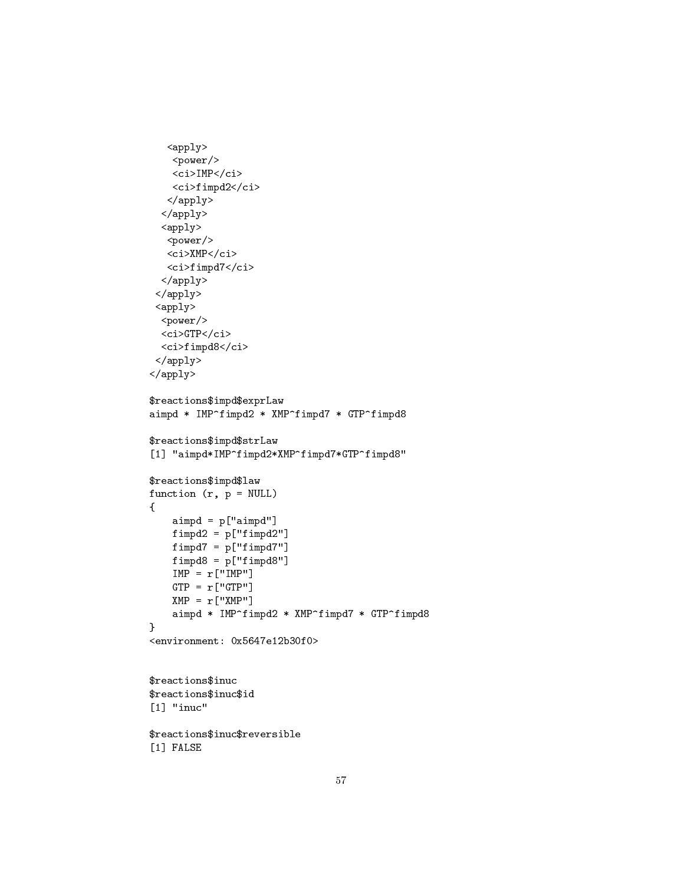```
   <apply>
    <power/>
    <ci>IMP</ci>
    <ci>fimpd2</ci>
   </apply>
  </apply>
  <apply>
   <power/>
   <ci>XMP</ci>
   <ci>fimpd7</ci>
  </apply>
 </apply>
 <apply>
  <power/>
  <ci>GTP</ci>
  <ci>fimpd8</ci>
 </apply>
</apply>

$reactions$impd$exprLaw
aimpd * IMP^fimpd2 * XMP^fimpd7 * GTP^fimpd8

$reactions$impd$strLaw
[1] "aimpd*IMP^fimpd2*XMP^fimpd7*GTP^fimpd8"

$reactions$impd$law
function (r, p = NULL)
{
    aimpd = p["aimpd"]
    fimpd2 = p["fimpd2"]
    fimpd7 = p["fimpd7"]
    fimpd8 = p["fimpd8"]
    IMP = r["IMP"]
    GTP = r["GTP"]
    XMP = r["XMP"]
    aimpd * IMP^fimpd2 * XMP^fimpd7 * GTP^fimpd8
}
<environment: 0x5647e12b30f0>


$reactions$inuc
$reactions$inuc$id
[1] "inuc"

$reactions$inuc$reversible
[1] FALSE
```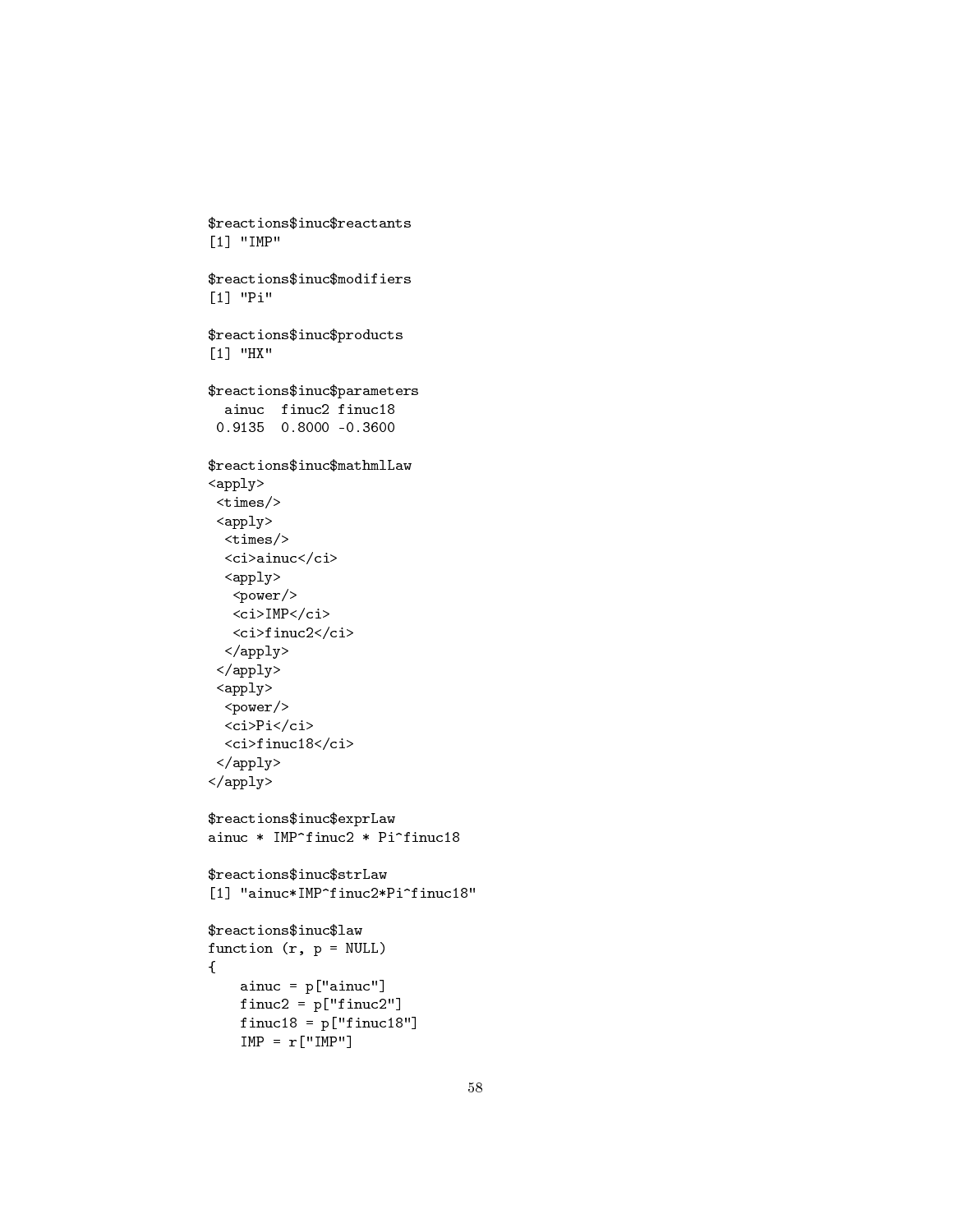```
$reactions$inuc$reactants
[1] "IMP"

$reactions$inuc$modifiers
[1] "Pi"

$reactions$inuc$products
[1] "HX"

$reactions$inuc$parameters
  ainuc  finuc2 finuc18
 0.9135  0.8000 -0.3600

$reactions$inuc$mathmlLaw
<apply>
 <times/>
 <apply>
  <times/>
  <ci>ainuc</ci>
  <apply>
   <power/>
   <ci>IMP</ci>
   <ci>finuc2</ci>
  </apply>
 </apply>
 <apply>
  <power/>
  <ci>Pi</ci>
  <ci>finuc18</ci>
 </apply>
</apply>

$reactions$inuc$exprLaw
ainuc * IMP^finuc2 * Pi^finuc18

$reactions$inuc$strLaw
[1] "ainuc*IMP^finuc2*Pi^finuc18"

$reactions$inuc$law
function (r, p = NULL)
{
    ainuc = p["ainuc"]
    finuc2 = p["finuc2"]
    finuc18 = p["finuc18"]
    IMP = r["IMP"]
```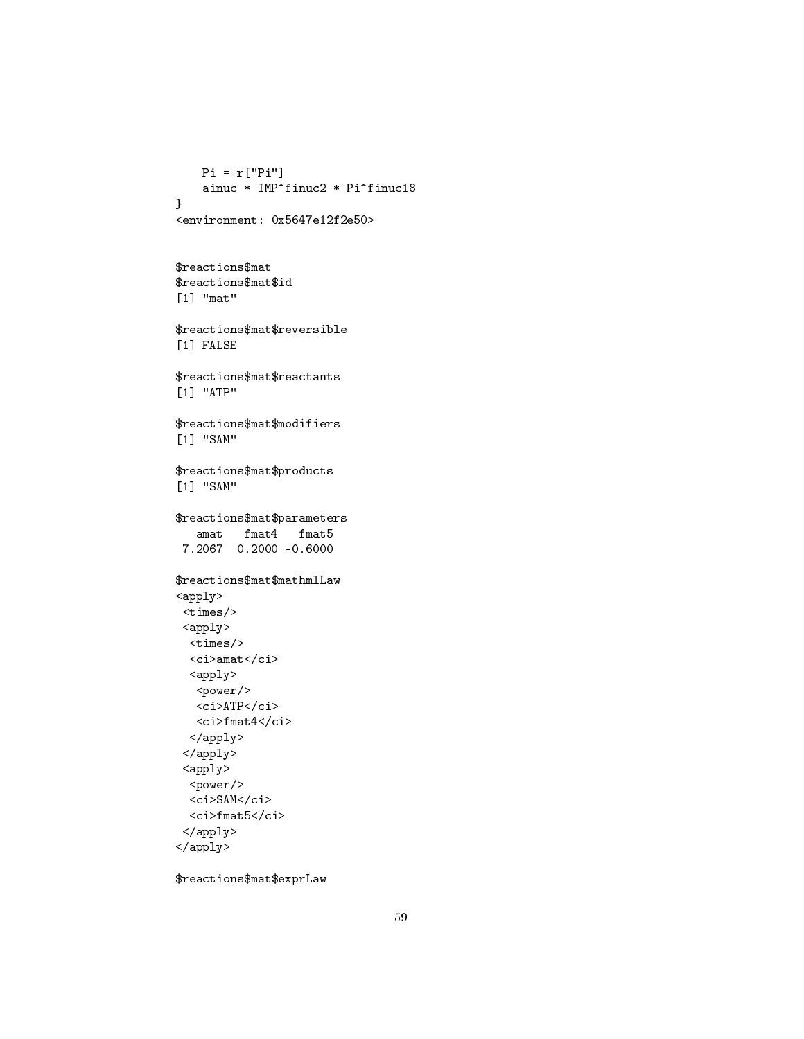```
    Pi = r["Pi"]
    ainuc * IMP^finuc2 * Pi^finuc18
}
<environment: 0x5647e12f2e50>


$reactions$mat
$reactions$mat$id
[1] "mat"

$reactions$mat$reversible
[1] FALSE

$reactions$mat$reactants
[1] "ATP"

$reactions$mat$modifiers
[1] "SAM"

$reactions$mat$products
[1] "SAM"

$reactions$mat$parameters
   amat   fmat4   fmat5
 7.2067  0.2000 -0.6000

$reactions$mat$mathmlLaw
<apply>
 <times/>
 <apply>
  <times/>
  <ci>amat</ci>
  <apply>
   <power/>
   <ci>ATP</ci>
   <ci>fmat4</ci>
  </apply>
 </apply>
 <apply>
  <power/>
  <ci>SAM</ci>
  <ci>fmat5</ci>
 </apply>
</apply>

$reactions$mat$exprLaw
```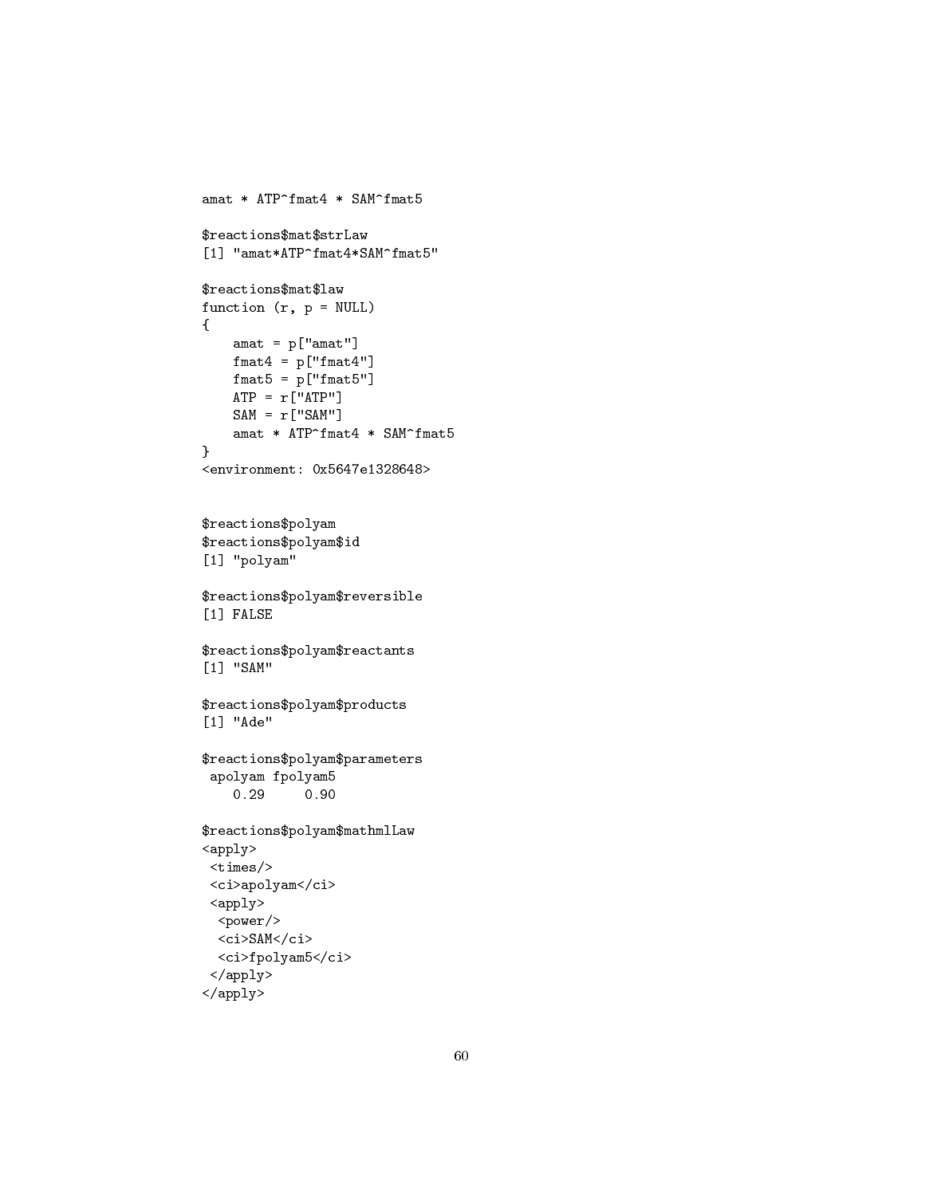```
amat * ATP^fmat4 * SAM^fmat5

$reactions$mat$strLaw
[1] "amat*ATP^fmat4*SAM^fmat5"

$reactions$mat$law
function (r, p = NULL)
{
    amat = p["amat"]
    fmat4 = p["fmat4"]
    fmat5 = p["fmat5"]
    ATP = r["ATP"]
    SAM = r["SAM"]
    amat * ATP^fmat4 * SAM^fmat5
}
<environment: 0x5647e1328648>


$reactions$polyam
$reactions$polyam$id
[1] "polyam"

$reactions$polyam$reversible
[1] FALSE

$reactions$polyam$reactants
[1] "SAM"

$reactions$polyam$products
[1] "Ade"

$reactions$polyam$parameters
 apolyam fpolyam5
    0.29     0.90

$reactions$polyam$mathmlLaw
<apply>
 <times/>
 <ci>apolyam</ci>
 <apply>
  <power/>
  <ci>SAM</ci>
  <ci>fpolyam5</ci>
 </apply>
</apply>
```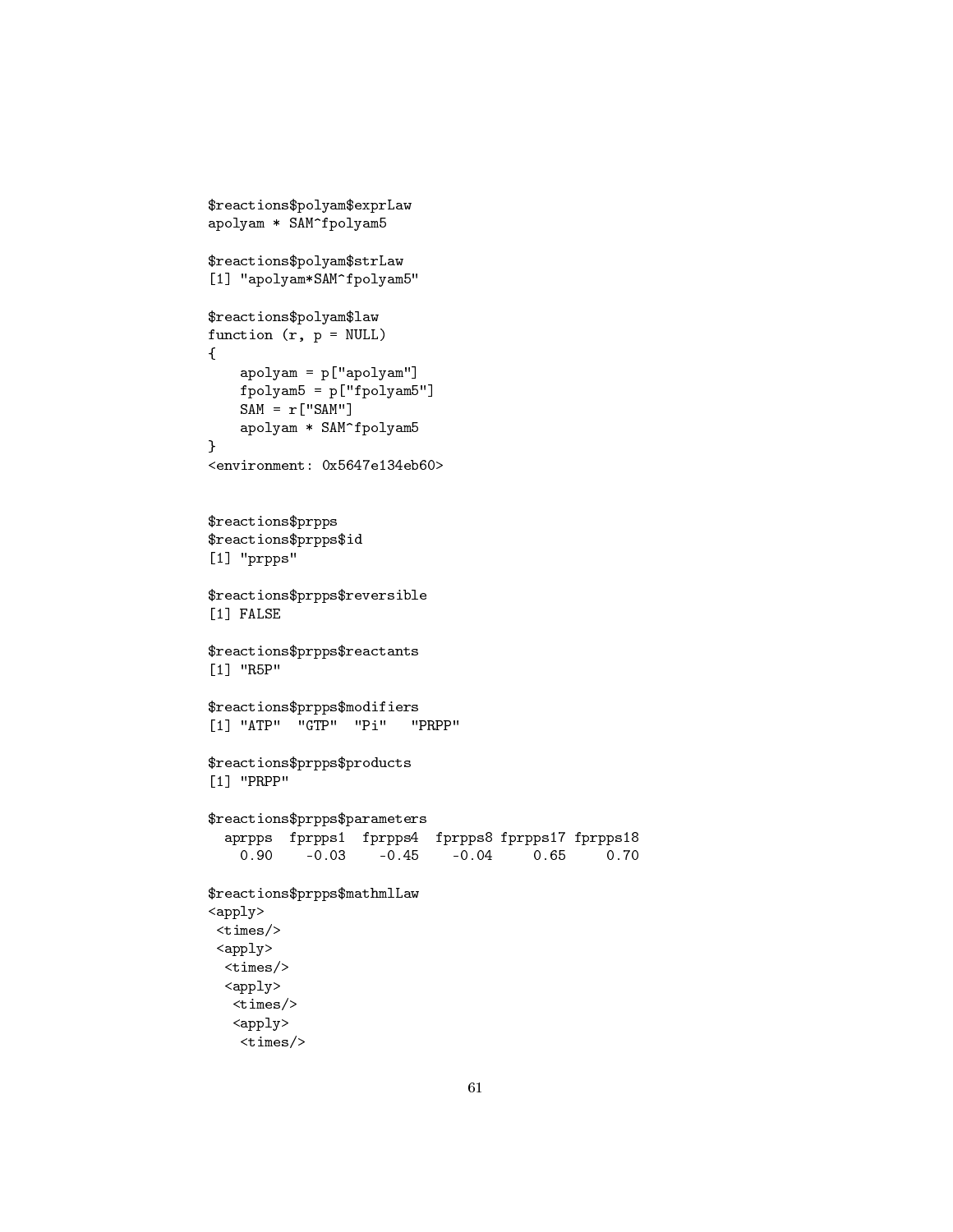```
$reactions$polyam$exprLaw
apolyam * SAM^fpolyam5

$reactions$polyam$strLaw
[1] "apolyam*SAM^fpolyam5"

$reactions$polyam$law
function (r, p = NULL)
{
    apolyam = p["apolyam"]
    fpolyam5 = p["fpolyam5"]
    SAM = r["SAM"]
    apolyam * SAM^fpolyam5
}
<environment: 0x5647e134eb60>


$reactions$prpps
$reactions$prpps$id
[1] "prpps"

$reactions$prpps$reversible
[1] FALSE

$reactions$prpps$reactants
[1] "R5P"

$reactions$prpps$modifiers
[1] "ATP"  "GTP"  "Pi"   "PRPP"

$reactions$prpps$products
[1] "PRPP"

$reactions$prpps$parameters
  aprpps  fprpps1  fprpps4  fprpps8 fprpps17 fprpps18
    0.90    -0.03    -0.45    -0.04     0.65     0.70

$reactions$prpps$mathmlLaw
<apply>
 <times/>
 <apply>
  <times/>
  <apply>
   <times/>
   <apply>
    <times/>
```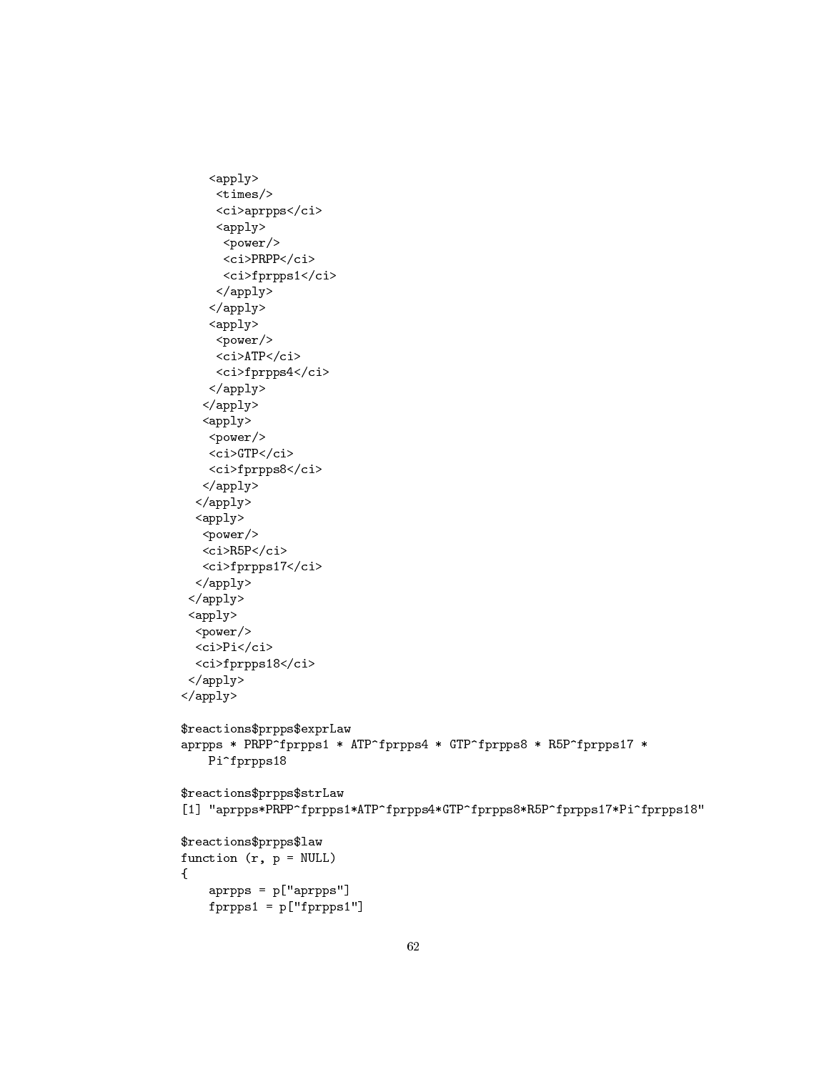```
    <apply>
     <times/>
     <ci>aprpps</ci>
     <apply>
      <power/>
      <ci>PRPP</ci>
      <ci>fprpps1</ci>
     </apply>
    </apply>
    <apply>
     <power/>
     <ci>ATP</ci>
     <ci>fprpps4</ci>
    </apply>
   </apply>
   <apply>
    <power/>
    <ci>GTP</ci>
    <ci>fprpps8</ci>
   </apply>
  </apply>
  <apply>
   <power/>
   <ci>R5P</ci>
   <ci>fprpps17</ci>
  </apply>
 </apply>
 <apply>
  <power/>
  <ci>Pi</ci>
  <ci>fprpps18</ci>
 </apply>
</apply>

$reactions$prpps$exprLaw
aprpps * PRPP^fprpps1 * ATP^fprpps4 * GTP^fprpps8 * R5P^fprpps17 *
    Pi^fprpps18

$reactions$prpps$strLaw
[1] "aprpps*PRPP^fprpps1*ATP^fprpps4*GTP^fprpps8*R5P^fprpps17*Pi^fprpps18"

$reactions$prpps$law
function (r, p = NULL)
{
    aprpps = p["aprpps"]
    fprpps1 = p["fprpps1"]
```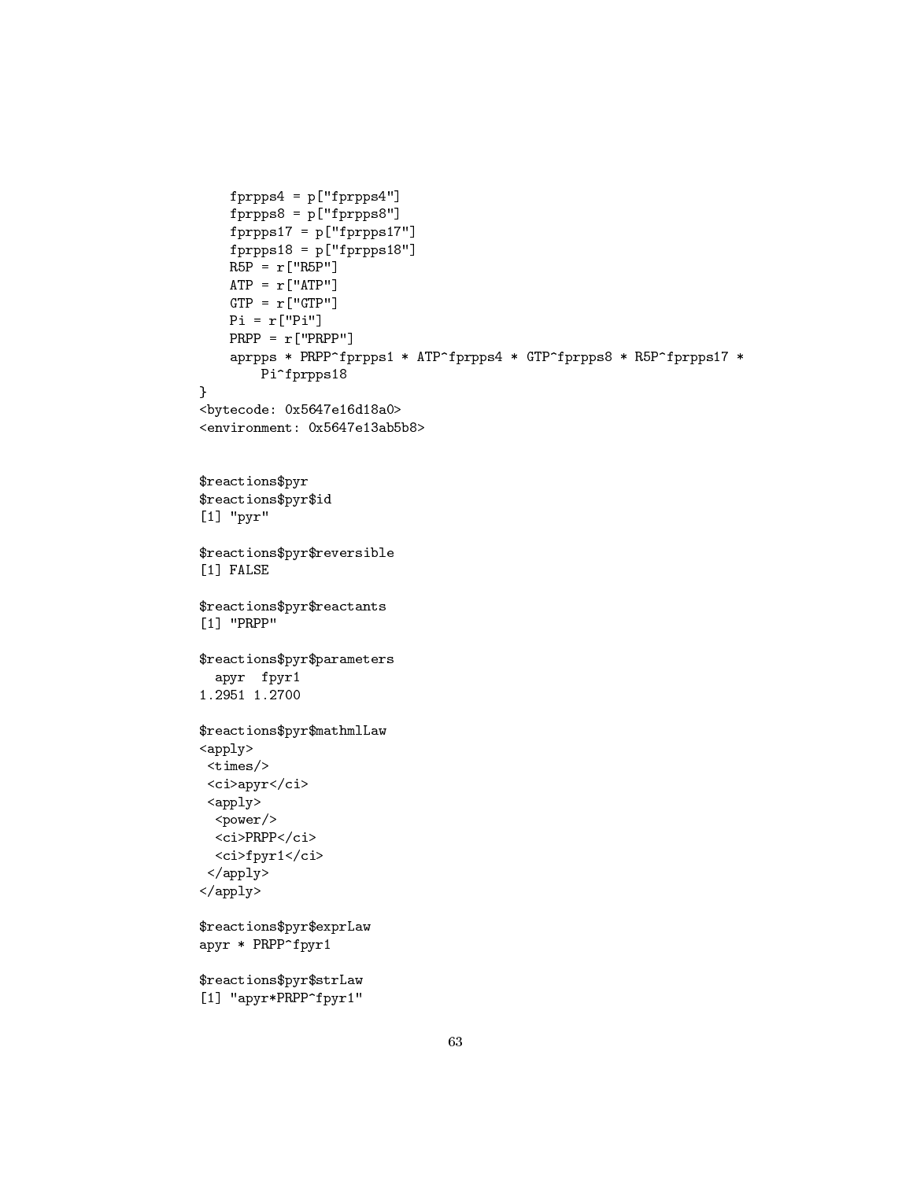```
    fprpps4 = p["fprpps4"]
    fprpps8 = p["fprpps8"]
    fprpps17 = p["fprpps17"]
    fprpps18 = p["fprpps18"]
    R5P = r["R5P"]
    ATP = r["ATP"]
    GTP = r["GTP"]
    Pi = r["Pi"]
    PRPP = r["PRPP"]
    aprpps * PRPP^fprpps1 * ATP^fprpps4 * GTP^fprpps8 * R5P^fprpps17 *
        Pi^fprpps18
}
<bytecode: 0x5647e16d18a0>
<environment: 0x5647e13ab5b8>


$reactions$pyr
$reactions$pyr$id
[1] "pyr"

$reactions$pyr$reversible
[1] FALSE

$reactions$pyr$reactants
[1] "PRPP"

$reactions$pyr$parameters
  apyr  fpyr1
1.2951 1.2700

$reactions$pyr$mathmlLaw
<apply>
 <times/>
 <ci>apyr</ci>
 <apply>
  <power/>
  <ci>PRPP</ci>
  <ci>fpyr1</ci>
 </apply>
</apply>

$reactions$pyr$exprLaw
apyr * PRPP^fpyr1

$reactions$pyr$strLaw
[1] "apyr*PRPP^fpyr1"
```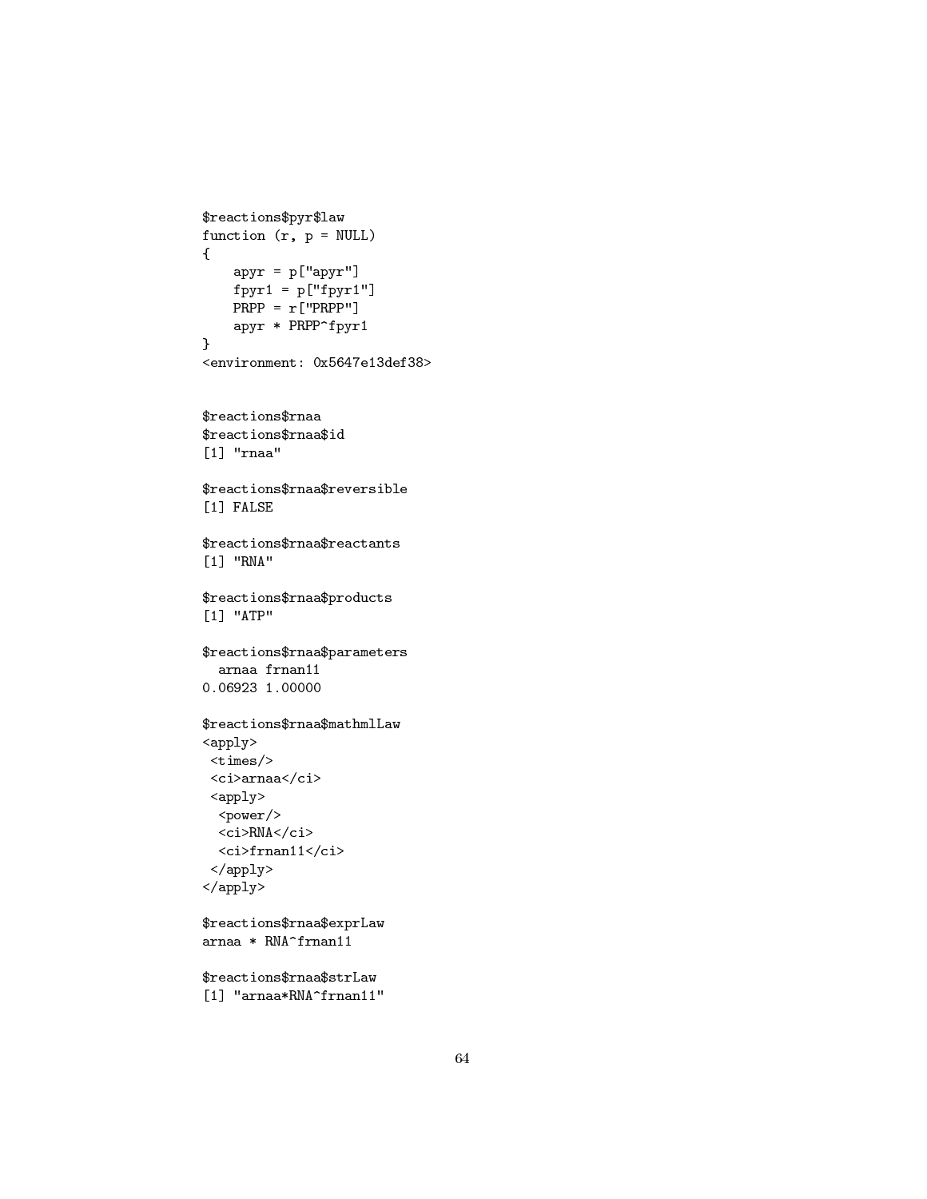```
$reactions$pyr$law
function (r, p = NULL)
{
    apyr = p["apyr"]
    fpyr1 = p["fpyr1"]
    PRPP = r["PRPP"]
    apyr * PRPP^fpyr1
}
<environment: 0x5647e13def38>


$reactions$rnaa
$reactions$rnaa$id
[1] "rnaa"

$reactions$rnaa$reversible
[1] FALSE

$reactions$rnaa$reactants
[1] "RNA"

$reactions$rnaa$products
[1] "ATP"

$reactions$rnaa$parameters
  arnaa frnan11
0.06923 1.00000

$reactions$rnaa$mathmlLaw
<apply>
 <times/>
 <ci>arnaa</ci>
 <apply>
  <power/>
  <ci>RNA</ci>
  <ci>frnan11</ci>
 </apply>
</apply>

$reactions$rnaa$exprLaw
arnaa * RNA^frnan11

$reactions$rnaa$strLaw
[1] "arnaa*RNA^frnan11"
```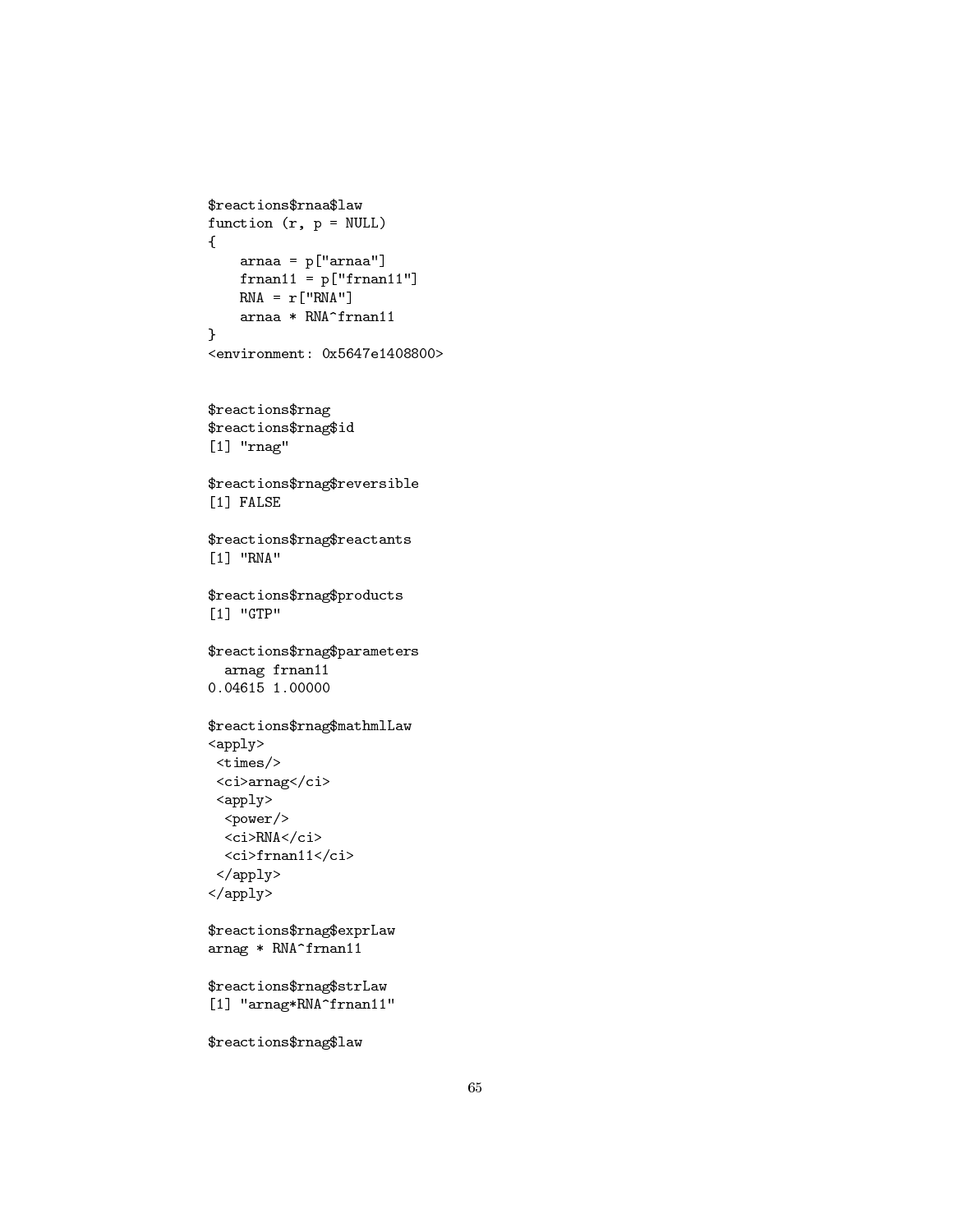```
$reactions$rnaa$law
function (r, p = NULL)
{
    arnaa = p["arnaa"]
    frnan11 = p["frnan11"]
    RNA = r["RNA"]
    arnaa * RNA^frnan11
}
<environment: 0x5647e1408800>


$reactions$rnag
$reactions$rnag$id
[1] "rnag"

$reactions$rnag$reversible
[1] FALSE

$reactions$rnag$reactants
[1] "RNA"

$reactions$rnag$products
[1] "GTP"

$reactions$rnag$parameters
  arnag frnan11
0.04615 1.00000

$reactions$rnag$mathmlLaw
<apply>
 <times/>
 <ci>arnag</ci>
 <apply>
  <power/>
  <ci>RNA</ci>
  <ci>frnan11</ci>
 </apply>
</apply>

$reactions$rnag$exprLaw
arnag * RNA^frnan11

$reactions$rnag$strLaw
[1] "arnag*RNA^frnan11"

$reactions$rnag$law
```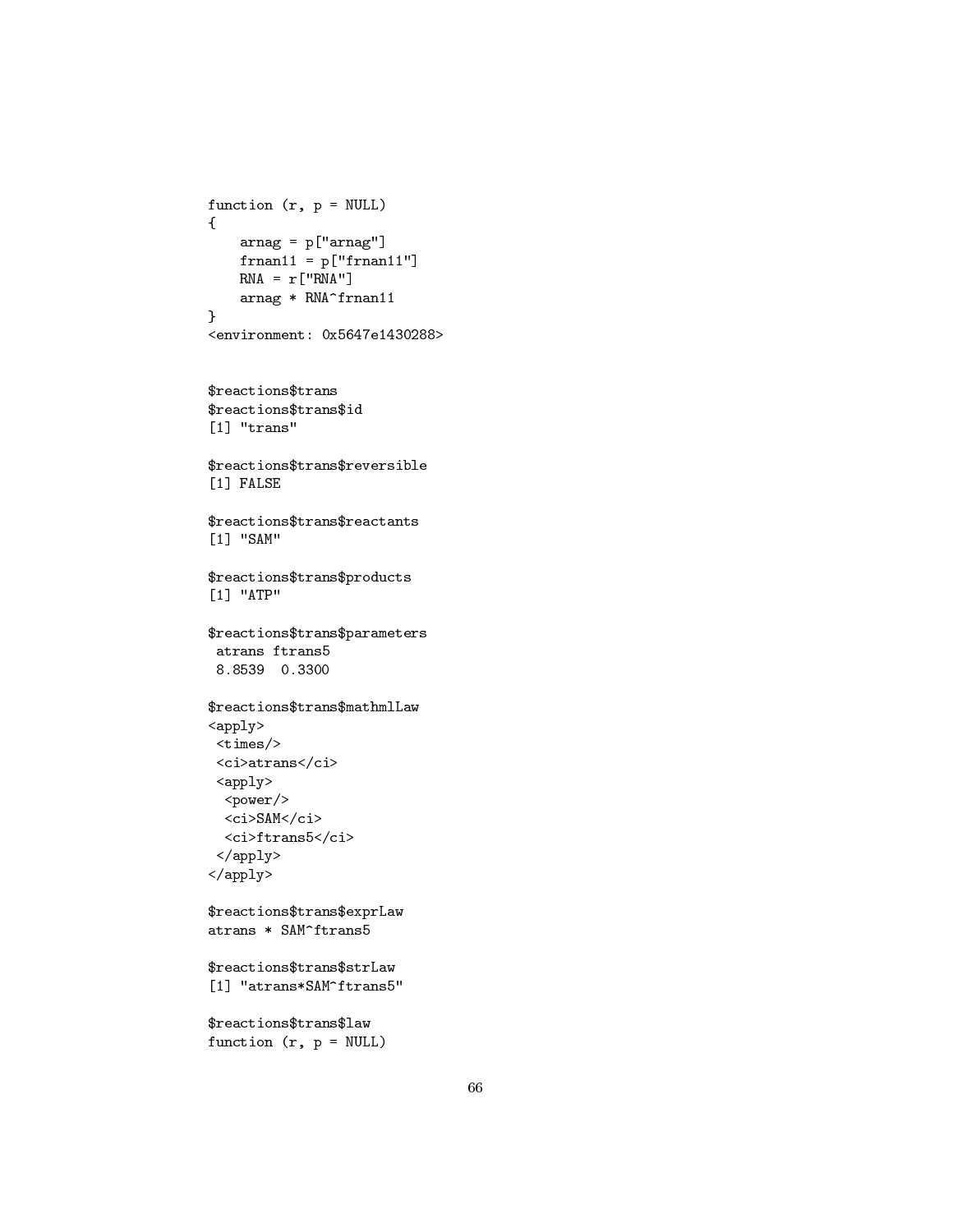```
function (r, p = NULL)
{
    arnag = p["arnag"]
    frnan11 = p["frnan11"]
    RNA = r["RNA"]
    arnag * RNA^frnan11
}
<environment: 0x5647e1430288>


$reactions$trans
$reactions$trans$id
[1] "trans"

$reactions$trans$reversible
[1] FALSE

$reactions$trans$reactants
[1] "SAM"

$reactions$trans$products
[1] "ATP"

$reactions$trans$parameters
 atrans ftrans5
 8.8539  0.3300

$reactions$trans$mathmlLaw
<apply>
 <times/>
 <ci>atrans</ci>
 <apply>
  <power/>
  <ci>SAM</ci>
  <ci>ftrans5</ci>
 </apply>
</apply>

$reactions$trans$exprLaw
atrans * SAM^ftrans5

$reactions$trans$strLaw
[1] "atrans*SAM^ftrans5"

$reactions$trans$law
function (r, p = NULL)
```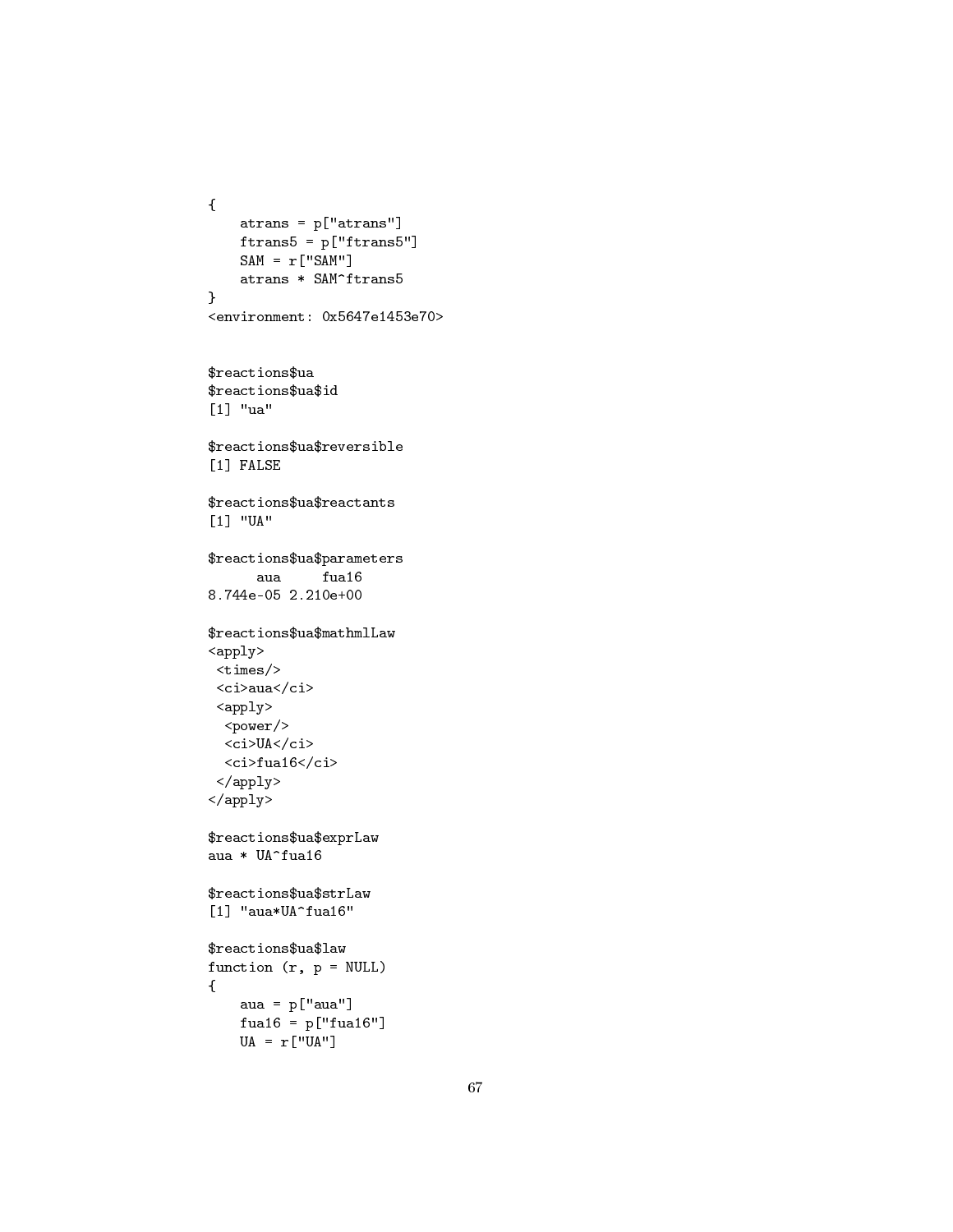```
{
    atrans = p["atrans"]
    ftrans5 = p["ftrans5"]
    SAM = r["SAM"]
    atrans * SAM^ftrans5
}
<environment: 0x5647e1453e70>


$reactions$ua
$reactions$ua$id
[1] "ua"

$reactions$ua$reversible
[1] FALSE

$reactions$ua$reactants
[1] "UA"

$reactions$ua$parameters
      aua     fua16
8.744e-05 2.210e+00

$reactions$ua$mathmlLaw
<apply>
 <times/>
 <ci>aua</ci>
 <apply>
  <power/>
  <ci>UA</ci>
  <ci>fua16</ci>
 </apply>
</apply>

$reactions$ua$exprLaw
aua * UA^fua16

$reactions$ua$strLaw
[1] "aua*UA^fua16"

$reactions$ua$law
function (r, p = NULL)
{
    aua = p["aua"]
    fua16 = p["fua16"]
    UA = r["UA"]
```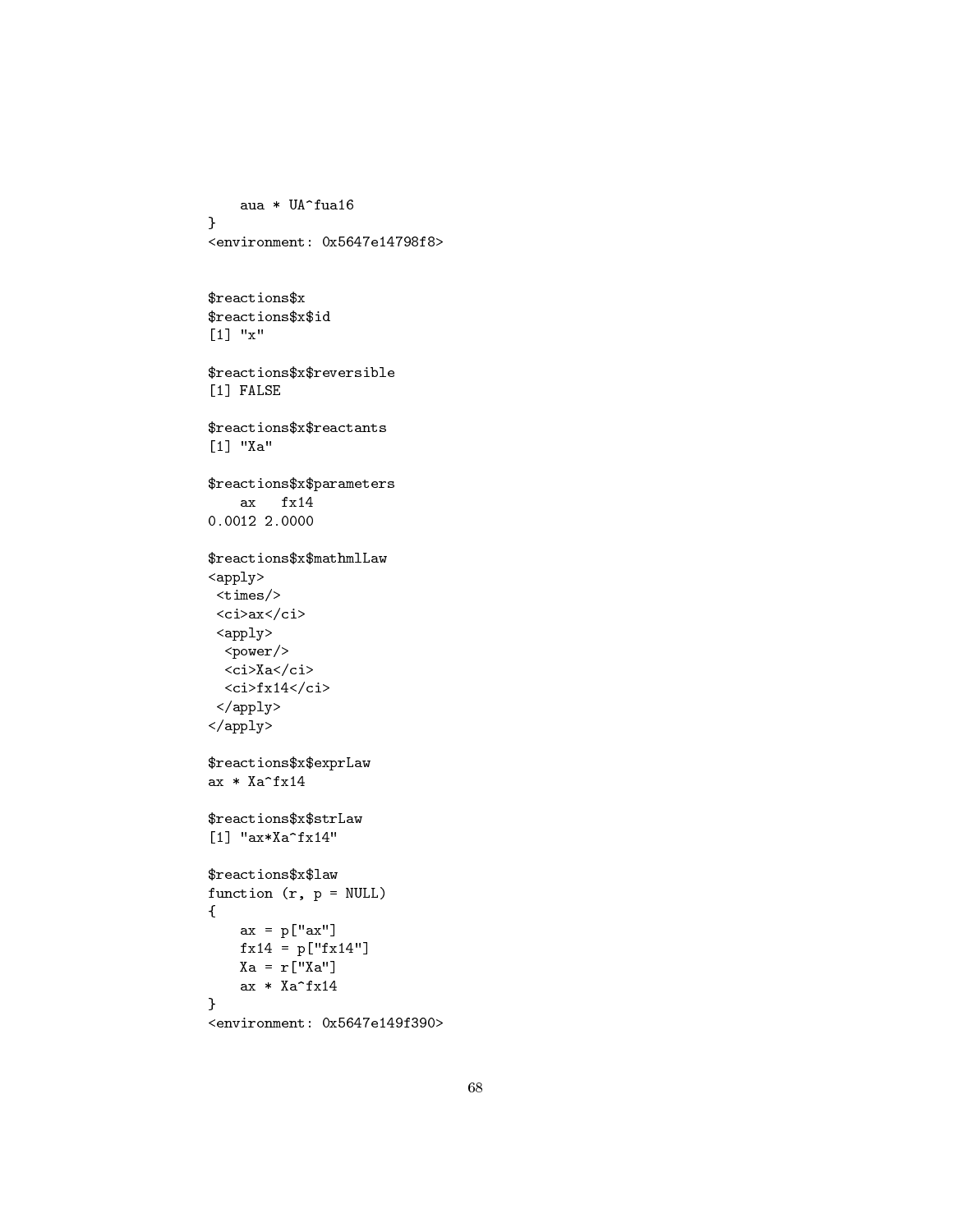```
    aua * UA^fua16
}
<environment: 0x5647e14798f8>


$reactions$x
$reactions$x$id
[1] "x"

$reactions$x$reversible
[1] FALSE

$reactions$x$reactants
[1] "Xa"

$reactions$x$parameters
    ax   fx14
0.0012 2.0000

$reactions$x$mathmlLaw
<apply>
 <times/>
 <ci>ax</ci>
 <apply>
  <power/>
  <ci>Xa</ci>
  <ci>fx14</ci>
 </apply>
</apply>

$reactions$x$exprLaw
ax * Xa^fx14

$reactions$x$strLaw
[1] "ax*Xa^fx14"

$reactions$x$law
function (r, p = NULL)
{
    ax = p["ax"]
    fx14 = p["fx14"]
    Xa = r["Xa"]
    ax * Xa^fx14
}
<environment: 0x5647e149f390>
```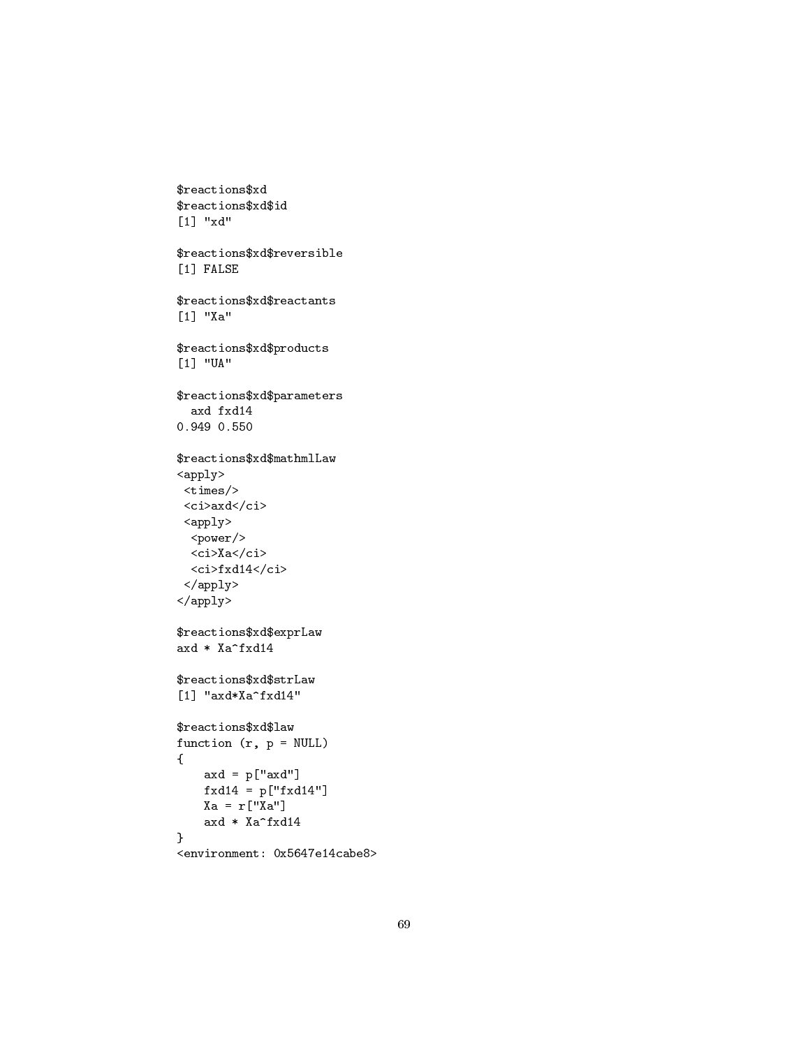```
$reactions$xd
$reactions$xd$id
[1] "xd"

$reactions$xd$reversible
[1] FALSE

$reactions$xd$reactants
[1] "Xa"

$reactions$xd$products
[1] "UA"

$reactions$xd$parameters
  axd fxd14
0.949 0.550

$reactions$xd$mathmlLaw
<apply>
 <times/>
 <ci>axd</ci>
 <apply>
  <power/>
  <ci>Xa</ci>
  <ci>fxd14</ci>
 </apply>
</apply>

$reactions$xd$exprLaw
axd * Xa^fxd14

$reactions$xd$strLaw
[1] "axd*Xa^fxd14"

$reactions$xd$law
function (r, p = NULL)
{
    axd = p["axd"]
    fxd14 = p["fxd14"]
    Xa = r["Xa"]
    axd * Xa^fxd14
}
<environment: 0x5647e14cabe8>
```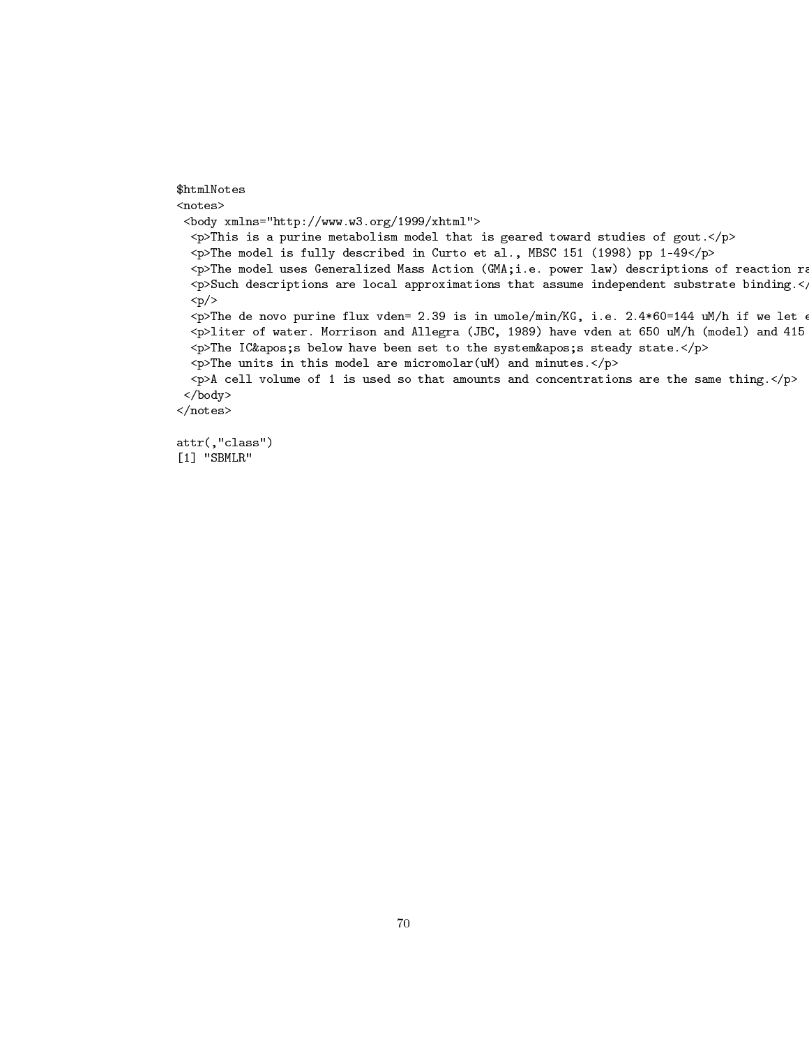```
$htmlNotes
<notes>
 <body xmlns="http://www.w3.org/1999/xhtml">
  <p>This is a purine metabolism model that is geared toward studies of gout.</p>
  <p>The model is fully described in Curto et al., MBSC 151 (1998) pp 1-49</p>
  <p>The model uses Generalized Mass Action (GMA;i.e. power law) descriptions of reaction ra
  <p>Such descriptions are local approximations that assume independent substrate binding.</
  <p/>
  <p>The de novo purine flux vden= 2.39 is in umole/min/KG, i.e. 2.4*60=144 uM/h if we let e
  <p>liter of water. Morrison and Allegra (JBC, 1989) have vden at 650 uM/h (model) and 415
  <p>The IC&apos;s below have been set to the system&apos;s steady state.</p>
  <p>The units in this model are micromolar(uM) and minutes.</p>
  <p>A cell volume of 1 is used so that amounts and concentrations are the same thing.</p>
 </body>
</notes>

attr(,"class")
[1] "SBMLR"
```